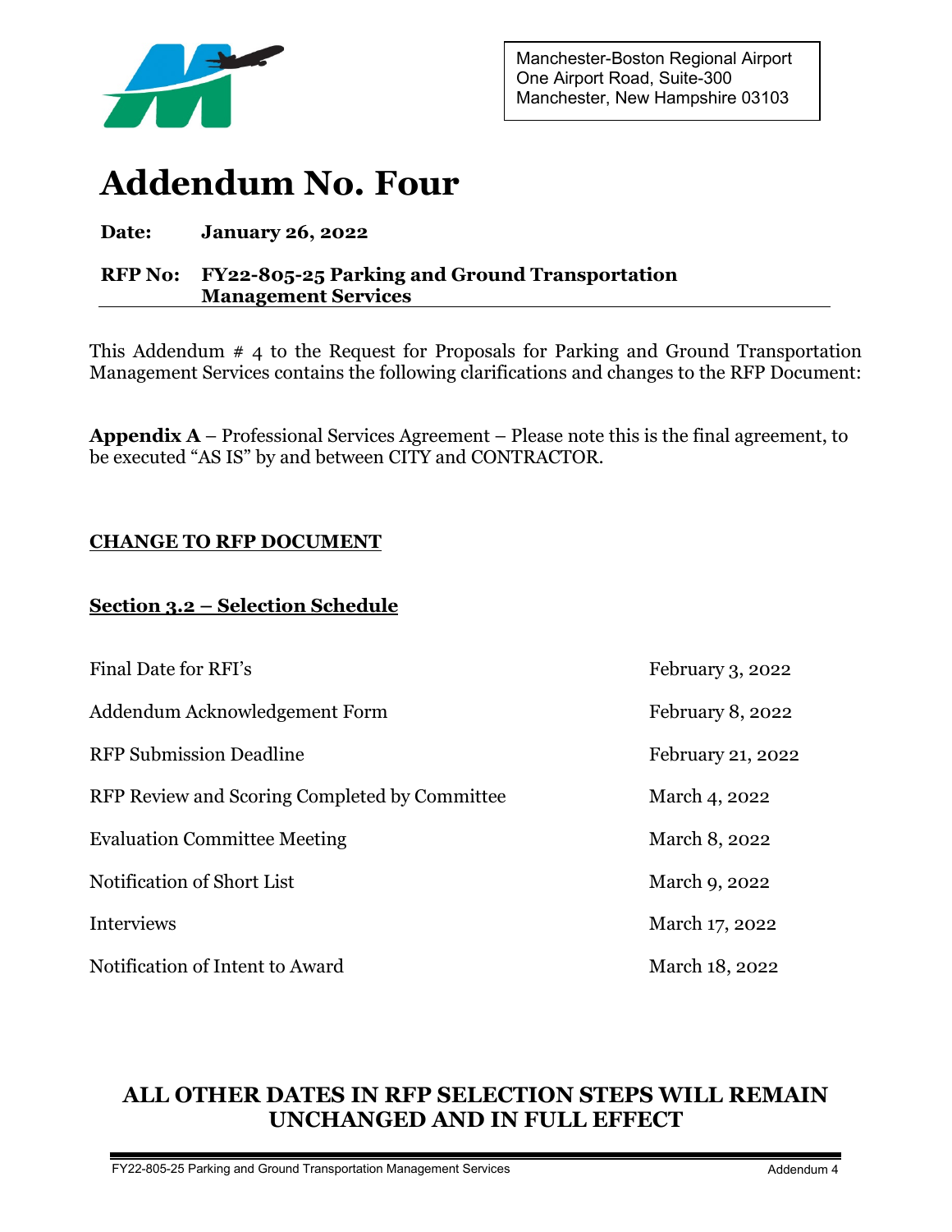Manchester-Boston Regional Airport
One Airport Road, Suite-300
Manchester, New Hampshire 03103

# Addendum No. Four

**Date:** **January 26, 2022**

**RFP No:** **FY22-805-25 Parking and Ground Transportation Management Services**

This Addendum # 4 to the Request for Proposals for Parking and Ground Transportation Management Services contains the following clarifications and changes to the RFP Document:

**Appendix A** – Professional Services Agreement – Please note this is the final agreement, to be executed "AS IS" by and between CITY and CONTRACTOR.

## CHANGE TO RFP DOCUMENT

### Section 3.2 – Selection Schedule

| | |
|---|---|
| Final Date for RFI's | February 3, 2022 |
| Addendum Acknowledgement Form | February 8, 2022 |
| RFP Submission Deadline | February 21, 2022 |
| RFP Review and Scoring Completed by Committee | March 4, 2022 |
| Evaluation Committee Meeting | March 8, 2022 |
| Notification of Short List | March 9, 2022 |
| Interviews | March 17, 2022 |
| Notification of Intent to Award | March 18, 2022 |

**ALL OTHER DATES IN RFP SELECTION STEPS WILL REMAIN UNCHANGED AND IN FULL EFFECT**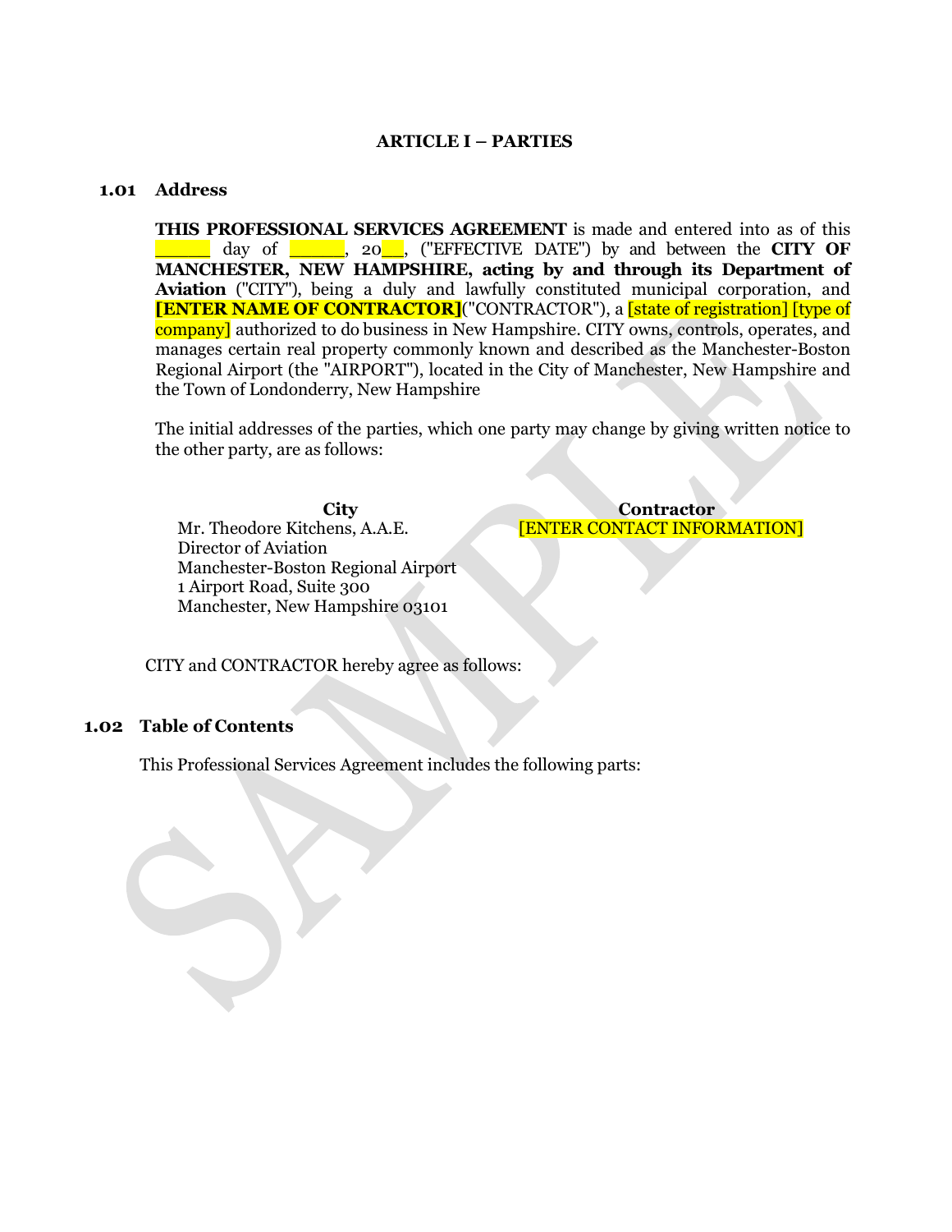## ARTICLE I – PARTIES

### 1.01 Address

**THIS PROFESSIONAL SERVICES AGREEMENT** is made and entered into as of this ______ day of ______, 20___, ("EFFECTIVE DATE") by and between the **CITY OF MANCHESTER, NEW HAMPSHIRE, acting by and through its Department of Aviation** ("CITY"), being a duly and lawfully constituted municipal corporation, and **[ENTER NAME OF CONTRACTOR]**("CONTRACTOR"), a [state of registration] [type of company] authorized to do business in New Hampshire. CITY owns, controls, operates, and manages certain real property commonly known and described as the Manchester-Boston Regional Airport (the "AIRPORT"), located in the City of Manchester, New Hampshire and the Town of Londonderry, New Hampshire

The initial addresses of the parties, which one party may change by giving written notice to the other party, are as follows:

**City**
Mr. Theodore Kitchens, A.A.E.
Director of Aviation
Manchester-Boston Regional Airport
1 Airport Road, Suite 300
Manchester, New Hampshire 03101

**Contractor**
[ENTER CONTACT INFORMATION]

CITY and CONTRACTOR hereby agree as follows:

### 1.02 Table of Contents

This Professional Services Agreement includes the following parts: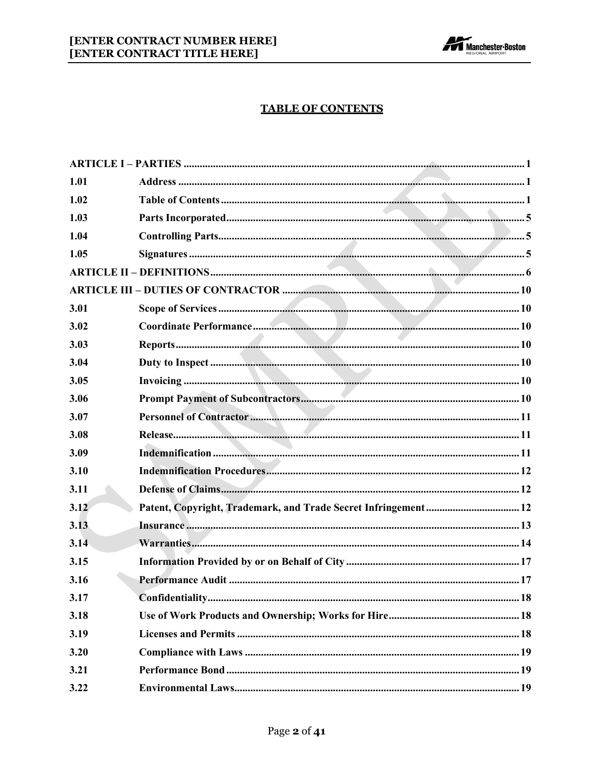## TABLE OF CONTENTS

| | | |
|---|---|---|
| **ARTICLE I – PARTIES** | | **1** |
| **1.01** | **Address** | **1** |
| **1.02** | **Table of Contents** | **1** |
| **1.03** | **Parts Incorporated** | **5** |
| **1.04** | **Controlling Parts** | **5** |
| **1.05** | **Signatures** | **5** |
| **ARTICLE II – DEFINITIONS** | | **6** |
| **ARTICLE III – DUTIES OF CONTRACTOR** | | **10** |
| **3.01** | **Scope of Services** | **10** |
| **3.02** | **Coordinate Performance** | **10** |
| **3.03** | **Reports** | **10** |
| **3.04** | **Duty to Inspect** | **10** |
| **3.05** | **Invoicing** | **10** |
| **3.06** | **Prompt Payment of Subcontractors** | **10** |
| **3.07** | **Personnel of Contractor** | **11** |
| **3.08** | **Release** | **11** |
| **3.09** | **Indemnification** | **11** |
| **3.10** | **Indemnification Procedures** | **12** |
| **3.11** | **Defense of Claims** | **12** |
| **3.12** | **Patent, Copyright, Trademark, and Trade Secret Infringement** | **12** |
| **3.13** | **Insurance** | **13** |
| **3.14** | **Warranties** | **14** |
| **3.15** | **Information Provided by or on Behalf of City** | **17** |
| **3.16** | **Performance Audit** | **17** |
| **3.17** | **Confidentiality** | **18** |
| **3.18** | **Use of Work Products and Ownership; Works for Hire** | **18** |
| **3.19** | **Licenses and Permits** | **18** |
| **3.20** | **Compliance with Laws** | **19** |
| **3.21** | **Performance Bond** | **19** |
| **3.22** | **Environmental Laws** | **19** |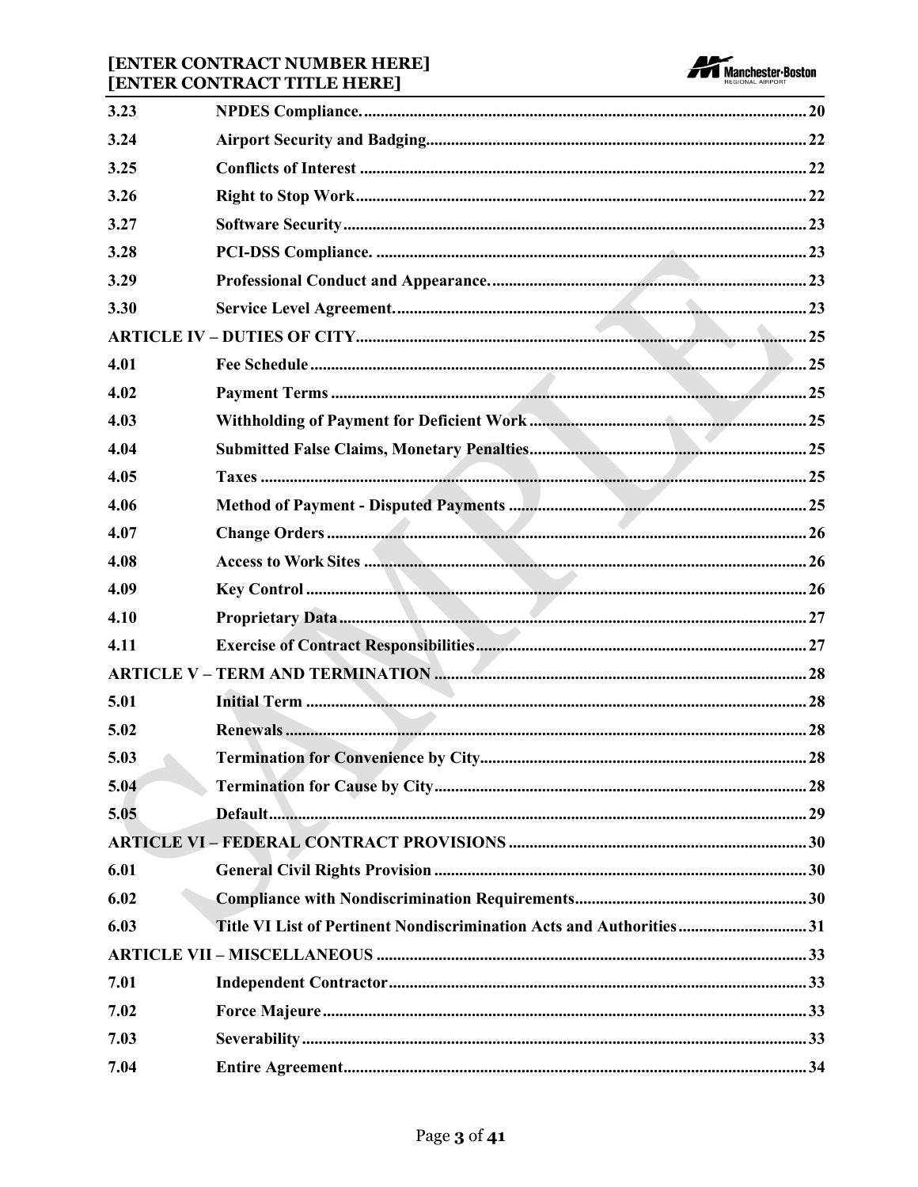| | | |
|---|---|---|
| **3.23** | **NPDES Compliance.** | **20** |
| **3.24** | **Airport Security and Badging** | **22** |
| **3.25** | **Conflicts of Interest** | **22** |
| **3.26** | **Right to Stop Work** | **22** |
| **3.27** | **Software Security** | **23** |
| **3.28** | **PCI-DSS Compliance.** | **23** |
| **3.29** | **Professional Conduct and Appearance.** | **23** |
| **3.30** | **Service Level Agreement.** | **23** |
| **ARTICLE IV – DUTIES OF CITY** | | **25** |
| **4.01** | **Fee Schedule** | **25** |
| **4.02** | **Payment Terms** | **25** |
| **4.03** | **Withholding of Payment for Deficient Work** | **25** |
| **4.04** | **Submitted False Claims, Monetary Penalties** | **25** |
| **4.05** | **Taxes** | **25** |
| **4.06** | **Method of Payment - Disputed Payments** | **25** |
| **4.07** | **Change Orders** | **26** |
| **4.08** | **Access to Work Sites** | **26** |
| **4.09** | **Key Control** | **26** |
| **4.10** | **Proprietary Data** | **27** |
| **4.11** | **Exercise of Contract Responsibilities** | **27** |
| **ARTICLE V – TERM AND TERMINATION** | | **28** |
| **5.01** | **Initial Term** | **28** |
| **5.02** | **Renewals** | **28** |
| **5.03** | **Termination for Convenience by City** | **28** |
| **5.04** | **Termination for Cause by City** | **28** |
| **5.05** | **Default** | **29** |
| **ARTICLE VI – FEDERAL CONTRACT PROVISIONS** | | **30** |
| **6.01** | **General Civil Rights Provision** | **30** |
| **6.02** | **Compliance with Nondiscrimination Requirements** | **30** |
| **6.03** | **Title VI List of Pertinent Nondiscrimination Acts and Authorities** | **31** |
| **ARTICLE VII – MISCELLANEOUS** | | **33** |
| **7.01** | **Independent Contractor** | **33** |
| **7.02** | **Force Majeure** | **33** |
| **7.03** | **Severability** | **33** |
| **7.04** | **Entire Agreement** | **34** |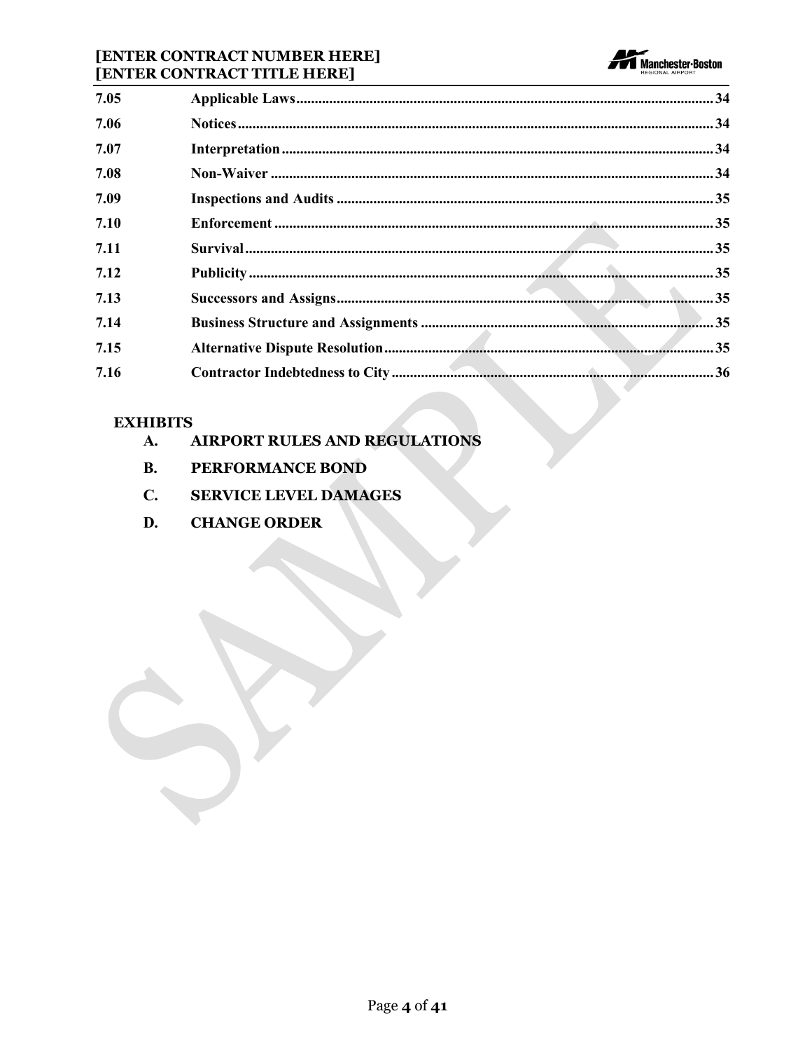| | | |
|---|---|---|
| 7.05 | **Applicable Laws** | 34 |
| 7.06 | **Notices** | 34 |
| 7.07 | **Interpretation** | 34 |
| 7.08 | **Non-Waiver** | 34 |
| 7.09 | **Inspections and Audits** | 35 |
| 7.10 | **Enforcement** | 35 |
| 7.11 | **Survival** | 35 |
| 7.12 | **Publicity** | 35 |
| 7.13 | **Successors and Assigns** | 35 |
| 7.14 | **Business Structure and Assignments** | 35 |
| 7.15 | **Alternative Dispute Resolution** | 35 |
| 7.16 | **Contractor Indebtedness to City** | 36 |

**EXHIBITS**

- **A. AIRPORT RULES AND REGULATIONS**
- **B. PERFORMANCE BOND**
- **C. SERVICE LEVEL DAMAGES**
- **D. CHANGE ORDER**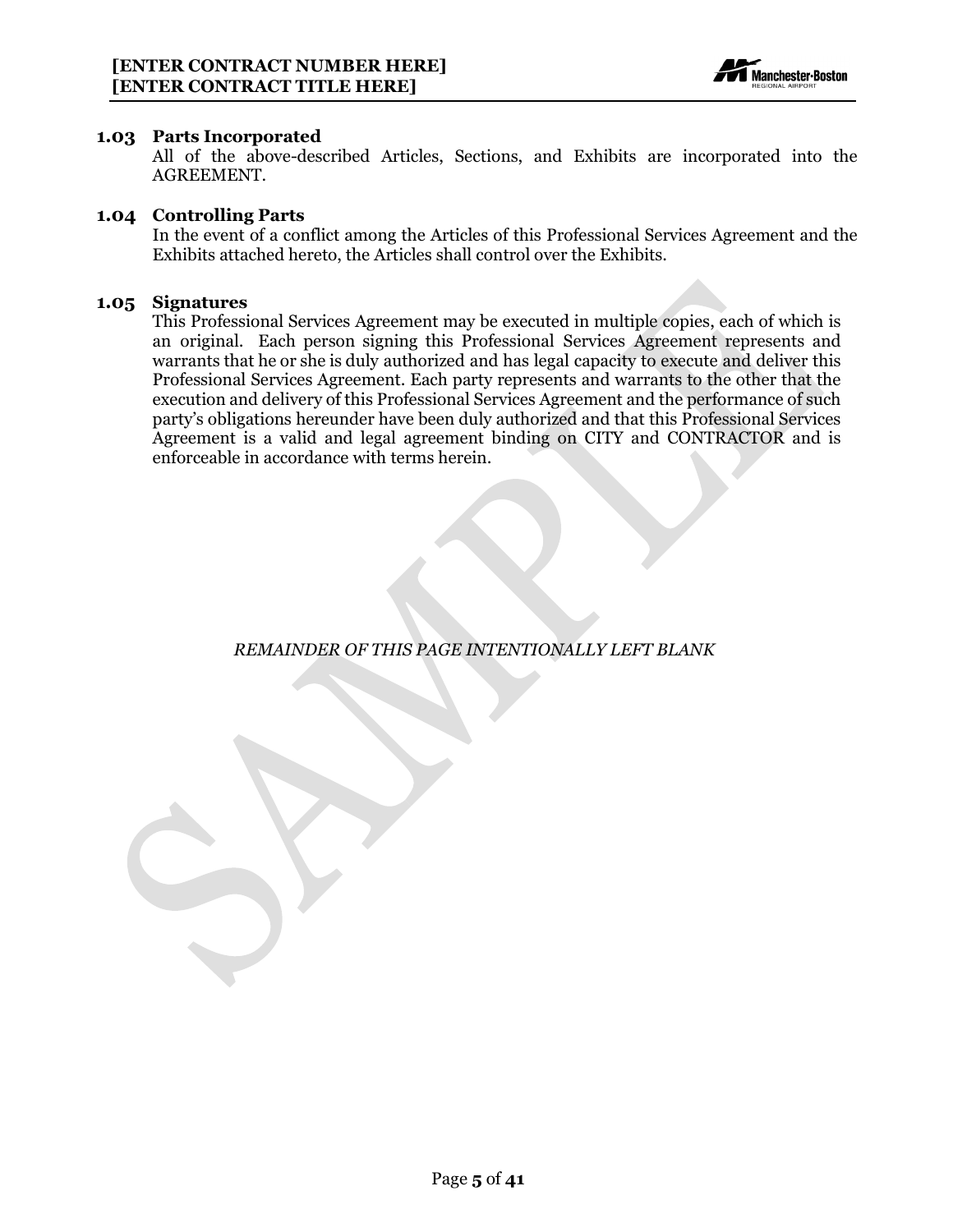### 1.03 Parts Incorporated

All of the above-described Articles, Sections, and Exhibits are incorporated into the AGREEMENT.

### 1.04 Controlling Parts

In the event of a conflict among the Articles of this Professional Services Agreement and the Exhibits attached hereto, the Articles shall control over the Exhibits.

### 1.05 Signatures

This Professional Services Agreement may be executed in multiple copies, each of which is an original. Each person signing this Professional Services Agreement represents and warrants that he or she is duly authorized and has legal capacity to execute and deliver this Professional Services Agreement. Each party represents and warrants to the other that the execution and delivery of this Professional Services Agreement and the performance of such party's obligations hereunder have been duly authorized and that this Professional Services Agreement is a valid and legal agreement binding on CITY and CONTRACTOR and is enforceable in accordance with terms herein.

*REMAINDER OF THIS PAGE INTENTIONALLY LEFT BLANK*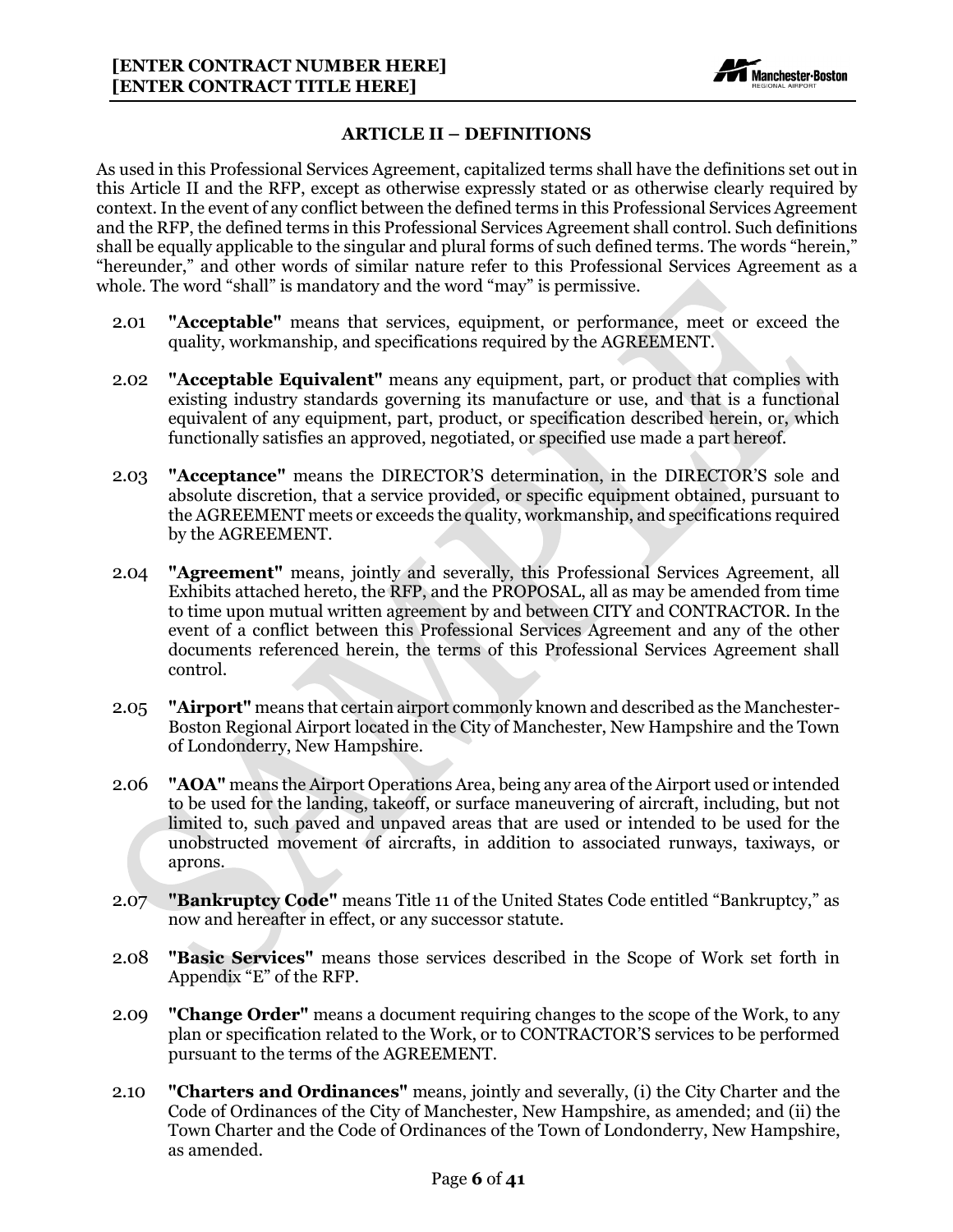## ARTICLE II – DEFINITIONS

As used in this Professional Services Agreement, capitalized terms shall have the definitions set out in this Article II and the RFP, except as otherwise expressly stated or as otherwise clearly required by context. In the event of any conflict between the defined terms in this Professional Services Agreement and the RFP, the defined terms in this Professional Services Agreement shall control. Such definitions shall be equally applicable to the singular and plural forms of such defined terms. The words "herein," "hereunder," and other words of similar nature refer to this Professional Services Agreement as a whole. The word "shall" is mandatory and the word "may" is permissive.

2.01 **"Acceptable"** means that services, equipment, or performance, meet or exceed the quality, workmanship, and specifications required by the AGREEMENT.

2.02 **"Acceptable Equivalent"** means any equipment, part, or product that complies with existing industry standards governing its manufacture or use, and that is a functional equivalent of any equipment, part, product, or specification described herein, or, which functionally satisfies an approved, negotiated, or specified use made a part hereof.

2.03 **"Acceptance"** means the DIRECTOR'S determination, in the DIRECTOR'S sole and absolute discretion, that a service provided, or specific equipment obtained, pursuant to the AGREEMENT meets or exceeds the quality, workmanship, and specifications required by the AGREEMENT.

2.04 **"Agreement"** means, jointly and severally, this Professional Services Agreement, all Exhibits attached hereto, the RFP, and the PROPOSAL, all as may be amended from time to time upon mutual written agreement by and between CITY and CONTRACTOR. In the event of a conflict between this Professional Services Agreement and any of the other documents referenced herein, the terms of this Professional Services Agreement shall control.

2.05 **"Airport"** means that certain airport commonly known and described as the Manchester-Boston Regional Airport located in the City of Manchester, New Hampshire and the Town of Londonderry, New Hampshire.

2.06 **"AOA"** means the Airport Operations Area, being any area of the Airport used or intended to be used for the landing, takeoff, or surface maneuvering of aircraft, including, but not limited to, such paved and unpaved areas that are used or intended to be used for the unobstructed movement of aircrafts, in addition to associated runways, taxiways, or aprons.

2.07 **"Bankruptcy Code"** means Title 11 of the United States Code entitled "Bankruptcy," as now and hereafter in effect, or any successor statute.

2.08 **"Basic Services"** means those services described in the Scope of Work set forth in Appendix "E" of the RFP.

2.09 **"Change Order"** means a document requiring changes to the scope of the Work, to any plan or specification related to the Work, or to CONTRACTOR'S services to be performed pursuant to the terms of the AGREEMENT.

2.10 **"Charters and Ordinances"** means, jointly and severally, (i) the City Charter and the Code of Ordinances of the City of Manchester, New Hampshire, as amended; and (ii) the Town Charter and the Code of Ordinances of the Town of Londonderry, New Hampshire, as amended.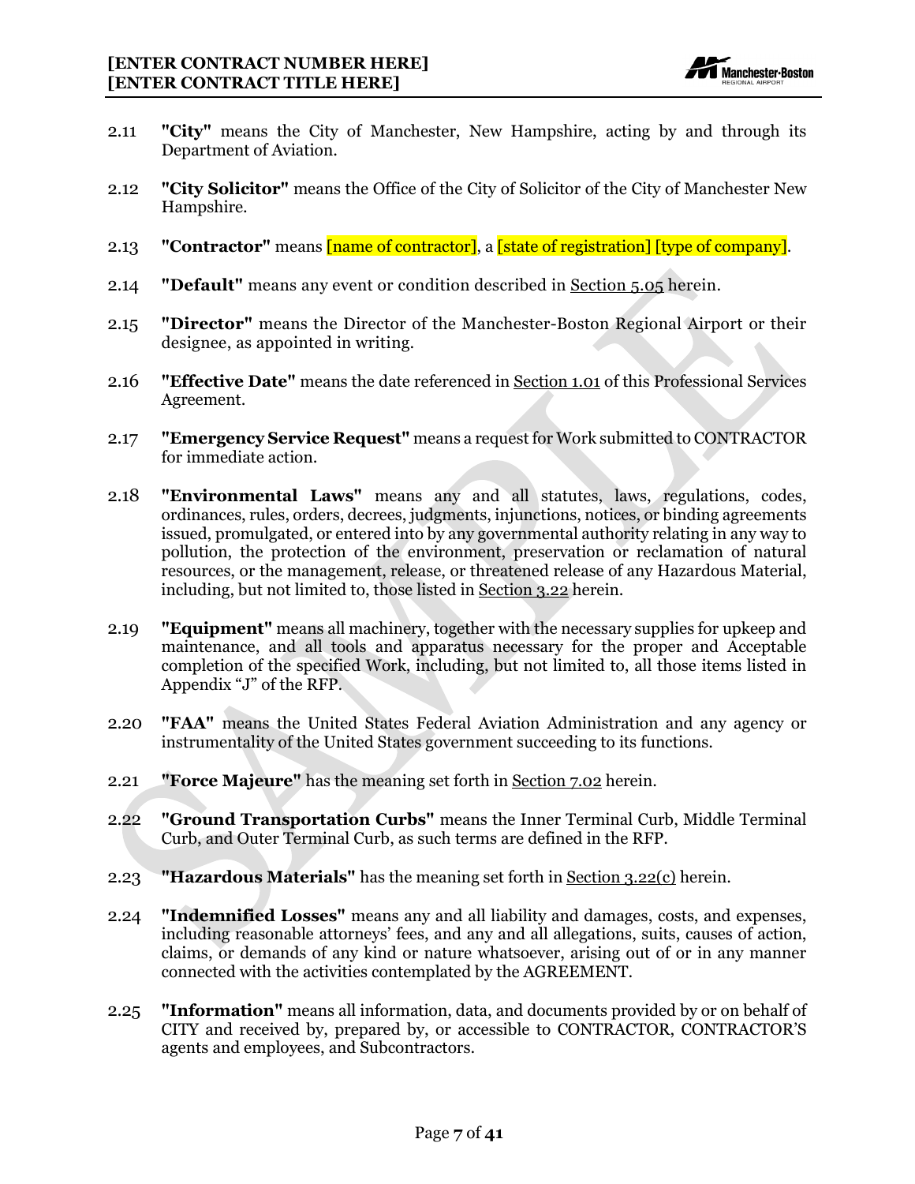2.11 **"City"** means the City of Manchester, New Hampshire, acting by and through its Department of Aviation.

2.12 **"City Solicitor"** means the Office of the City of Solicitor of the City of Manchester New Hampshire.

2.13 **"Contractor"** means [name of contractor], a [state of registration] [type of company].

2.14 **"Default"** means any event or condition described in Section 5.05 herein.

2.15 **"Director"** means the Director of the Manchester-Boston Regional Airport or their designee, as appointed in writing.

2.16 **"Effective Date"** means the date referenced in Section 1.01 of this Professional Services Agreement.

2.17 **"Emergency Service Request"** means a request for Work submitted to CONTRACTOR for immediate action.

2.18 **"Environmental Laws"** means any and all statutes, laws, regulations, codes, ordinances, rules, orders, decrees, judgments, injunctions, notices, or binding agreements issued, promulgated, or entered into by any governmental authority relating in any way to pollution, the protection of the environment, preservation or reclamation of natural resources, or the management, release, or threatened release of any Hazardous Material, including, but not limited to, those listed in Section 3.22 herein.

2.19 **"Equipment"** means all machinery, together with the necessary supplies for upkeep and maintenance, and all tools and apparatus necessary for the proper and Acceptable completion of the specified Work, including, but not limited to, all those items listed in Appendix "J" of the RFP.

2.20 **"FAA"** means the United States Federal Aviation Administration and any agency or instrumentality of the United States government succeeding to its functions.

2.21 **"Force Majeure"** has the meaning set forth in Section 7.02 herein.

2.22 **"Ground Transportation Curbs"** means the Inner Terminal Curb, Middle Terminal Curb, and Outer Terminal Curb, as such terms are defined in the RFP.

2.23 **"Hazardous Materials"** has the meaning set forth in Section 3.22(c) herein.

2.24 **"Indemnified Losses"** means any and all liability and damages, costs, and expenses, including reasonable attorneys' fees, and any and all allegations, suits, causes of action, claims, or demands of any kind or nature whatsoever, arising out of or in any manner connected with the activities contemplated by the AGREEMENT.

2.25 **"Information"** means all information, data, and documents provided by or on behalf of CITY and received by, prepared by, or accessible to CONTRACTOR, CONTRACTOR'S agents and employees, and Subcontractors.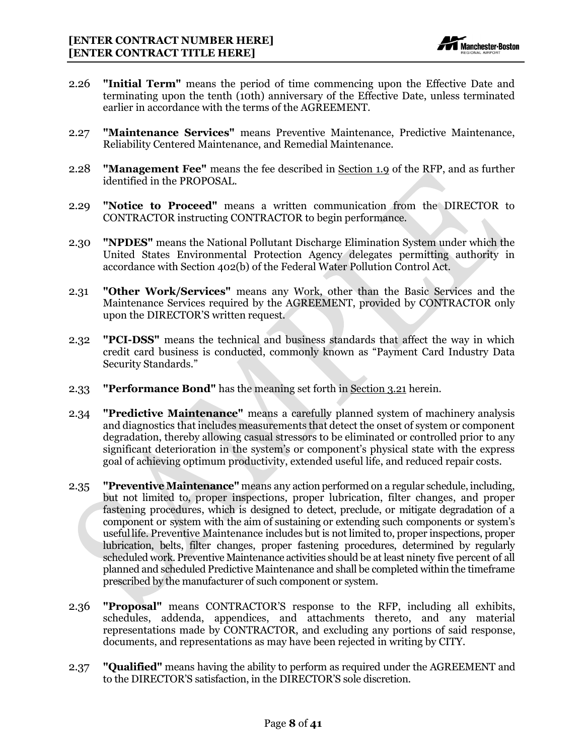2.26 **"Initial Term"** means the period of time commencing upon the Effective Date and terminating upon the tenth (10th) anniversary of the Effective Date, unless terminated earlier in accordance with the terms of the AGREEMENT.

2.27 **"Maintenance Services"** means Preventive Maintenance, Predictive Maintenance, Reliability Centered Maintenance, and Remedial Maintenance.

2.28 **"Management Fee"** means the fee described in Section 1.9 of the RFP, and as further identified in the PROPOSAL.

2.29 **"Notice to Proceed"** means a written communication from the DIRECTOR to CONTRACTOR instructing CONTRACTOR to begin performance.

2.30 **"NPDES"** means the National Pollutant Discharge Elimination System under which the United States Environmental Protection Agency delegates permitting authority in accordance with Section 402(b) of the Federal Water Pollution Control Act.

2.31 **"Other Work/Services"** means any Work, other than the Basic Services and the Maintenance Services required by the AGREEMENT, provided by CONTRACTOR only upon the DIRECTOR'S written request.

2.32 **"PCI-DSS"** means the technical and business standards that affect the way in which credit card business is conducted, commonly known as "Payment Card Industry Data Security Standards."

2.33 **"Performance Bond"** has the meaning set forth in Section 3.21 herein.

2.34 **"Predictive Maintenance"** means a carefully planned system of machinery analysis and diagnostics that includes measurements that detect the onset of system or component degradation, thereby allowing casual stressors to be eliminated or controlled prior to any significant deterioration in the system's or component's physical state with the express goal of achieving optimum productivity, extended useful life, and reduced repair costs.

2.35 **"Preventive Maintenance"** means any action performed on a regular schedule, including, but not limited to, proper inspections, proper lubrication, filter changes, and proper fastening procedures, which is designed to detect, preclude, or mitigate degradation of a component or system with the aim of sustaining or extending such components or system's useful life. Preventive Maintenance includes but is not limited to, proper inspections, proper lubrication, belts, filter changes, proper fastening procedures, determined by regularly scheduled work. Preventive Maintenance activities should be at least ninety five percent of all planned and scheduled Predictive Maintenance and shall be completed within the timeframe prescribed by the manufacturer of such component or system.

2.36 **"Proposal"** means CONTRACTOR'S response to the RFP, including all exhibits, schedules, addenda, appendices, and attachments thereto, and any material representations made by CONTRACTOR, and excluding any portions of said response, documents, and representations as may have been rejected in writing by CITY.

2.37 **"Qualified"** means having the ability to perform as required under the AGREEMENT and to the DIRECTOR'S satisfaction, in the DIRECTOR'S sole discretion.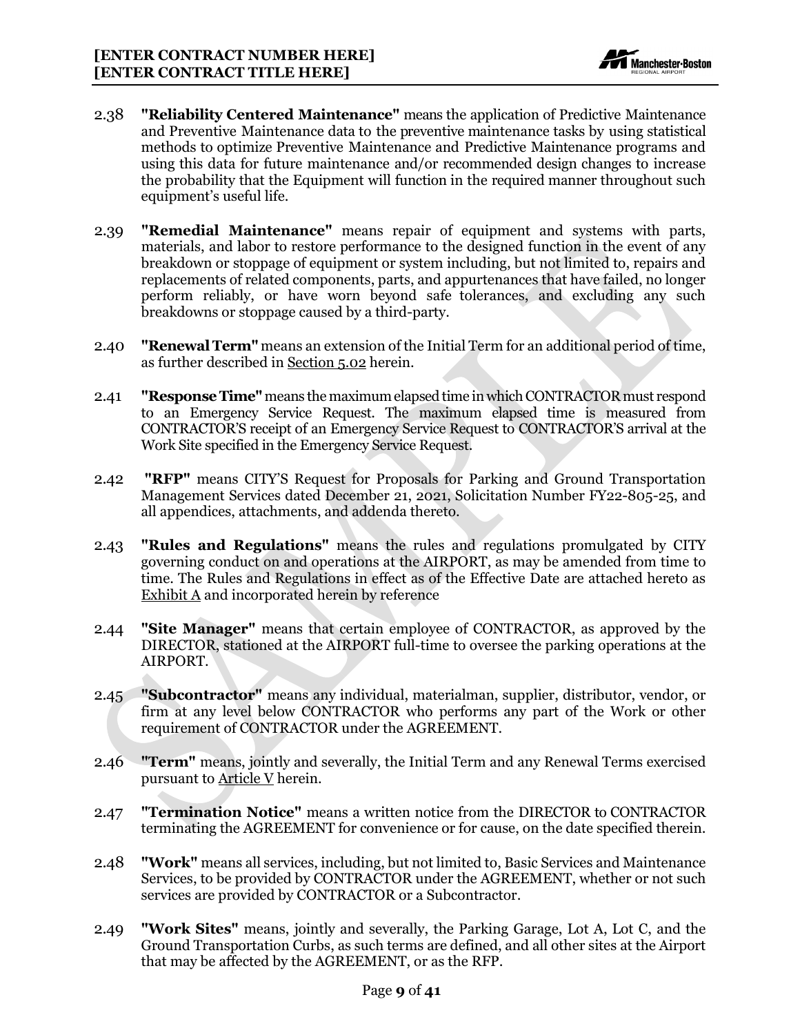2.38 **"Reliability Centered Maintenance"** means the application of Predictive Maintenance and Preventive Maintenance data to the preventive maintenance tasks by using statistical methods to optimize Preventive Maintenance and Predictive Maintenance programs and using this data for future maintenance and/or recommended design changes to increase the probability that the Equipment will function in the required manner throughout such equipment's useful life.

2.39 **"Remedial Maintenance"** means repair of equipment and systems with parts, materials, and labor to restore performance to the designed function in the event of any breakdown or stoppage of equipment or system including, but not limited to, repairs and replacements of related components, parts, and appurtenances that have failed, no longer perform reliably, or have worn beyond safe tolerances, and excluding any such breakdowns or stoppage caused by a third-party.

2.40 **"Renewal Term"** means an extension of the Initial Term for an additional period of time, as further described in Section 5.02 herein.

2.41 **"Response Time"** means the maximum elapsed time in which CONTRACTOR must respond to an Emergency Service Request. The maximum elapsed time is measured from CONTRACTOR'S receipt of an Emergency Service Request to CONTRACTOR'S arrival at the Work Site specified in the Emergency Service Request.

2.42 **"RFP"** means CITY'S Request for Proposals for Parking and Ground Transportation Management Services dated December 21, 2021, Solicitation Number FY22-805-25, and all appendices, attachments, and addenda thereto.

2.43 **"Rules and Regulations"** means the rules and regulations promulgated by CITY governing conduct on and operations at the AIRPORT, as may be amended from time to time. The Rules and Regulations in effect as of the Effective Date are attached hereto as Exhibit A and incorporated herein by reference

2.44 **"Site Manager"** means that certain employee of CONTRACTOR, as approved by the DIRECTOR, stationed at the AIRPORT full-time to oversee the parking operations at the AIRPORT.

2.45 **"Subcontractor"** means any individual, materialman, supplier, distributor, vendor, or firm at any level below CONTRACTOR who performs any part of the Work or other requirement of CONTRACTOR under the AGREEMENT.

2.46 **"Term"** means, jointly and severally, the Initial Term and any Renewal Terms exercised pursuant to Article V herein.

2.47 **"Termination Notice"** means a written notice from the DIRECTOR to CONTRACTOR terminating the AGREEMENT for convenience or for cause, on the date specified therein.

2.48 **"Work"** means all services, including, but not limited to, Basic Services and Maintenance Services, to be provided by CONTRACTOR under the AGREEMENT, whether or not such services are provided by CONTRACTOR or a Subcontractor.

2.49 **"Work Sites"** means, jointly and severally, the Parking Garage, Lot A, Lot C, and the Ground Transportation Curbs, as such terms are defined, and all other sites at the Airport that may be affected by the AGREEMENT, or as the RFP.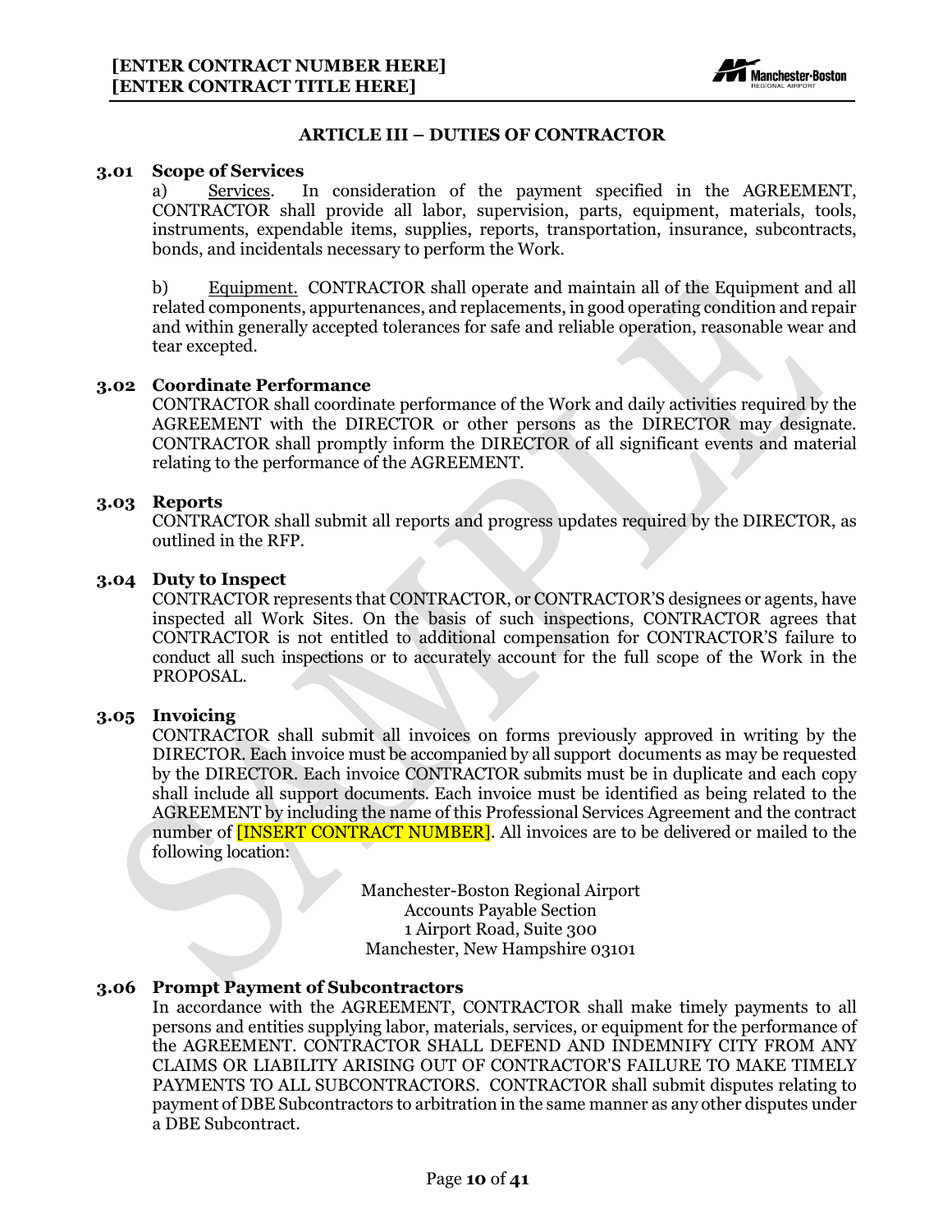## ARTICLE III – DUTIES OF CONTRACTOR

### 3.01 Scope of Services

a) Services. In consideration of the payment specified in the AGREEMENT, CONTRACTOR shall provide all labor, supervision, parts, equipment, materials, tools, instruments, expendable items, supplies, reports, transportation, insurance, subcontracts, bonds, and incidentals necessary to perform the Work.

b) Equipment. CONTRACTOR shall operate and maintain all of the Equipment and all related components, appurtenances, and replacements, in good operating condition and repair and within generally accepted tolerances for safe and reliable operation, reasonable wear and tear excepted.

### 3.02 Coordinate Performance

CONTRACTOR shall coordinate performance of the Work and daily activities required by the AGREEMENT with the DIRECTOR or other persons as the DIRECTOR may designate. CONTRACTOR shall promptly inform the DIRECTOR of all significant events and material relating to the performance of the AGREEMENT.

### 3.03 Reports

CONTRACTOR shall submit all reports and progress updates required by the DIRECTOR, as outlined in the RFP.

### 3.04 Duty to Inspect

CONTRACTOR represents that CONTRACTOR, or CONTRACTOR'S designees or agents, have inspected all Work Sites. On the basis of such inspections, CONTRACTOR agrees that CONTRACTOR is not entitled to additional compensation for CONTRACTOR'S failure to conduct all such inspections or to accurately account for the full scope of the Work in the PROPOSAL.

### 3.05 Invoicing

CONTRACTOR shall submit all invoices on forms previously approved in writing by the DIRECTOR. Each invoice must be accompanied by all support documents as may be requested by the DIRECTOR. Each invoice CONTRACTOR submits must be in duplicate and each copy shall include all support documents. Each invoice must be identified as being related to the AGREEMENT by including the name of this Professional Services Agreement and the contract number of [INSERT CONTRACT NUMBER]. All invoices are to be delivered or mailed to the following location:

Manchester-Boston Regional Airport
Accounts Payable Section
1 Airport Road, Suite 300
Manchester, New Hampshire 03101

### 3.06 Prompt Payment of Subcontractors

In accordance with the AGREEMENT, CONTRACTOR shall make timely payments to all persons and entities supplying labor, materials, services, or equipment for the performance of the AGREEMENT. CONTRACTOR SHALL DEFEND AND INDEMNIFY CITY FROM ANY CLAIMS OR LIABILITY ARISING OUT OF CONTRACTOR'S FAILURE TO MAKE TIMELY PAYMENTS TO ALL SUBCONTRACTORS. CONTRACTOR shall submit disputes relating to payment of DBE Subcontractors to arbitration in the same manner as any other disputes under a DBE Subcontract.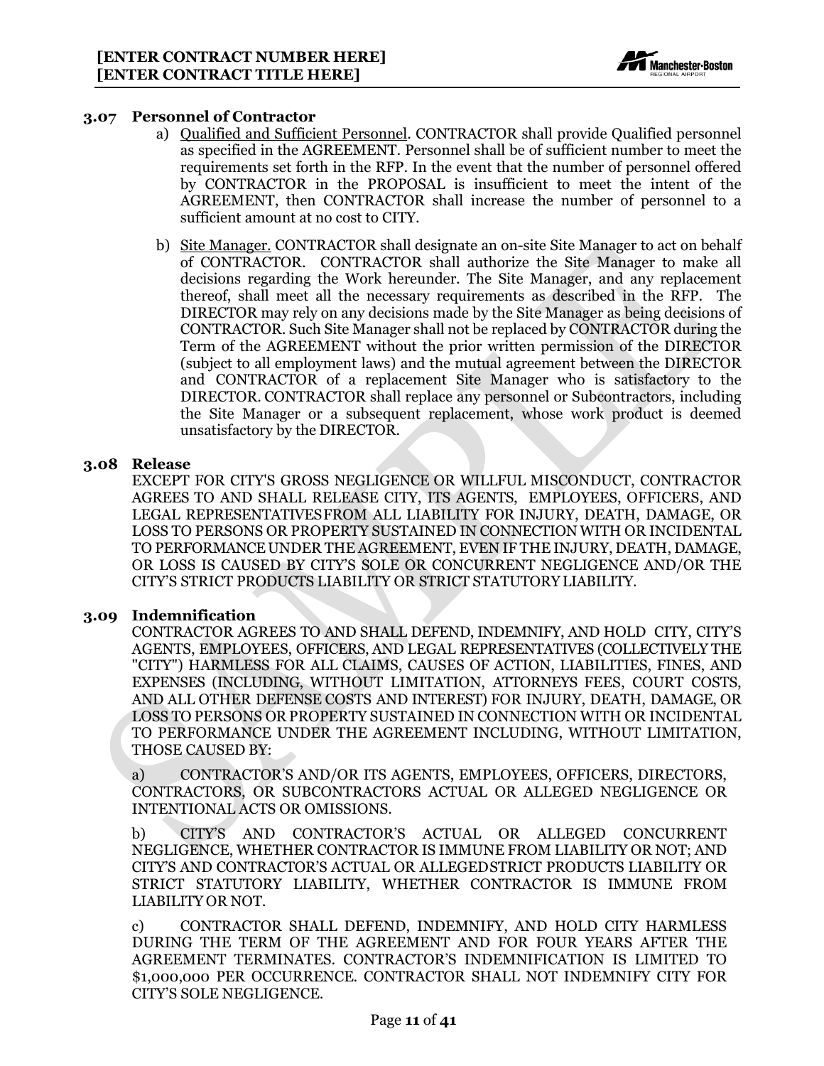### 3.07 Personnel of Contractor

a) Qualified and Sufficient Personnel. CONTRACTOR shall provide Qualified personnel as specified in the AGREEMENT. Personnel shall be of sufficient number to meet the requirements set forth in the RFP. In the event that the number of personnel offered by CONTRACTOR in the PROPOSAL is insufficient to meet the intent of the AGREEMENT, then CONTRACTOR shall increase the number of personnel to a sufficient amount at no cost to CITY.

b) Site Manager. CONTRACTOR shall designate an on-site Site Manager to act on behalf of CONTRACTOR. CONTRACTOR shall authorize the Site Manager to make all decisions regarding the Work hereunder. The Site Manager, and any replacement thereof, shall meet all the necessary requirements as described in the RFP. The DIRECTOR may rely on any decisions made by the Site Manager as being decisions of CONTRACTOR. Such Site Manager shall not be replaced by CONTRACTOR during the Term of the AGREEMENT without the prior written permission of the DIRECTOR (subject to all employment laws) and the mutual agreement between the DIRECTOR and CONTRACTOR of a replacement Site Manager who is satisfactory to the DIRECTOR. CONTRACTOR shall replace any personnel or Subcontractors, including the Site Manager or a subsequent replacement, whose work product is deemed unsatisfactory by the DIRECTOR.

### 3.08 Release

EXCEPT FOR CITY'S GROSS NEGLIGENCE OR WILLFUL MISCONDUCT, CONTRACTOR AGREES TO AND SHALL RELEASE CITY, ITS AGENTS, EMPLOYEES, OFFICERS, AND LEGAL REPRESENTATIVES FROM ALL LIABILITY FOR INJURY, DEATH, DAMAGE, OR LOSS TO PERSONS OR PROPERTY SUSTAINED IN CONNECTION WITH OR INCIDENTAL TO PERFORMANCE UNDER THE AGREEMENT, EVEN IF THE INJURY, DEATH, DAMAGE, OR LOSS IS CAUSED BY CITY'S SOLE OR CONCURRENT NEGLIGENCE AND/OR THE CITY'S STRICT PRODUCTS LIABILITY OR STRICT STATUTORY LIABILITY.

### 3.09 Indemnification

CONTRACTOR AGREES TO AND SHALL DEFEND, INDEMNIFY, AND HOLD CITY, CITY'S AGENTS, EMPLOYEES, OFFICERS, AND LEGAL REPRESENTATIVES (COLLECTIVELY THE "CITY") HARMLESS FOR ALL CLAIMS, CAUSES OF ACTION, LIABILITIES, FINES, AND EXPENSES (INCLUDING, WITHOUT LIMITATION, ATTORNEYS FEES, COURT COSTS, AND ALL OTHER DEFENSE COSTS AND INTEREST) FOR INJURY, DEATH, DAMAGE, OR LOSS TO PERSONS OR PROPERTY SUSTAINED IN CONNECTION WITH OR INCIDENTAL TO PERFORMANCE UNDER THE AGREEMENT INCLUDING, WITHOUT LIMITATION, THOSE CAUSED BY:

a) CONTRACTOR'S AND/OR ITS AGENTS, EMPLOYEES, OFFICERS, DIRECTORS, CONTRACTORS, OR SUBCONTRACTORS ACTUAL OR ALLEGED NEGLIGENCE OR INTENTIONAL ACTS OR OMISSIONS.

b) CITY'S AND CONTRACTOR'S ACTUAL OR ALLEGED CONCURRENT NEGLIGENCE, WHETHER CONTRACTOR IS IMMUNE FROM LIABILITY OR NOT; AND CITY'S AND CONTRACTOR'S ACTUAL OR ALLEGED STRICT PRODUCTS LIABILITY OR STRICT STATUTORY LIABILITY, WHETHER CONTRACTOR IS IMMUNE FROM LIABILITY OR NOT.

c) CONTRACTOR SHALL DEFEND, INDEMNIFY, AND HOLD CITY HARMLESS DURING THE TERM OF THE AGREEMENT AND FOR FOUR YEARS AFTER THE AGREEMENT TERMINATES. CONTRACTOR'S INDEMNIFICATION IS LIMITED TO $1,000,000 PER OCCURRENCE. CONTRACTOR SHALL NOT INDEMNIFY CITY FOR CITY'S SOLE NEGLIGENCE.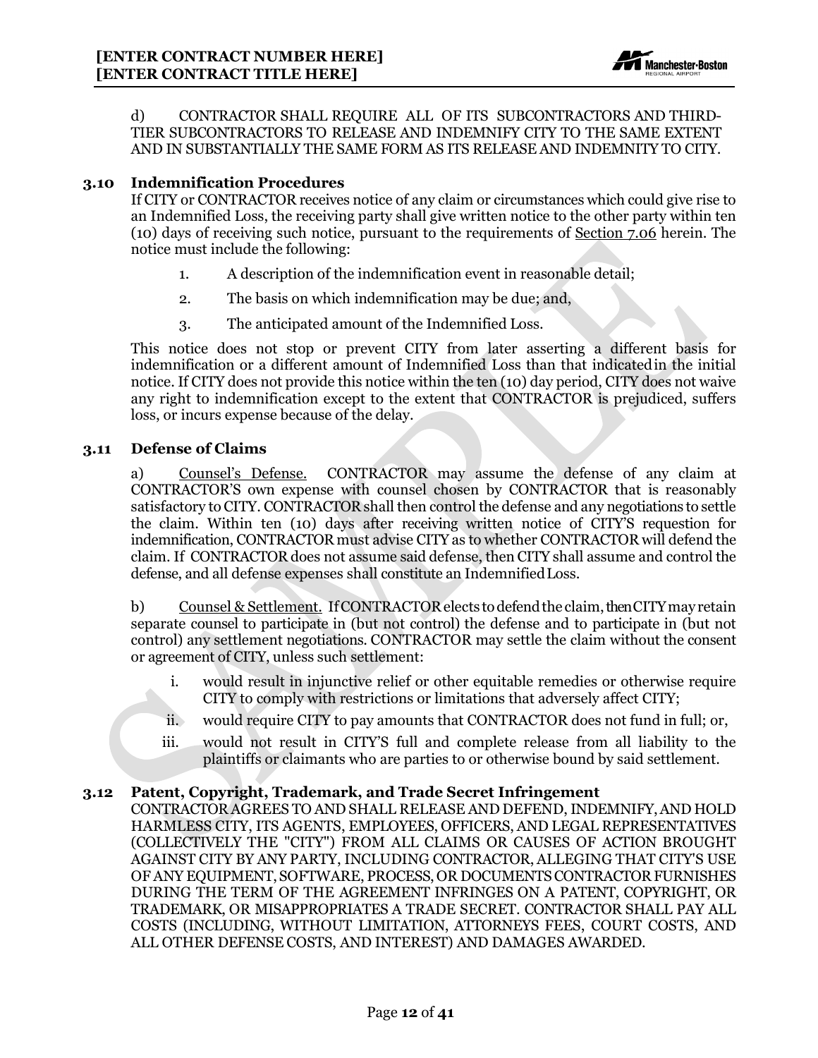d) CONTRACTOR SHALL REQUIRE ALL OF ITS SUBCONTRACTORS AND THIRD-TIER SUBCONTRACTORS TO RELEASE AND INDEMNIFY CITY TO THE SAME EXTENT AND IN SUBSTANTIALLY THE SAME FORM AS ITS RELEASE AND INDEMNITY TO CITY.

### 3.10 Indemnification Procedures

If CITY or CONTRACTOR receives notice of any claim or circumstances which could give rise to an Indemnified Loss, the receiving party shall give written notice to the other party within ten (10) days of receiving such notice, pursuant to the requirements of Section 7.06 herein. The notice must include the following:

1. A description of the indemnification event in reasonable detail;
2. The basis on which indemnification may be due; and,
3. The anticipated amount of the Indemnified Loss.

This notice does not stop or prevent CITY from later asserting a different basis for indemnification or a different amount of Indemnified Loss than that indicated in the initial notice. If CITY does not provide this notice within the ten (10) day period, CITY does not waive any right to indemnification except to the extent that CONTRACTOR is prejudiced, suffers loss, or incurs expense because of the delay.

### 3.11 Defense of Claims

a) Counsel's Defense. CONTRACTOR may assume the defense of any claim at CONTRACTOR'S own expense with counsel chosen by CONTRACTOR that is reasonably satisfactory to CITY. CONTRACTOR shall then control the defense and any negotiations to settle the claim. Within ten (10) days after receiving written notice of CITY'S requestion for indemnification, CONTRACTOR must advise CITY as to whether CONTRACTOR will defend the claim. If CONTRACTOR does not assume said defense, then CITY shall assume and control the defense, and all defense expenses shall constitute an Indemnified Loss.

b) Counsel & Settlement. If CONTRACTOR elects to defend the claim, then CITY may retain separate counsel to participate in (but not control) the defense and to participate in (but not control) any settlement negotiations. CONTRACTOR may settle the claim without the consent or agreement of CITY, unless such settlement:

i. would result in injunctive relief or other equitable remedies or otherwise require CITY to comply with restrictions or limitations that adversely affect CITY;

ii. would require CITY to pay amounts that CONTRACTOR does not fund in full; or,

iii. would not result in CITY'S full and complete release from all liability to the plaintiffs or claimants who are parties to or otherwise bound by said settlement.

### 3.12 Patent, Copyright, Trademark, and Trade Secret Infringement

CONTRACTOR AGREES TO AND SHALL RELEASE AND DEFEND, INDEMNIFY, AND HOLD HARMLESS CITY, ITS AGENTS, EMPLOYEES, OFFICERS, AND LEGAL REPRESENTATIVES (COLLECTIVELY THE "CITY") FROM ALL CLAIMS OR CAUSES OF ACTION BROUGHT AGAINST CITY BY ANY PARTY, INCLUDING CONTRACTOR, ALLEGING THAT CITY'S USE OF ANY EQUIPMENT, SOFTWARE, PROCESS, OR DOCUMENTS CONTRACTOR FURNISHES DURING THE TERM OF THE AGREEMENT INFRINGES ON A PATENT, COPYRIGHT, OR TRADEMARK, OR MISAPPROPRIATES A TRADE SECRET. CONTRACTOR SHALL PAY ALL COSTS (INCLUDING, WITHOUT LIMITATION, ATTORNEYS FEES, COURT COSTS, AND ALL OTHER DEFENSE COSTS, AND INTEREST) AND DAMAGES AWARDED.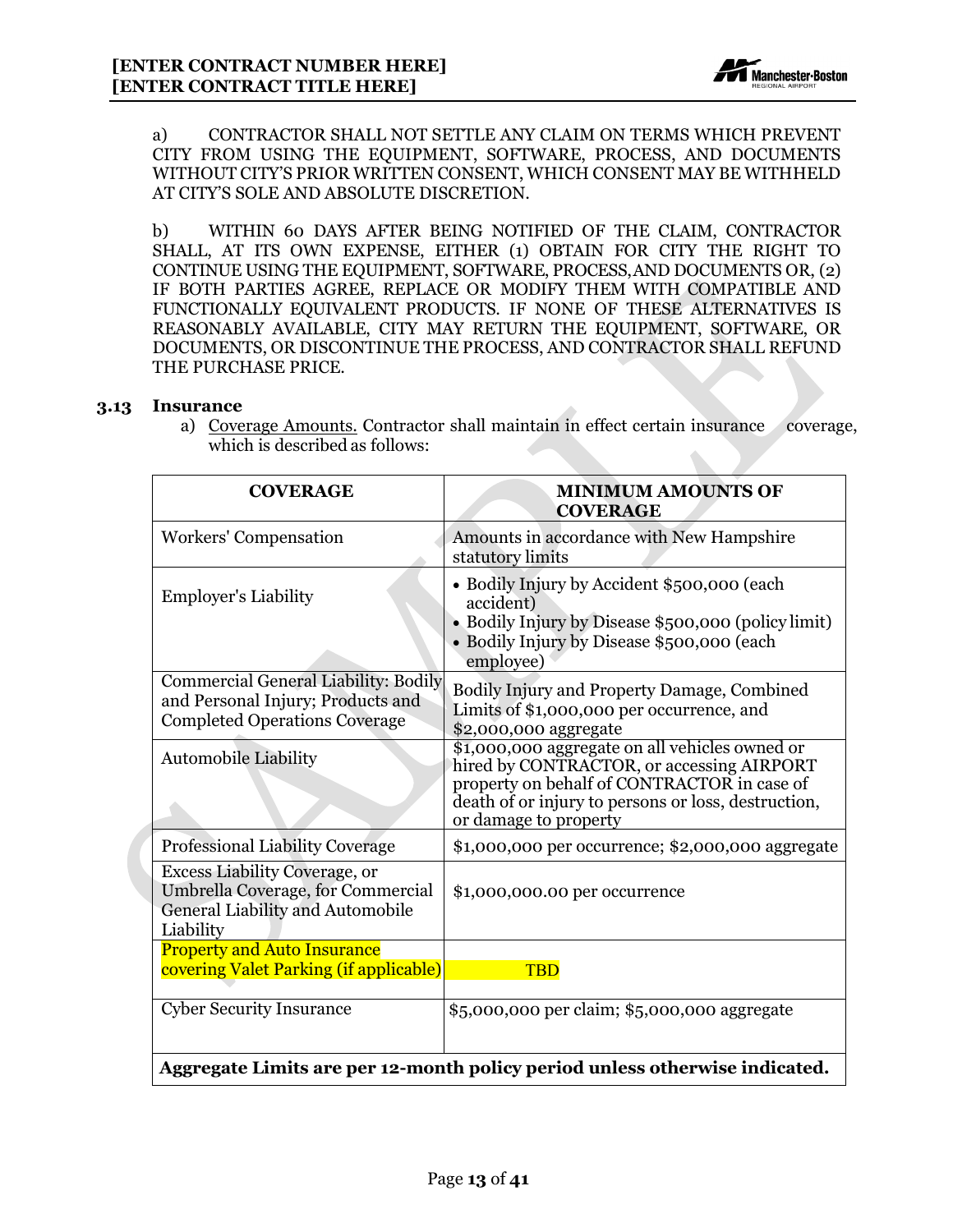a) CONTRACTOR SHALL NOT SETTLE ANY CLAIM ON TERMS WHICH PREVENT CITY FROM USING THE EQUIPMENT, SOFTWARE, PROCESS, AND DOCUMENTS WITHOUT CITY'S PRIOR WRITTEN CONSENT, WHICH CONSENT MAY BE WITHHELD AT CITY'S SOLE AND ABSOLUTE DISCRETION.

b) WITHIN 60 DAYS AFTER BEING NOTIFIED OF THE CLAIM, CONTRACTOR SHALL, AT ITS OWN EXPENSE, EITHER (1) OBTAIN FOR CITY THE RIGHT TO CONTINUE USING THE EQUIPMENT, SOFTWARE, PROCESS, AND DOCUMENTS OR, (2) IF BOTH PARTIES AGREE, REPLACE OR MODIFY THEM WITH COMPATIBLE AND FUNCTIONALLY EQUIVALENT PRODUCTS. IF NONE OF THESE ALTERNATIVES IS REASONABLY AVAILABLE, CITY MAY RETURN THE EQUIPMENT, SOFTWARE, OR DOCUMENTS, OR DISCONTINUE THE PROCESS, AND CONTRACTOR SHALL REFUND THE PURCHASE PRICE.

### 3.13 Insurance

a) Coverage Amounts. Contractor shall maintain in effect certain insurance coverage, which is described as follows:

| COVERAGE | MINIMUM AMOUNTS OF COVERAGE |
|---|---|
| Workers' Compensation | Amounts in accordance with New Hampshire statutory limits |
| Employer's Liability | • Bodily Injury by Accident $500,000 (each accident)<br>• Bodily Injury by Disease $500,000 (policy limit)<br>• Bodily Injury by Disease $500,000 (each employee) |
| Commercial General Liability: Bodily and Personal Injury; Products and Completed Operations Coverage | Bodily Injury and Property Damage, Combined Limits of $1,000,000 per occurrence, and $2,000,000 aggregate |
| Automobile Liability | $1,000,000 aggregate on all vehicles owned or hired by CONTRACTOR, or accessing AIRPORT property on behalf of CONTRACTOR in case of death of or injury to persons or loss, destruction, or damage to property |
| Professional Liability Coverage | $1,000,000 per occurrence; $2,000,000 aggregate |
| Excess Liability Coverage, or Umbrella Coverage, for Commercial General Liability and Automobile Liability | $1,000,000.00 per occurrence |
| Property and Auto Insurance covering Valet Parking (if applicable) | TBD |
| Cyber Security Insurance | $5,000,000 per claim; $5,000,000 aggregate |
| **Aggregate Limits are per 12-month policy period unless otherwise indicated.** | |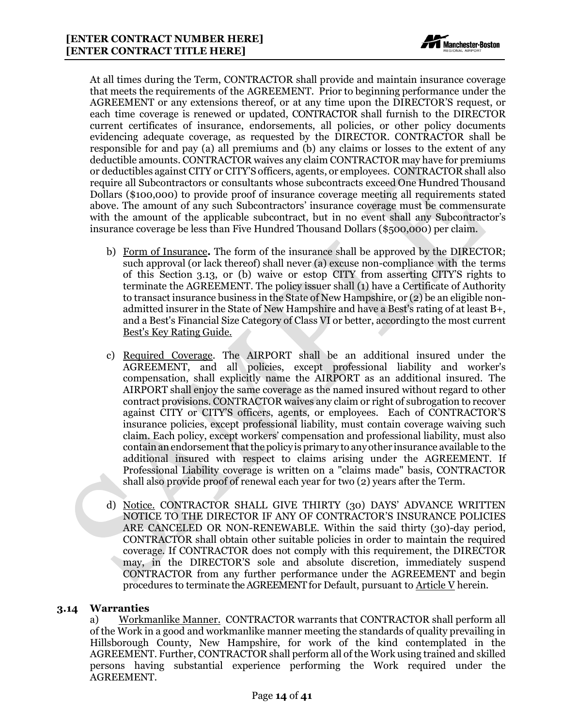At all times during the Term, CONTRACTOR shall provide and maintain insurance coverage that meets the requirements of the AGREEMENT. Prior to beginning performance under the AGREEMENT or any extensions thereof, or at any time upon the DIRECTOR'S request, or each time coverage is renewed or updated, CONTRACTOR shall furnish to the DIRECTOR current certificates of insurance, endorsements, all policies, or other policy documents evidencing adequate coverage, as requested by the DIRECTOR. CONTRACTOR shall be responsible for and pay (a) all premiums and (b) any claims or losses to the extent of any deductible amounts. CONTRACTOR waives any claim CONTRACTOR may have for premiums or deductibles against CITY or CITY'S officers, agents, or employees. CONTRACTOR shall also require all Subcontractors or consultants whose subcontracts exceed One Hundred Thousand Dollars ($100,000) to provide proof of insurance coverage meeting all requirements stated above. The amount of any such Subcontractors' insurance coverage must be commensurate with the amount of the applicable subcontract, but in no event shall any Subcontractor's insurance coverage be less than Five Hundred Thousand Dollars ($500,000) per claim.

b) Form of Insurance. The form of the insurance shall be approved by the DIRECTOR; such approval (or lack thereof) shall never (a) excuse non-compliance with the terms of this Section 3.13, or (b) waive or estop CITY from asserting CITY'S rights to terminate the AGREEMENT. The policy issuer shall (1) have a Certificate of Authority to transact insurance business in the State of New Hampshire, or (2) be an eligible non-admitted insurer in the State of New Hampshire and have a Best's rating of at least B+, and a Best's Financial Size Category of Class VI or better, according to the most current Best's Key Rating Guide.

c) Required Coverage. The AIRPORT shall be an additional insured under the AGREEMENT, and all policies, except professional liability and worker's compensation, shall explicitly name the AIRPORT as an additional insured. The AIRPORT shall enjoy the same coverage as the named insured without regard to other contract provisions. CONTRACTOR waives any claim or right of subrogation to recover against CITY or CITY'S officers, agents, or employees. Each of CONTRACTOR'S insurance policies, except professional liability, must contain coverage waiving such claim. Each policy, except workers' compensation and professional liability, must also contain an endorsement that the policy is primary to any other insurance available to the additional insured with respect to claims arising under the AGREEMENT. If Professional Liability coverage is written on a "claims made" basis, CONTRACTOR shall also provide proof of renewal each year for two (2) years after the Term.

d) Notice. CONTRACTOR SHALL GIVE THIRTY (30) DAYS' ADVANCE WRITTEN NOTICE TO THE DIRECTOR IF ANY OF CONTRACTOR'S INSURANCE POLICIES ARE CANCELED OR NON-RENEWABLE. Within the said thirty (30)-day period, CONTRACTOR shall obtain other suitable policies in order to maintain the required coverage. If CONTRACTOR does not comply with this requirement, the DIRECTOR may, in the DIRECTOR'S sole and absolute discretion, immediately suspend CONTRACTOR from any further performance under the AGREEMENT and begin procedures to terminate the AGREEMENT for Default, pursuant to Article V herein.

### 3.14 Warranties

a) Workmanlike Manner. CONTRACTOR warrants that CONTRACTOR shall perform all of the Work in a good and workmanlike manner meeting the standards of quality prevailing in Hillsborough County, New Hampshire, for work of the kind contemplated in the AGREEMENT. Further, CONTRACTOR shall perform all of the Work using trained and skilled persons having substantial experience performing the Work required under the AGREEMENT.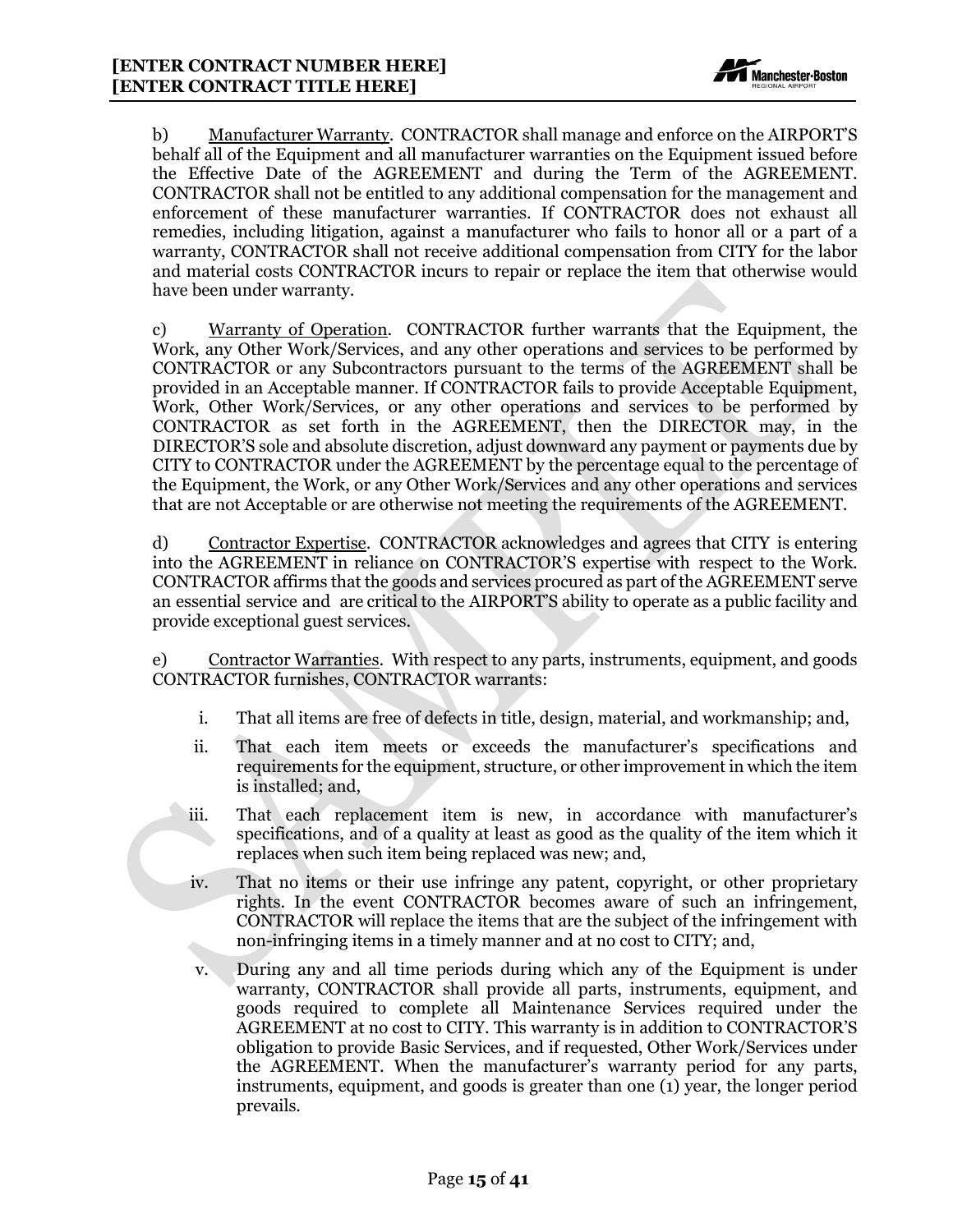b) Manufacturer Warranty. CONTRACTOR shall manage and enforce on the AIRPORT'S behalf all of the Equipment and all manufacturer warranties on the Equipment issued before the Effective Date of the AGREEMENT and during the Term of the AGREEMENT. CONTRACTOR shall not be entitled to any additional compensation for the management and enforcement of these manufacturer warranties. If CONTRACTOR does not exhaust all remedies, including litigation, against a manufacturer who fails to honor all or a part of a warranty, CONTRACTOR shall not receive additional compensation from CITY for the labor and material costs CONTRACTOR incurs to repair or replace the item that otherwise would have been under warranty.

c) Warranty of Operation. CONTRACTOR further warrants that the Equipment, the Work, any Other Work/Services, and any other operations and services to be performed by CONTRACTOR or any Subcontractors pursuant to the terms of the AGREEMENT shall be provided in an Acceptable manner. If CONTRACTOR fails to provide Acceptable Equipment, Work, Other Work/Services, or any other operations and services to be performed by CONTRACTOR as set forth in the AGREEMENT, then the DIRECTOR may, in the DIRECTOR'S sole and absolute discretion, adjust downward any payment or payments due by CITY to CONTRACTOR under the AGREEMENT by the percentage equal to the percentage of the Equipment, the Work, or any Other Work/Services and any other operations and services that are not Acceptable or are otherwise not meeting the requirements of the AGREEMENT.

d) Contractor Expertise. CONTRACTOR acknowledges and agrees that CITY is entering into the AGREEMENT in reliance on CONTRACTOR'S expertise with respect to the Work. CONTRACTOR affirms that the goods and services procured as part of the AGREEMENT serve an essential service and are critical to the AIRPORT'S ability to operate as a public facility and provide exceptional guest services.

e) Contractor Warranties. With respect to any parts, instruments, equipment, and goods CONTRACTOR furnishes, CONTRACTOR warrants:

i. That all items are free of defects in title, design, material, and workmanship; and,

ii. That each item meets or exceeds the manufacturer's specifications and requirements for the equipment, structure, or other improvement in which the item is installed; and,

iii. That each replacement item is new, in accordance with manufacturer's specifications, and of a quality at least as good as the quality of the item which it replaces when such item being replaced was new; and,

iv. That no items or their use infringe any patent, copyright, or other proprietary rights. In the event CONTRACTOR becomes aware of such an infringement, CONTRACTOR will replace the items that are the subject of the infringement with non-infringing items in a timely manner and at no cost to CITY; and,

v. During any and all time periods during which any of the Equipment is under warranty, CONTRACTOR shall provide all parts, instruments, equipment, and goods required to complete all Maintenance Services required under the AGREEMENT at no cost to CITY. This warranty is in addition to CONTRACTOR'S obligation to provide Basic Services, and if requested, Other Work/Services under the AGREEMENT. When the manufacturer's warranty period for any parts, instruments, equipment, and goods is greater than one (1) year, the longer period prevails.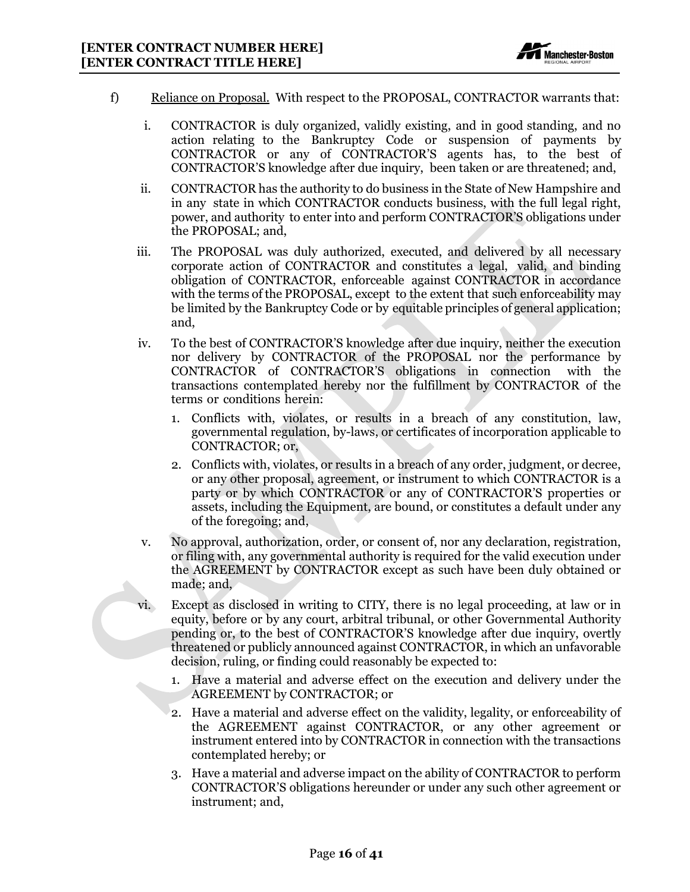f) <u>Reliance on Proposal.</u> With respect to the PROPOSAL, CONTRACTOR warrants that:

i. CONTRACTOR is duly organized, validly existing, and in good standing, and no action relating to the Bankruptcy Code or suspension of payments by CONTRACTOR or any of CONTRACTOR'S agents has, to the best of CONTRACTOR'S knowledge after due inquiry, been taken or are threatened; and,

ii. CONTRACTOR has the authority to do business in the State of New Hampshire and in any state in which CONTRACTOR conducts business, with the full legal right, power, and authority to enter into and perform CONTRACTOR'S obligations under the PROPOSAL; and,

iii. The PROPOSAL was duly authorized, executed, and delivered by all necessary corporate action of CONTRACTOR and constitutes a legal, valid, and binding obligation of CONTRACTOR, enforceable against CONTRACTOR in accordance with the terms of the PROPOSAL, except to the extent that such enforceability may be limited by the Bankruptcy Code or by equitable principles of general application; and,

iv. To the best of CONTRACTOR'S knowledge after due inquiry, neither the execution nor delivery by CONTRACTOR of the PROPOSAL nor the performance by CONTRACTOR of CONTRACTOR'S obligations in connection with the transactions contemplated hereby nor the fulfillment by CONTRACTOR of the terms or conditions herein:

   1. Conflicts with, violates, or results in a breach of any constitution, law, governmental regulation, by-laws, or certificates of incorporation applicable to CONTRACTOR; or,

   2. Conflicts with, violates, or results in a breach of any order, judgment, or decree, or any other proposal, agreement, or instrument to which CONTRACTOR is a party or by which CONTRACTOR or any of CONTRACTOR'S properties or assets, including the Equipment, are bound, or constitutes a default under any of the foregoing; and,

v. No approval, authorization, order, or consent of, nor any declaration, registration, or filing with, any governmental authority is required for the valid execution under the AGREEMENT by CONTRACTOR except as such have been duly obtained or made; and,

vi. Except as disclosed in writing to CITY, there is no legal proceeding, at law or in equity, before or by any court, arbitral tribunal, or other Governmental Authority pending or, to the best of CONTRACTOR'S knowledge after due inquiry, overtly threatened or publicly announced against CONTRACTOR, in which an unfavorable decision, ruling, or finding could reasonably be expected to:

   1. Have a material and adverse effect on the execution and delivery under the AGREEMENT by CONTRACTOR; or

   2. Have a material and adverse effect on the validity, legality, or enforceability of the AGREEMENT against CONTRACTOR, or any other agreement or instrument entered into by CONTRACTOR in connection with the transactions contemplated hereby; or

   3. Have a material and adverse impact on the ability of CONTRACTOR to perform CONTRACTOR'S obligations hereunder or under any such other agreement or instrument; and,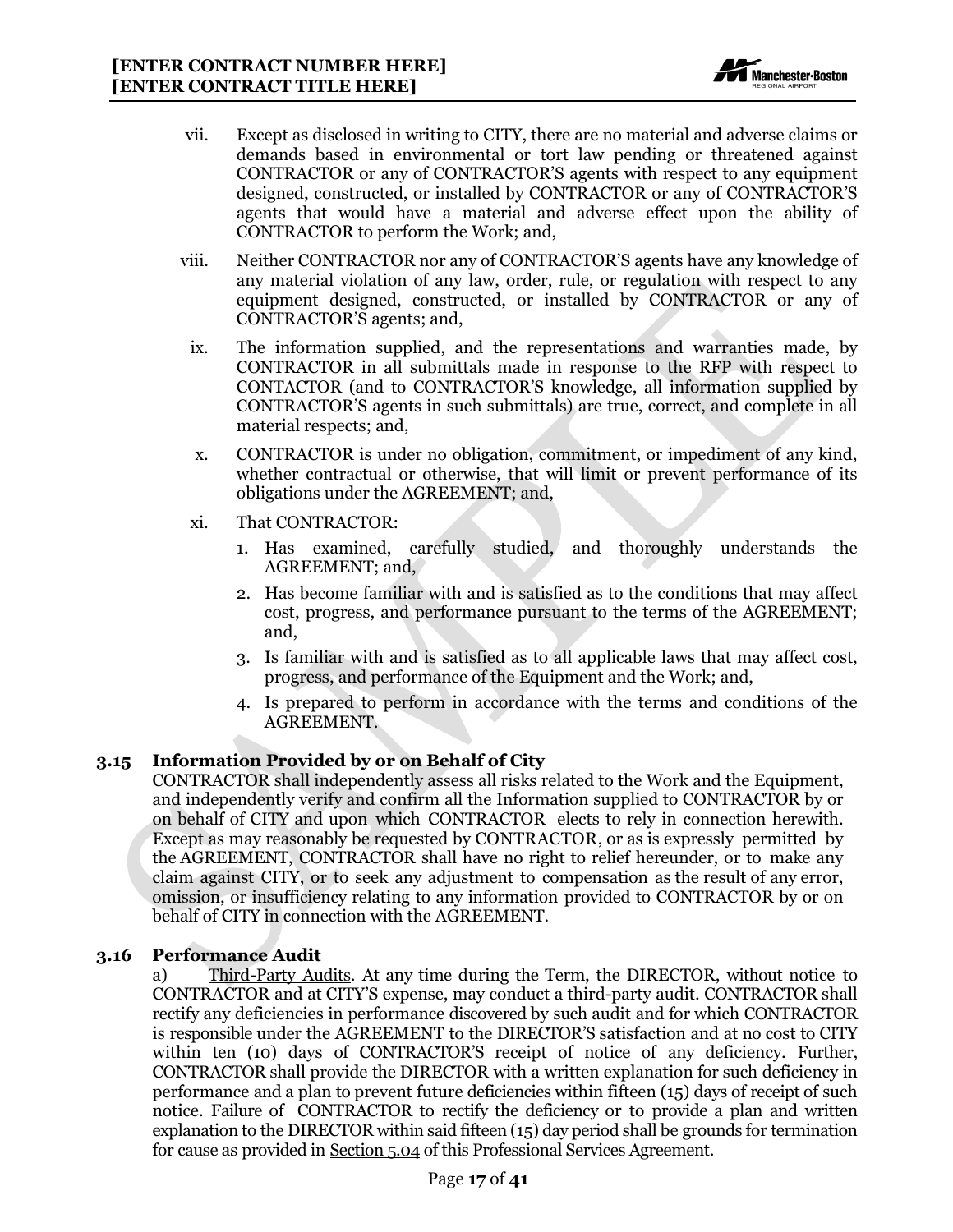vii. Except as disclosed in writing to CITY, there are no material and adverse claims or demands based in environmental or tort law pending or threatened against CONTRACTOR or any of CONTRACTOR'S agents with respect to any equipment designed, constructed, or installed by CONTRACTOR or any of CONTRACTOR'S agents that would have a material and adverse effect upon the ability of CONTRACTOR to perform the Work; and,

viii. Neither CONTRACTOR nor any of CONTRACTOR'S agents have any knowledge of any material violation of any law, order, rule, or regulation with respect to any equipment designed, constructed, or installed by CONTRACTOR or any of CONTRACTOR'S agents; and,

ix. The information supplied, and the representations and warranties made, by CONTRACTOR in all submittals made in response to the RFP with respect to CONTACTOR (and to CONTRACTOR'S knowledge, all information supplied by CONTRACTOR'S agents in such submittals) are true, correct, and complete in all material respects; and,

x. CONTRACTOR is under no obligation, commitment, or impediment of any kind, whether contractual or otherwise, that will limit or prevent performance of its obligations under the AGREEMENT; and,

xi. That CONTRACTOR:

1. Has examined, carefully studied, and thoroughly understands the AGREEMENT; and,
2. Has become familiar with and is satisfied as to the conditions that may affect cost, progress, and performance pursuant to the terms of the AGREEMENT; and,
3. Is familiar with and is satisfied as to all applicable laws that may affect cost, progress, and performance of the Equipment and the Work; and,
4. Is prepared to perform in accordance with the terms and conditions of the AGREEMENT.

### 3.15 Information Provided by or on Behalf of City

CONTRACTOR shall independently assess all risks related to the Work and the Equipment, and independently verify and confirm all the Information supplied to CONTRACTOR by or on behalf of CITY and upon which CONTRACTOR elects to rely in connection herewith. Except as may reasonably be requested by CONTRACTOR, or as is expressly permitted by the AGREEMENT, CONTRACTOR shall have no right to relief hereunder, or to make any claim against CITY, or to seek any adjustment to compensation as the result of any error, omission, or insufficiency relating to any information provided to CONTRACTOR by or on behalf of CITY in connection with the AGREEMENT.

### 3.16 Performance Audit

a) Third-Party Audits. At any time during the Term, the DIRECTOR, without notice to CONTRACTOR and at CITY'S expense, may conduct a third-party audit. CONTRACTOR shall rectify any deficiencies in performance discovered by such audit and for which CONTRACTOR is responsible under the AGREEMENT to the DIRECTOR'S satisfaction and at no cost to CITY within ten (10) days of CONTRACTOR'S receipt of notice of any deficiency. Further, CONTRACTOR shall provide the DIRECTOR with a written explanation for such deficiency in performance and a plan to prevent future deficiencies within fifteen (15) days of receipt of such notice. Failure of CONTRACTOR to rectify the deficiency or to provide a plan and written explanation to the DIRECTOR within said fifteen (15) day period shall be grounds for termination for cause as provided in Section 5.04 of this Professional Services Agreement.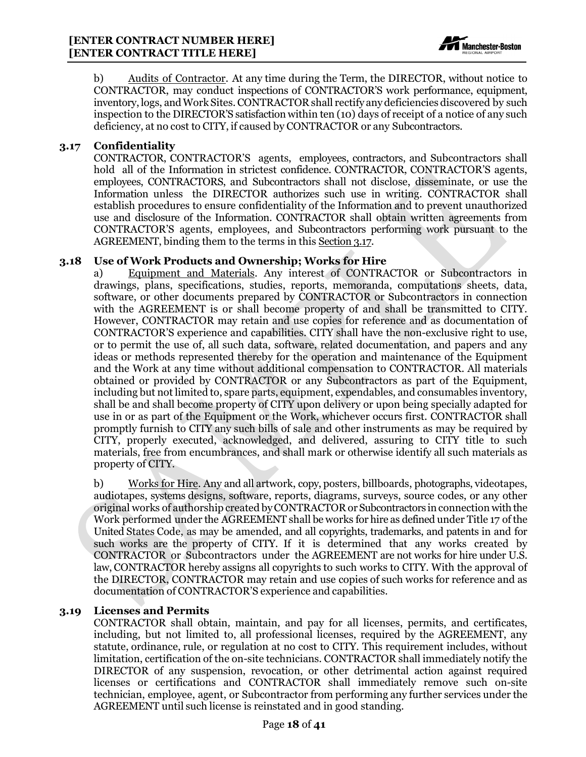b) Audits of Contractor. At any time during the Term, the DIRECTOR, without notice to CONTRACTOR, may conduct inspections of CONTRACTOR'S work performance, equipment, inventory, logs, and Work Sites. CONTRACTOR shall rectify any deficiencies discovered by such inspection to the DIRECTOR'S satisfaction within ten (10) days of receipt of a notice of any such deficiency, at no cost to CITY, if caused by CONTRACTOR or any Subcontractors.

### 3.17 Confidentiality

CONTRACTOR, CONTRACTOR'S agents, employees, contractors, and Subcontractors shall hold all of the Information in strictest confidence. CONTRACTOR, CONTRACTOR'S agents, employees, CONTRACTORS, and Subcontractors shall not disclose, disseminate, or use the Information unless the DIRECTOR authorizes such use in writing. CONTRACTOR shall establish procedures to ensure confidentiality of the Information and to prevent unauthorized use and disclosure of the Information. CONTRACTOR shall obtain written agreements from CONTRACTOR'S agents, employees, and Subcontractors performing work pursuant to the AGREEMENT, binding them to the terms in this Section 3.17.

### 3.18 Use of Work Products and Ownership; Works for Hire

a) Equipment and Materials. Any interest of CONTRACTOR or Subcontractors in drawings, plans, specifications, studies, reports, memoranda, computations sheets, data, software, or other documents prepared by CONTRACTOR or Subcontractors in connection with the AGREEMENT is or shall become property of and shall be transmitted to CITY. However, CONTRACTOR may retain and use copies for reference and as documentation of CONTRACTOR'S experience and capabilities. CITY shall have the non-exclusive right to use, or to permit the use of, all such data, software, related documentation, and papers and any ideas or methods represented thereby for the operation and maintenance of the Equipment and the Work at any time without additional compensation to CONTRACTOR. All materials obtained or provided by CONTRACTOR or any Subcontractors as part of the Equipment, including but not limited to, spare parts, equipment, expendables, and consumables inventory, shall be and shall become property of CITY upon delivery or upon being specially adapted for use in or as part of the Equipment or the Work, whichever occurs first. CONTRACTOR shall promptly furnish to CITY any such bills of sale and other instruments as may be required by CITY, properly executed, acknowledged, and delivered, assuring to CITY title to such materials, free from encumbrances, and shall mark or otherwise identify all such materials as property of CITY.

b) Works for Hire. Any and all artwork, copy, posters, billboards, photographs, videotapes, audiotapes, systems designs, software, reports, diagrams, surveys, source codes, or any other original works of authorship created by CONTRACTOR or Subcontractors in connection with the Work performed under the AGREEMENT shall be works for hire as defined under Title 17 of the United States Code, as may be amended, and all copyrights, trademarks, and patents in and for such works are the property of CITY. If it is determined that any works created by CONTRACTOR or Subcontractors under the AGREEMENT are not works for hire under U.S. law, CONTRACTOR hereby assigns all copyrights to such works to CITY. With the approval of the DIRECTOR, CONTRACTOR may retain and use copies of such works for reference and as documentation of CONTRACTOR'S experience and capabilities.

### 3.19 Licenses and Permits

CONTRACTOR shall obtain, maintain, and pay for all licenses, permits, and certificates, including, but not limited to, all professional licenses, required by the AGREEMENT, any statute, ordinance, rule, or regulation at no cost to CITY. This requirement includes, without limitation, certification of the on-site technicians. CONTRACTOR shall immediately notify the DIRECTOR of any suspension, revocation, or other detrimental action against required licenses or certifications and CONTRACTOR shall immediately remove such on-site technician, employee, agent, or Subcontractor from performing any further services under the AGREEMENT until such license is reinstated and in good standing.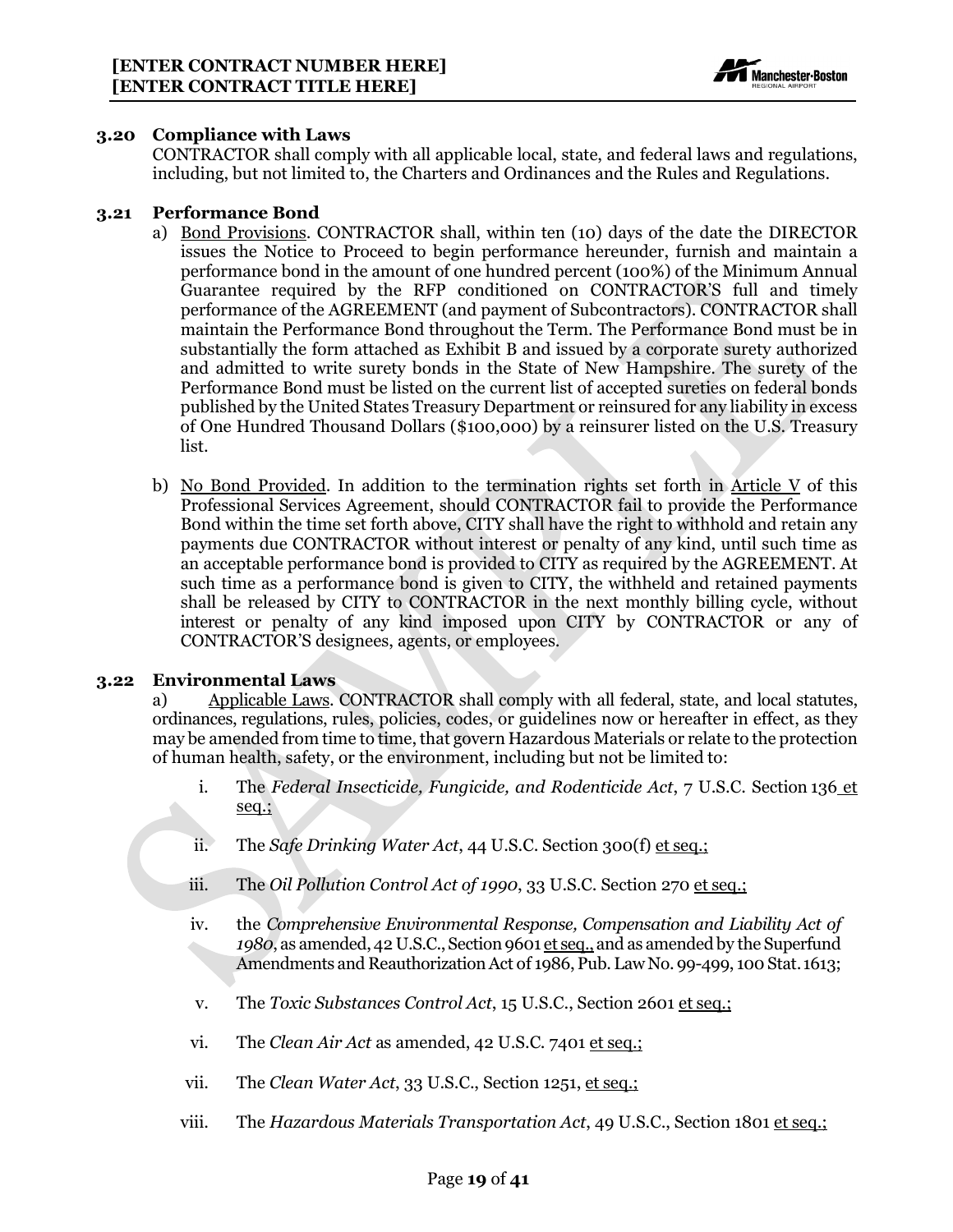### 3.20 Compliance with Laws

CONTRACTOR shall comply with all applicable local, state, and federal laws and regulations, including, but not limited to, the Charters and Ordinances and the Rules and Regulations.

### 3.21 Performance Bond

a) Bond Provisions. CONTRACTOR shall, within ten (10) days of the date the DIRECTOR issues the Notice to Proceed to begin performance hereunder, furnish and maintain a performance bond in the amount of one hundred percent (100%) of the Minimum Annual Guarantee required by the RFP conditioned on CONTRACTOR'S full and timely performance of the AGREEMENT (and payment of Subcontractors). CONTRACTOR shall maintain the Performance Bond throughout the Term. The Performance Bond must be in substantially the form attached as Exhibit B and issued by a corporate surety authorized and admitted to write surety bonds in the State of New Hampshire. The surety of the Performance Bond must be listed on the current list of accepted sureties on federal bonds published by the United States Treasury Department or reinsured for any liability in excess of One Hundred Thousand Dollars ($100,000) by a reinsurer listed on the U.S. Treasury list.

b) No Bond Provided. In addition to the termination rights set forth in Article V of this Professional Services Agreement, should CONTRACTOR fail to provide the Performance Bond within the time set forth above, CITY shall have the right to withhold and retain any payments due CONTRACTOR without interest or penalty of any kind, until such time as an acceptable performance bond is provided to CITY as required by the AGREEMENT. At such time as a performance bond is given to CITY, the withheld and retained payments shall be released by CITY to CONTRACTOR in the next monthly billing cycle, without interest or penalty of any kind imposed upon CITY by CONTRACTOR or any of CONTRACTOR'S designees, agents, or employees.

### 3.22 Environmental Laws

a) Applicable Laws. CONTRACTOR shall comply with all federal, state, and local statutes, ordinances, regulations, rules, policies, codes, or guidelines now or hereafter in effect, as they may be amended from time to time, that govern Hazardous Materials or relate to the protection of human health, safety, or the environment, including but not be limited to:

i. The *Federal Insecticide, Fungicide, and Rodenticide Act*, 7 U.S.C. Section 136 et seq.;

ii. The *Safe Drinking Water Act*, 44 U.S.C. Section 300(f) et seq.;

iii. The *Oil Pollution Control Act of 1990*, 33 U.S.C. Section 270 et seq.;

iv. the *Comprehensive Environmental Response, Compensation and Liability Act of 1980*, as amended, 42 U.S.C., Section 9601 et seq., and as amended by the Superfund Amendments and Reauthorization Act of 1986, Pub. Law No. 99-499, 100 Stat. 1613;

v. The *Toxic Substances Control Act*, 15 U.S.C., Section 2601 et seq.;

vi. The *Clean Air Act* as amended, 42 U.S.C. 7401 et seq.;

vii. The *Clean Water Act*, 33 U.S.C., Section 1251, et seq.;

viii. The *Hazardous Materials Transportation Act*, 49 U.S.C., Section 1801 et seq.;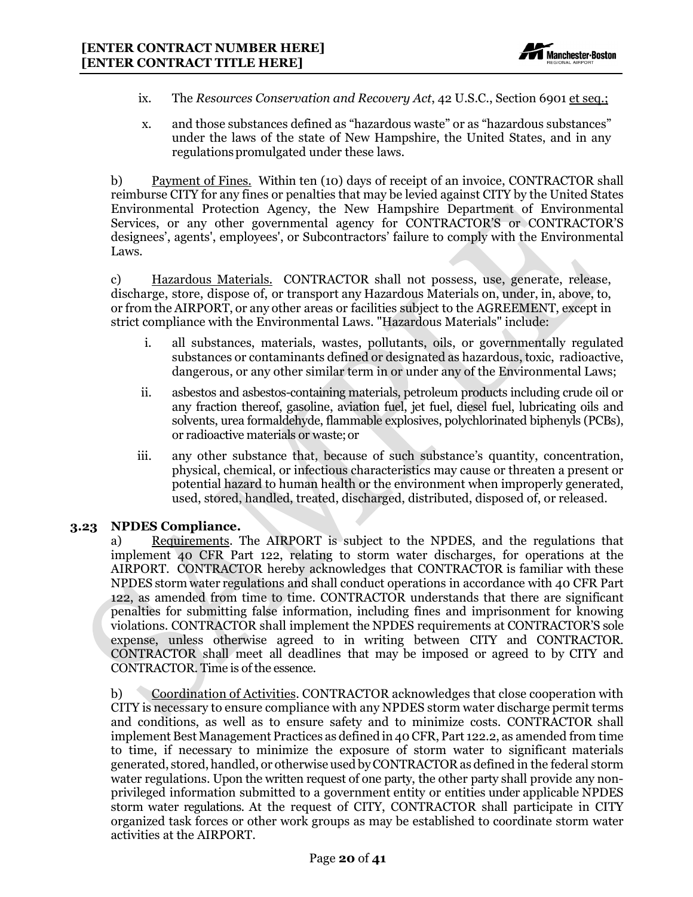ix. The *Resources Conservation and Recovery Act*, 42 U.S.C., Section 6901 et seq.;

x. and those substances defined as "hazardous waste" or as "hazardous substances" under the laws of the state of New Hampshire, the United States, and in any regulations promulgated under these laws.

b) Payment of Fines. Within ten (10) days of receipt of an invoice, CONTRACTOR shall reimburse CITY for any fines or penalties that may be levied against CITY by the United States Environmental Protection Agency, the New Hampshire Department of Environmental Services, or any other governmental agency for CONTRACTOR'S or CONTRACTOR'S designees', agents', employees', or Subcontractors' failure to comply with the Environmental Laws.

c) Hazardous Materials. CONTRACTOR shall not possess, use, generate, release, discharge, store, dispose of, or transport any Hazardous Materials on, under, in, above, to, or from the AIRPORT, or any other areas or facilities subject to the AGREEMENT, except in strict compliance with the Environmental Laws. "Hazardous Materials" include:

i. all substances, materials, wastes, pollutants, oils, or governmentally regulated substances or contaminants defined or designated as hazardous, toxic, radioactive, dangerous, or any other similar term in or under any of the Environmental Laws;

ii. asbestos and asbestos-containing materials, petroleum products including crude oil or any fraction thereof, gasoline, aviation fuel, jet fuel, diesel fuel, lubricating oils and solvents, urea formaldehyde, flammable explosives, polychlorinated biphenyls (PCBs), or radioactive materials or waste; or

iii. any other substance that, because of such substance's quantity, concentration, physical, chemical, or infectious characteristics may cause or threaten a present or potential hazard to human health or the environment when improperly generated, used, stored, handled, treated, discharged, distributed, disposed of, or released.

### 3.23 NPDES Compliance.

a) Requirements. The AIRPORT is subject to the NPDES, and the regulations that implement 40 CFR Part 122, relating to storm water discharges, for operations at the AIRPORT. CONTRACTOR hereby acknowledges that CONTRACTOR is familiar with these NPDES storm water regulations and shall conduct operations in accordance with 40 CFR Part 122, as amended from time to time. CONTRACTOR understands that there are significant penalties for submitting false information, including fines and imprisonment for knowing violations. CONTRACTOR shall implement the NPDES requirements at CONTRACTOR'S sole expense, unless otherwise agreed to in writing between CITY and CONTRACTOR. CONTRACTOR shall meet all deadlines that may be imposed or agreed to by CITY and CONTRACTOR. Time is of the essence.

b) Coordination of Activities. CONTRACTOR acknowledges that close cooperation with CITY is necessary to ensure compliance with any NPDES storm water discharge permit terms and conditions, as well as to ensure safety and to minimize costs. CONTRACTOR shall implement Best Management Practices as defined in 40 CFR, Part 122.2, as amended from time to time, if necessary to minimize the exposure of storm water to significant materials generated, stored, handled, or otherwise used by CONTRACTOR as defined in the federal storm water regulations. Upon the written request of one party, the other party shall provide any non-privileged information submitted to a government entity or entities under applicable NPDES storm water regulations. At the request of CITY, CONTRACTOR shall participate in CITY organized task forces or other work groups as may be established to coordinate storm water activities at the AIRPORT.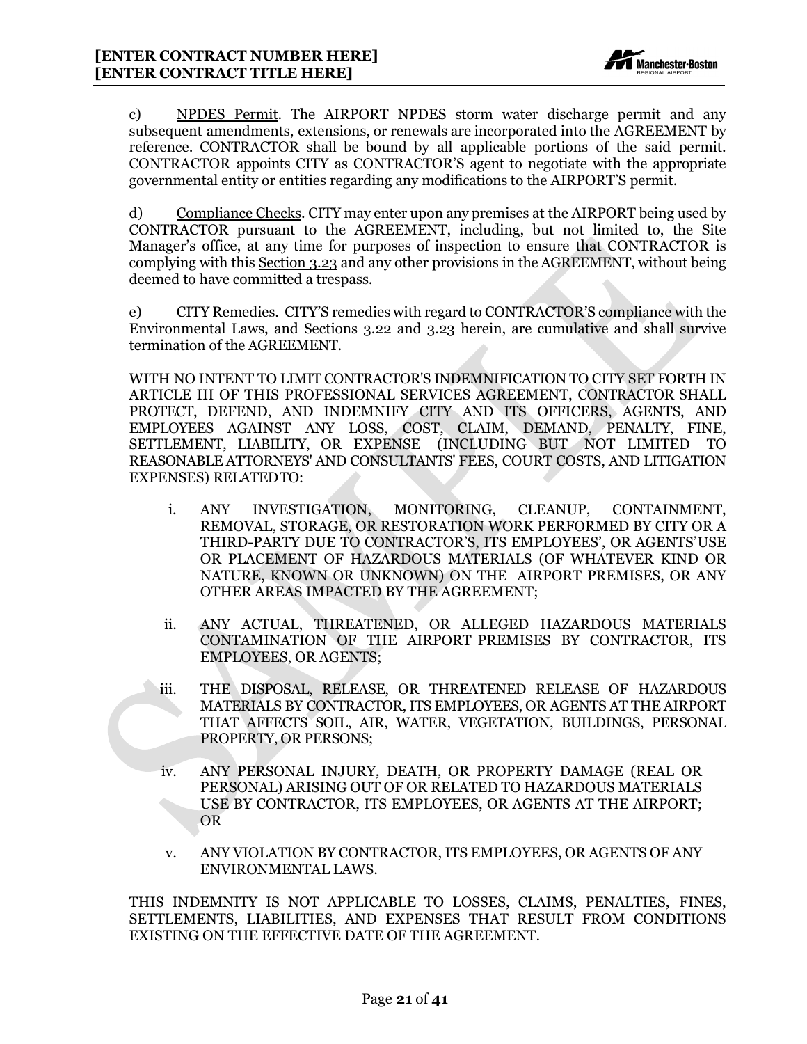c) NPDES Permit. The AIRPORT NPDES storm water discharge permit and any subsequent amendments, extensions, or renewals are incorporated into the AGREEMENT by reference. CONTRACTOR shall be bound by all applicable portions of the said permit. CONTRACTOR appoints CITY as CONTRACTOR'S agent to negotiate with the appropriate governmental entity or entities regarding any modifications to the AIRPORT'S permit.

d) Compliance Checks. CITY may enter upon any premises at the AIRPORT being used by CONTRACTOR pursuant to the AGREEMENT, including, but not limited to, the Site Manager's office, at any time for purposes of inspection to ensure that CONTRACTOR is complying with this Section 3.23 and any other provisions in the AGREEMENT, without being deemed to have committed a trespass.

e) CITY Remedies. CITY'S remedies with regard to CONTRACTOR'S compliance with the Environmental Laws, and Sections 3.22 and 3.23 herein, are cumulative and shall survive termination of the AGREEMENT.

WITH NO INTENT TO LIMIT CONTRACTOR'S INDEMNIFICATION TO CITY SET FORTH IN ARTICLE III OF THIS PROFESSIONAL SERVICES AGREEMENT, CONTRACTOR SHALL PROTECT, DEFEND, AND INDEMNIFY CITY AND ITS OFFICERS, AGENTS, AND EMPLOYEES AGAINST ANY LOSS, COST, CLAIM, DEMAND, PENALTY, FINE, SETTLEMENT, LIABILITY, OR EXPENSE (INCLUDING BUT NOT LIMITED TO REASONABLE ATTORNEYS' AND CONSULTANTS' FEES, COURT COSTS, AND LITIGATION EXPENSES) RELATED TO:

i. ANY INVESTIGATION, MONITORING, CLEANUP, CONTAINMENT, REMOVAL, STORAGE, OR RESTORATION WORK PERFORMED BY CITY OR A THIRD-PARTY DUE TO CONTRACTOR'S, ITS EMPLOYEES', OR AGENTS' USE OR PLACEMENT OF HAZARDOUS MATERIALS (OF WHATEVER KIND OR NATURE, KNOWN OR UNKNOWN) ON THE AIRPORT PREMISES, OR ANY OTHER AREAS IMPACTED BY THE AGREEMENT;

ii. ANY ACTUAL, THREATENED, OR ALLEGED HAZARDOUS MATERIALS CONTAMINATION OF THE AIRPORT PREMISES BY CONTRACTOR, ITS EMPLOYEES, OR AGENTS;

iii. THE DISPOSAL, RELEASE, OR THREATENED RELEASE OF HAZARDOUS MATERIALS BY CONTRACTOR, ITS EMPLOYEES, OR AGENTS AT THE AIRPORT THAT AFFECTS SOIL, AIR, WATER, VEGETATION, BUILDINGS, PERSONAL PROPERTY, OR PERSONS;

iv. ANY PERSONAL INJURY, DEATH, OR PROPERTY DAMAGE (REAL OR PERSONAL) ARISING OUT OF OR RELATED TO HAZARDOUS MATERIALS USE BY CONTRACTOR, ITS EMPLOYEES, OR AGENTS AT THE AIRPORT; OR

v. ANY VIOLATION BY CONTRACTOR, ITS EMPLOYEES, OR AGENTS OF ANY ENVIRONMENTAL LAWS.

THIS INDEMNITY IS NOT APPLICABLE TO LOSSES, CLAIMS, PENALTIES, FINES, SETTLEMENTS, LIABILITIES, AND EXPENSES THAT RESULT FROM CONDITIONS EXISTING ON THE EFFECTIVE DATE OF THE AGREEMENT.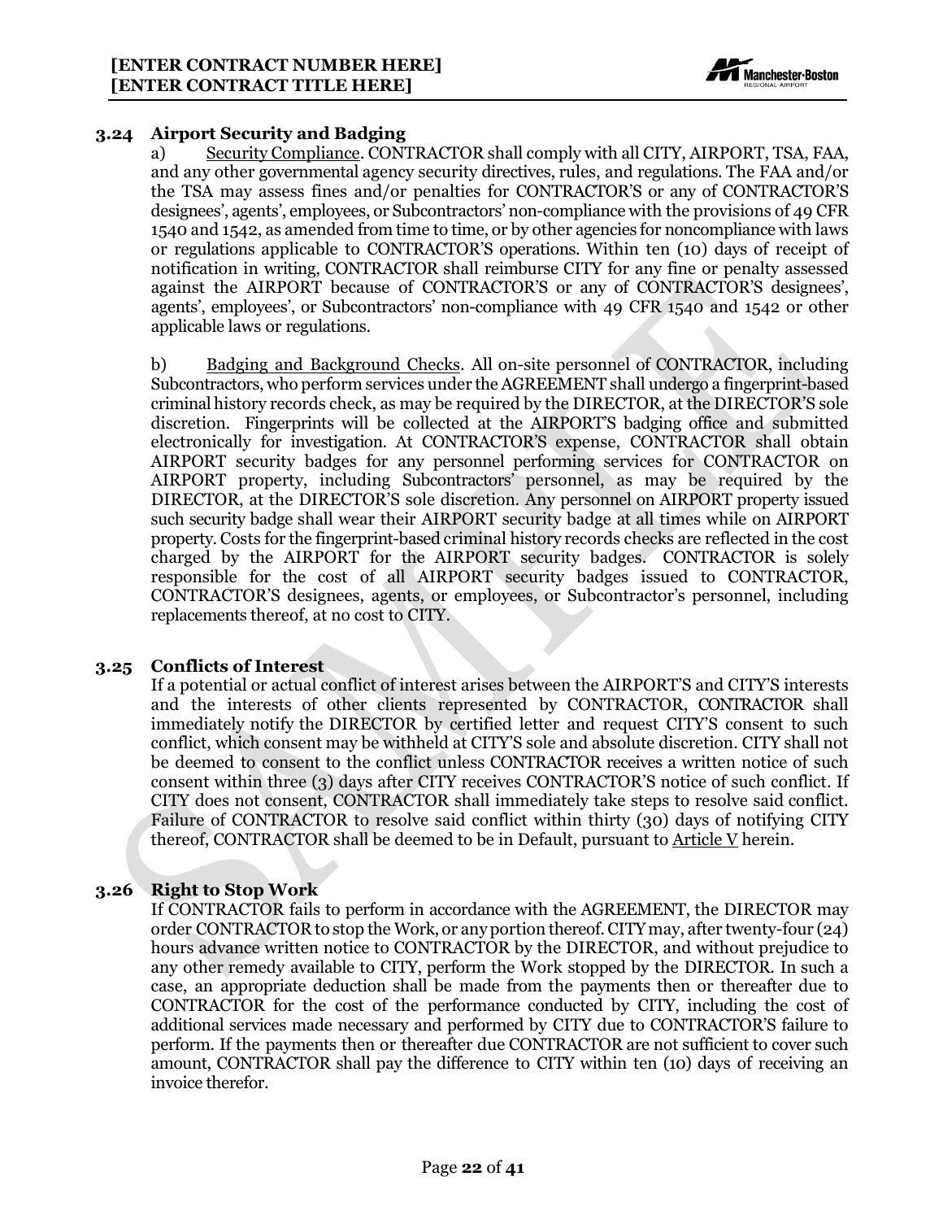### 3.24 Airport Security and Badging

a) Security Compliance. CONTRACTOR shall comply with all CITY, AIRPORT, TSA, FAA, and any other governmental agency security directives, rules, and regulations. The FAA and/or the TSA may assess fines and/or penalties for CONTRACTOR'S or any of CONTRACTOR'S designees', agents', employees, or Subcontractors' non-compliance with the provisions of 49 CFR 1540 and 1542, as amended from time to time, or by other agencies for noncompliance with laws or regulations applicable to CONTRACTOR'S operations. Within ten (10) days of receipt of notification in writing, CONTRACTOR shall reimburse CITY for any fine or penalty assessed against the AIRPORT because of CONTRACTOR'S or any of CONTRACTOR'S designees', agents', employees', or Subcontractors' non-compliance with 49 CFR 1540 and 1542 or other applicable laws or regulations.

b) Badging and Background Checks. All on-site personnel of CONTRACTOR, including Subcontractors, who perform services under the AGREEMENT shall undergo a fingerprint-based criminal history records check, as may be required by the DIRECTOR, at the DIRECTOR'S sole discretion. Fingerprints will be collected at the AIRPORT'S badging office and submitted electronically for investigation. At CONTRACTOR'S expense, CONTRACTOR shall obtain AIRPORT security badges for any personnel performing services for CONTRACTOR on AIRPORT property, including Subcontractors' personnel, as may be required by the DIRECTOR, at the DIRECTOR'S sole discretion. Any personnel on AIRPORT property issued such security badge shall wear their AIRPORT security badge at all times while on AIRPORT property. Costs for the fingerprint-based criminal history records checks are reflected in the cost charged by the AIRPORT for the AIRPORT security badges. CONTRACTOR is solely responsible for the cost of all AIRPORT security badges issued to CONTRACTOR, CONTRACTOR'S designees, agents, or employees, or Subcontractor's personnel, including replacements thereof, at no cost to CITY.

### 3.25 Conflicts of Interest

If a potential or actual conflict of interest arises between the AIRPORT'S and CITY'S interests and the interests of other clients represented by CONTRACTOR, CONTRACTOR shall immediately notify the DIRECTOR by certified letter and request CITY'S consent to such conflict, which consent may be withheld at CITY'S sole and absolute discretion. CITY shall not be deemed to consent to the conflict unless CONTRACTOR receives a written notice of such consent within three (3) days after CITY receives CONTRACTOR'S notice of such conflict. If CITY does not consent, CONTRACTOR shall immediately take steps to resolve said conflict. Failure of CONTRACTOR to resolve said conflict within thirty (30) days of notifying CITY thereof, CONTRACTOR shall be deemed to be in Default, pursuant to Article V herein.

### 3.26 Right to Stop Work

If CONTRACTOR fails to perform in accordance with the AGREEMENT, the DIRECTOR may order CONTRACTOR to stop the Work, or any portion thereof. CITY may, after twenty-four (24) hours advance written notice to CONTRACTOR by the DIRECTOR, and without prejudice to any other remedy available to CITY, perform the Work stopped by the DIRECTOR. In such a case, an appropriate deduction shall be made from the payments then or thereafter due to CONTRACTOR for the cost of the performance conducted by CITY, including the cost of additional services made necessary and performed by CITY due to CONTRACTOR'S failure to perform. If the payments then or thereafter due CONTRACTOR are not sufficient to cover such amount, CONTRACTOR shall pay the difference to CITY within ten (10) days of receiving an invoice therefor.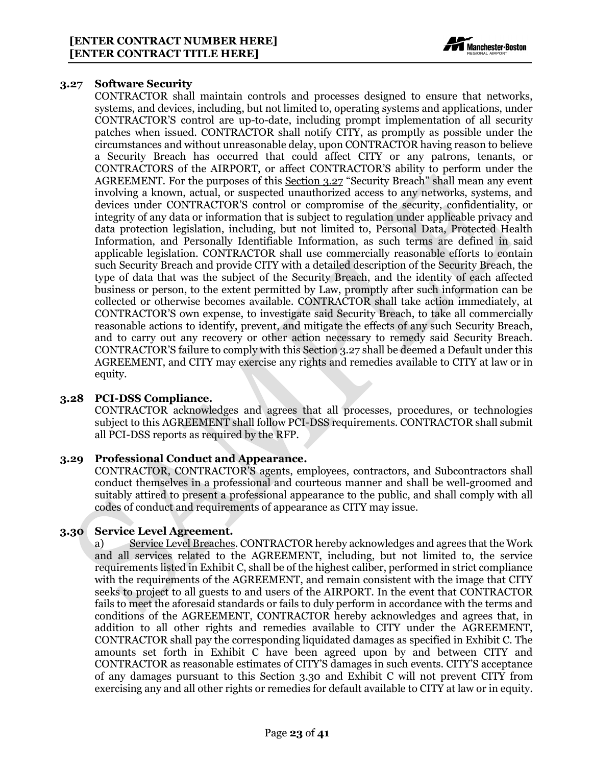### 3.27 Software Security

CONTRACTOR shall maintain controls and processes designed to ensure that networks, systems, and devices, including, but not limited to, operating systems and applications, under CONTRACTOR'S control are up-to-date, including prompt implementation of all security patches when issued. CONTRACTOR shall notify CITY, as promptly as possible under the circumstances and without unreasonable delay, upon CONTRACTOR having reason to believe a Security Breach has occurred that could affect CITY or any patrons, tenants, or CONTRACTORS of the AIRPORT, or affect CONTRACTOR'S ability to perform under the AGREEMENT. For the purposes of this Section 3.27 "Security Breach" shall mean any event involving a known, actual, or suspected unauthorized access to any networks, systems, and devices under CONTRACTOR'S control or compromise of the security, confidentiality, or integrity of any data or information that is subject to regulation under applicable privacy and data protection legislation, including, but not limited to, Personal Data, Protected Health Information, and Personally Identifiable Information, as such terms are defined in said applicable legislation. CONTRACTOR shall use commercially reasonable efforts to contain such Security Breach and provide CITY with a detailed description of the Security Breach, the type of data that was the subject of the Security Breach, and the identity of each affected business or person, to the extent permitted by Law, promptly after such information can be collected or otherwise becomes available. CONTRACTOR shall take action immediately, at CONTRACTOR'S own expense, to investigate said Security Breach, to take all commercially reasonable actions to identify, prevent, and mitigate the effects of any such Security Breach, and to carry out any recovery or other action necessary to remedy said Security Breach. CONTRACTOR'S failure to comply with this Section 3.27 shall be deemed a Default under this AGREEMENT, and CITY may exercise any rights and remedies available to CITY at law or in equity.

### 3.28 PCI-DSS Compliance.

CONTRACTOR acknowledges and agrees that all processes, procedures, or technologies subject to this AGREEMENT shall follow PCI-DSS requirements. CONTRACTOR shall submit all PCI-DSS reports as required by the RFP.

### 3.29 Professional Conduct and Appearance.

CONTRACTOR, CONTRACTOR'S agents, employees, contractors, and Subcontractors shall conduct themselves in a professional and courteous manner and shall be well-groomed and suitably attired to present a professional appearance to the public, and shall comply with all codes of conduct and requirements of appearance as CITY may issue.

### 3.30 Service Level Agreement.

a) Service Level Breaches. CONTRACTOR hereby acknowledges and agrees that the Work and all services related to the AGREEMENT, including, but not limited to, the service requirements listed in Exhibit C, shall be of the highest caliber, performed in strict compliance with the requirements of the AGREEMENT, and remain consistent with the image that CITY seeks to project to all guests to and users of the AIRPORT. In the event that CONTRACTOR fails to meet the aforesaid standards or fails to duly perform in accordance with the terms and conditions of the AGREEMENT, CONTRACTOR hereby acknowledges and agrees that, in addition to all other rights and remedies available to CITY under the AGREEMENT, CONTRACTOR shall pay the corresponding liquidated damages as specified in Exhibit C. The amounts set forth in Exhibit C have been agreed upon by and between CITY and CONTRACTOR as reasonable estimates of CITY'S damages in such events. CITY'S acceptance of any damages pursuant to this Section 3.30 and Exhibit C will not prevent CITY from exercising any and all other rights or remedies for default available to CITY at law or in equity.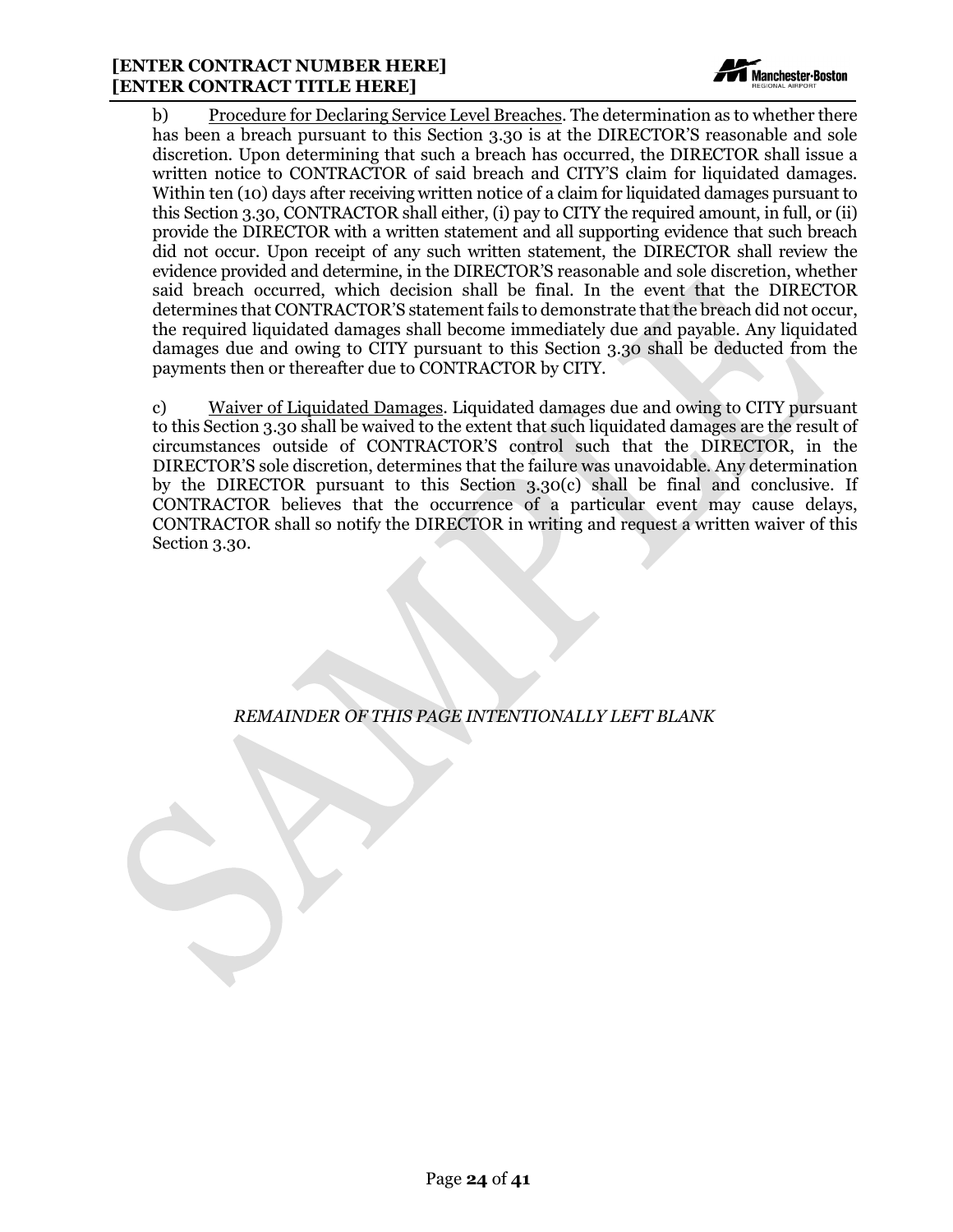b) <u>Procedure for Declaring Service Level Breaches</u>. The determination as to whether there has been a breach pursuant to this Section 3.30 is at the DIRECTOR'S reasonable and sole discretion. Upon determining that such a breach has occurred, the DIRECTOR shall issue a written notice to CONTRACTOR of said breach and CITY'S claim for liquidated damages. Within ten (10) days after receiving written notice of a claim for liquidated damages pursuant to this Section 3.30, CONTRACTOR shall either, (i) pay to CITY the required amount, in full, or (ii) provide the DIRECTOR with a written statement and all supporting evidence that such breach did not occur. Upon receipt of any such written statement, the DIRECTOR shall review the evidence provided and determine, in the DIRECTOR'S reasonable and sole discretion, whether said breach occurred, which decision shall be final. In the event that the DIRECTOR determines that CONTRACTOR'S statement fails to demonstrate that the breach did not occur, the required liquidated damages shall become immediately due and payable. Any liquidated damages due and owing to CITY pursuant to this Section 3.30 shall be deducted from the payments then or thereafter due to CONTRACTOR by CITY.

c) <u>Waiver of Liquidated Damages</u>. Liquidated damages due and owing to CITY pursuant to this Section 3.30 shall be waived to the extent that such liquidated damages are the result of circumstances outside of CONTRACTOR'S control such that the DIRECTOR, in the DIRECTOR'S sole discretion, determines that the failure was unavoidable. Any determination by the DIRECTOR pursuant to this Section 3.30(c) shall be final and conclusive. If CONTRACTOR believes that the occurrence of a particular event may cause delays, CONTRACTOR shall so notify the DIRECTOR in writing and request a written waiver of this Section 3.30.

*REMAINDER OF THIS PAGE INTENTIONALLY LEFT BLANK*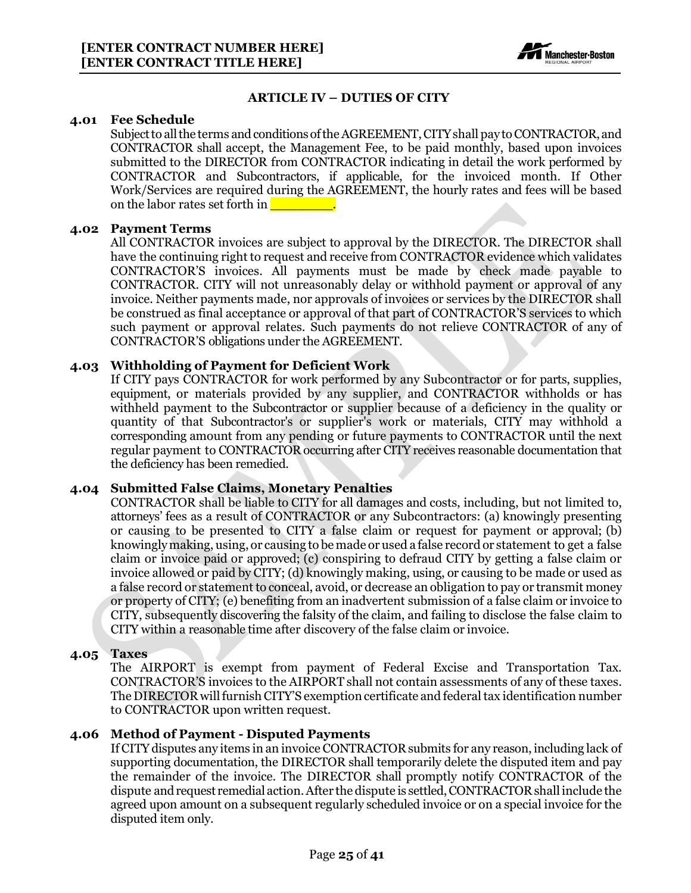## ARTICLE IV – DUTIES OF CITY

### 4.01 Fee Schedule

Subject to all the terms and conditions of the AGREEMENT, CITY shall pay to CONTRACTOR, and CONTRACTOR shall accept, the Management Fee, to be paid monthly, based upon invoices submitted to the DIRECTOR from CONTRACTOR indicating in detail the work performed by CONTRACTOR and Subcontractors, if applicable, for the invoiced month. If Other Work/Services are required during the AGREEMENT, the hourly rates and fees will be based on the labor rates set forth in ________.

### 4.02 Payment Terms

All CONTRACTOR invoices are subject to approval by the DIRECTOR. The DIRECTOR shall have the continuing right to request and receive from CONTRACTOR evidence which validates CONTRACTOR'S invoices. All payments must be made by check made payable to CONTRACTOR. CITY will not unreasonably delay or withhold payment or approval of any invoice. Neither payments made, nor approvals of invoices or services by the DIRECTOR shall be construed as final acceptance or approval of that part of CONTRACTOR'S services to which such payment or approval relates. Such payments do not relieve CONTRACTOR of any of CONTRACTOR'S obligations under the AGREEMENT.

### 4.03 Withholding of Payment for Deficient Work

If CITY pays CONTRACTOR for work performed by any Subcontractor or for parts, supplies, equipment, or materials provided by any supplier, and CONTRACTOR withholds or has withheld payment to the Subcontractor or supplier because of a deficiency in the quality or quantity of that Subcontractor's or supplier's work or materials, CITY may withhold a corresponding amount from any pending or future payments to CONTRACTOR until the next regular payment to CONTRACTOR occurring after CITY receives reasonable documentation that the deficiency has been remedied.

### 4.04 Submitted False Claims, Monetary Penalties

CONTRACTOR shall be liable to CITY for all damages and costs, including, but not limited to, attorneys' fees as a result of CONTRACTOR or any Subcontractors: (a) knowingly presenting or causing to be presented to CITY a false claim or request for payment or approval; (b) knowingly making, using, or causing to be made or used a false record or statement to get a false claim or invoice paid or approved; (c) conspiring to defraud CITY by getting a false claim or invoice allowed or paid by CITY; (d) knowingly making, using, or causing to be made or used as a false record or statement to conceal, avoid, or decrease an obligation to pay or transmit money or property of CITY; (e) benefiting from an inadvertent submission of a false claim or invoice to CITY, subsequently discovering the falsity of the claim, and failing to disclose the false claim to CITY within a reasonable time after discovery of the false claim or invoice.

### 4.05 Taxes

The AIRPORT is exempt from payment of Federal Excise and Transportation Tax. CONTRACTOR'S invoices to the AIRPORT shall not contain assessments of any of these taxes. The DIRECTOR will furnish CITY'S exemption certificate and federal tax identification number to CONTRACTOR upon written request.

### 4.06 Method of Payment - Disputed Payments

If CITY disputes any items in an invoice CONTRACTOR submits for any reason, including lack of supporting documentation, the DIRECTOR shall temporarily delete the disputed item and pay the remainder of the invoice. The DIRECTOR shall promptly notify CONTRACTOR of the dispute and request remedial action. After the dispute is settled, CONTRACTOR shall include the agreed upon amount on a subsequent regularly scheduled invoice or on a special invoice for the disputed item only.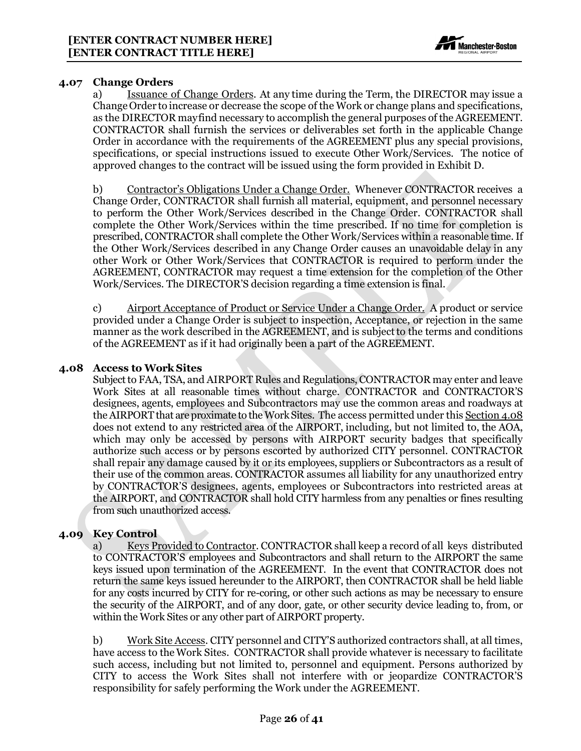### 4.07 Change Orders

a) Issuance of Change Orders. At any time during the Term, the DIRECTOR may issue a Change Order to increase or decrease the scope of the Work or change plans and specifications, as the DIRECTOR may find necessary to accomplish the general purposes of the AGREEMENT. CONTRACTOR shall furnish the services or deliverables set forth in the applicable Change Order in accordance with the requirements of the AGREEMENT plus any special provisions, specifications, or special instructions issued to execute Other Work/Services. The notice of approved changes to the contract will be issued using the form provided in Exhibit D.

b) Contractor's Obligations Under a Change Order. Whenever CONTRACTOR receives a Change Order, CONTRACTOR shall furnish all material, equipment, and personnel necessary to perform the Other Work/Services described in the Change Order. CONTRACTOR shall complete the Other Work/Services within the time prescribed. If no time for completion is prescribed, CONTRACTOR shall complete the Other Work/Services within a reasonable time. If the Other Work/Services described in any Change Order causes an unavoidable delay in any other Work or Other Work/Services that CONTRACTOR is required to perform under the AGREEMENT, CONTRACTOR may request a time extension for the completion of the Other Work/Services. The DIRECTOR'S decision regarding a time extension is final.

c) Airport Acceptance of Product or Service Under a Change Order. A product or service provided under a Change Order is subject to inspection, Acceptance, or rejection in the same manner as the work described in the AGREEMENT, and is subject to the terms and conditions of the AGREEMENT as if it had originally been a part of the AGREEMENT.

### 4.08 Access to Work Sites

Subject to FAA, TSA, and AIRPORT Rules and Regulations, CONTRACTOR may enter and leave Work Sites at all reasonable times without charge. CONTRACTOR and CONTRACTOR'S designees, agents, employees and Subcontractors may use the common areas and roadways at the AIRPORT that are proximate to the Work Sites. The access permitted under this Section 4.08 does not extend to any restricted area of the AIRPORT, including, but not limited to, the AOA, which may only be accessed by persons with AIRPORT security badges that specifically authorize such access or by persons escorted by authorized CITY personnel. CONTRACTOR shall repair any damage caused by it or its employees, suppliers or Subcontractors as a result of their use of the common areas. CONTRACTOR assumes all liability for any unauthorized entry by CONTRACTOR'S designees, agents, employees or Subcontractors into restricted areas at the AIRPORT, and CONTRACTOR shall hold CITY harmless from any penalties or fines resulting from such unauthorized access.

### 4.09 Key Control

a) Keys Provided to Contractor. CONTRACTOR shall keep a record of all keys distributed to CONTRACTOR'S employees and Subcontractors and shall return to the AIRPORT the same keys issued upon termination of the AGREEMENT. In the event that CONTRACTOR does not return the same keys issued hereunder to the AIRPORT, then CONTRACTOR shall be held liable for any costs incurred by CITY for re-coring, or other such actions as may be necessary to ensure the security of the AIRPORT, and of any door, gate, or other security device leading to, from, or within the Work Sites or any other part of AIRPORT property.

b) Work Site Access. CITY personnel and CITY'S authorized contractors shall, at all times, have access to the Work Sites. CONTRACTOR shall provide whatever is necessary to facilitate such access, including but not limited to, personnel and equipment. Persons authorized by CITY to access the Work Sites shall not interfere with or jeopardize CONTRACTOR'S responsibility for safely performing the Work under the AGREEMENT.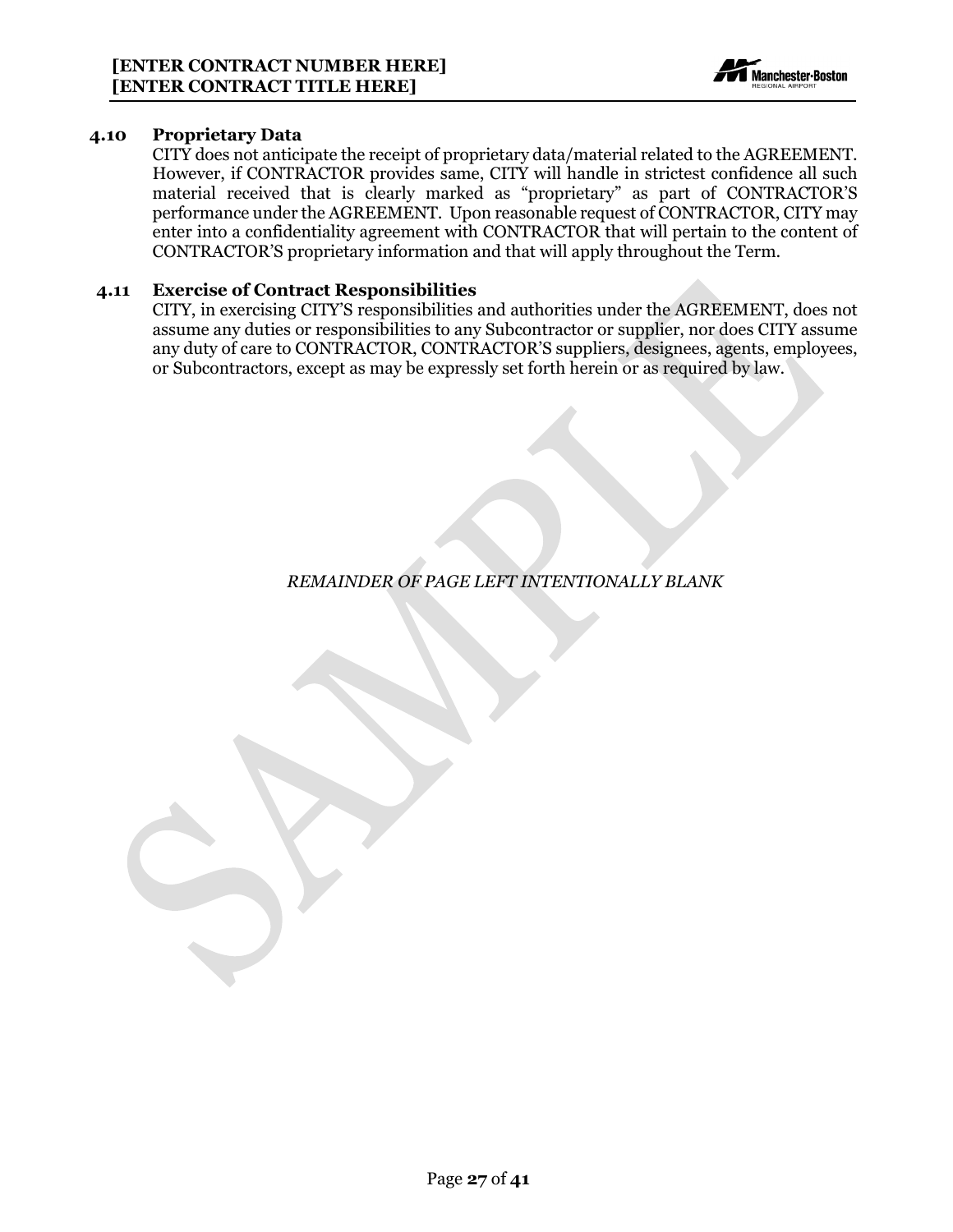### 4.10 Proprietary Data

CITY does not anticipate the receipt of proprietary data/material related to the AGREEMENT. However, if CONTRACTOR provides same, CITY will handle in strictest confidence all such material received that is clearly marked as "proprietary" as part of CONTRACTOR'S performance under the AGREEMENT. Upon reasonable request of CONTRACTOR, CITY may enter into a confidentiality agreement with CONTRACTOR that will pertain to the content of CONTRACTOR'S proprietary information and that will apply throughout the Term.

### 4.11 Exercise of Contract Responsibilities

CITY, in exercising CITY'S responsibilities and authorities under the AGREEMENT, does not assume any duties or responsibilities to any Subcontractor or supplier, nor does CITY assume any duty of care to CONTRACTOR, CONTRACTOR'S suppliers, designees, agents, employees, or Subcontractors, except as may be expressly set forth herein or as required by law.

*REMAINDER OF PAGE LEFT INTENTIONALLY BLANK*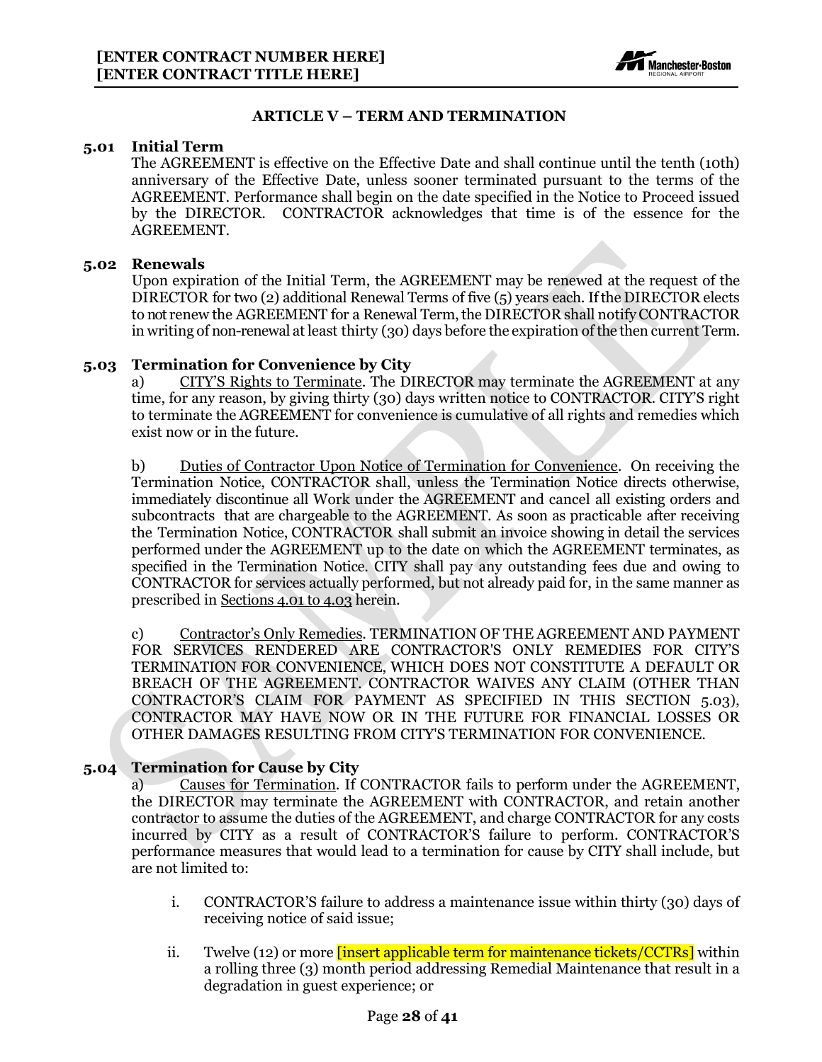## ARTICLE V – TERM AND TERMINATION

### 5.01 Initial Term

The AGREEMENT is effective on the Effective Date and shall continue until the tenth (10th) anniversary of the Effective Date, unless sooner terminated pursuant to the terms of the AGREEMENT. Performance shall begin on the date specified in the Notice to Proceed issued by the DIRECTOR. CONTRACTOR acknowledges that time is of the essence for the AGREEMENT.

### 5.02 Renewals

Upon expiration of the Initial Term, the AGREEMENT may be renewed at the request of the DIRECTOR for two (2) additional Renewal Terms of five (5) years each. If the DIRECTOR elects to not renew the AGREEMENT for a Renewal Term, the DIRECTOR shall notify CONTRACTOR in writing of non-renewal at least thirty (30) days before the expiration of the then current Term.

### 5.03 Termination for Convenience by City

a) CITY'S Rights to Terminate. The DIRECTOR may terminate the AGREEMENT at any time, for any reason, by giving thirty (30) days written notice to CONTRACTOR. CITY'S right to terminate the AGREEMENT for convenience is cumulative of all rights and remedies which exist now or in the future.

b) Duties of Contractor Upon Notice of Termination for Convenience. On receiving the Termination Notice, CONTRACTOR shall, unless the Termination Notice directs otherwise, immediately discontinue all Work under the AGREEMENT and cancel all existing orders and subcontracts that are chargeable to the AGREEMENT. As soon as practicable after receiving the Termination Notice, CONTRACTOR shall submit an invoice showing in detail the services performed under the AGREEMENT up to the date on which the AGREEMENT terminates, as specified in the Termination Notice. CITY shall pay any outstanding fees due and owing to CONTRACTOR for services actually performed, but not already paid for, in the same manner as prescribed in Sections 4.01 to 4.03 herein.

c) Contractor's Only Remedies. TERMINATION OF THE AGREEMENT AND PAYMENT FOR SERVICES RENDERED ARE CONTRACTOR'S ONLY REMEDIES FOR CITY'S TERMINATION FOR CONVENIENCE, WHICH DOES NOT CONSTITUTE A DEFAULT OR BREACH OF THE AGREEMENT. CONTRACTOR WAIVES ANY CLAIM (OTHER THAN CONTRACTOR'S CLAIM FOR PAYMENT AS SPECIFIED IN THIS SECTION 5.03), CONTRACTOR MAY HAVE NOW OR IN THE FUTURE FOR FINANCIAL LOSSES OR OTHER DAMAGES RESULTING FROM CITY'S TERMINATION FOR CONVENIENCE.

### 5.04 Termination for Cause by City

a) Causes for Termination. If CONTRACTOR fails to perform under the AGREEMENT, the DIRECTOR may terminate the AGREEMENT with CONTRACTOR, and retain another contractor to assume the duties of the AGREEMENT, and charge CONTRACTOR for any costs incurred by CITY as a result of CONTRACTOR'S failure to perform. CONTRACTOR'S performance measures that would lead to a termination for cause by CITY shall include, but are not limited to:

i. CONTRACTOR'S failure to address a maintenance issue within thirty (30) days of receiving notice of said issue;

ii. Twelve (12) or more [insert applicable term for maintenance tickets/CCTRs] within a rolling three (3) month period addressing Remedial Maintenance that result in a degradation in guest experience; or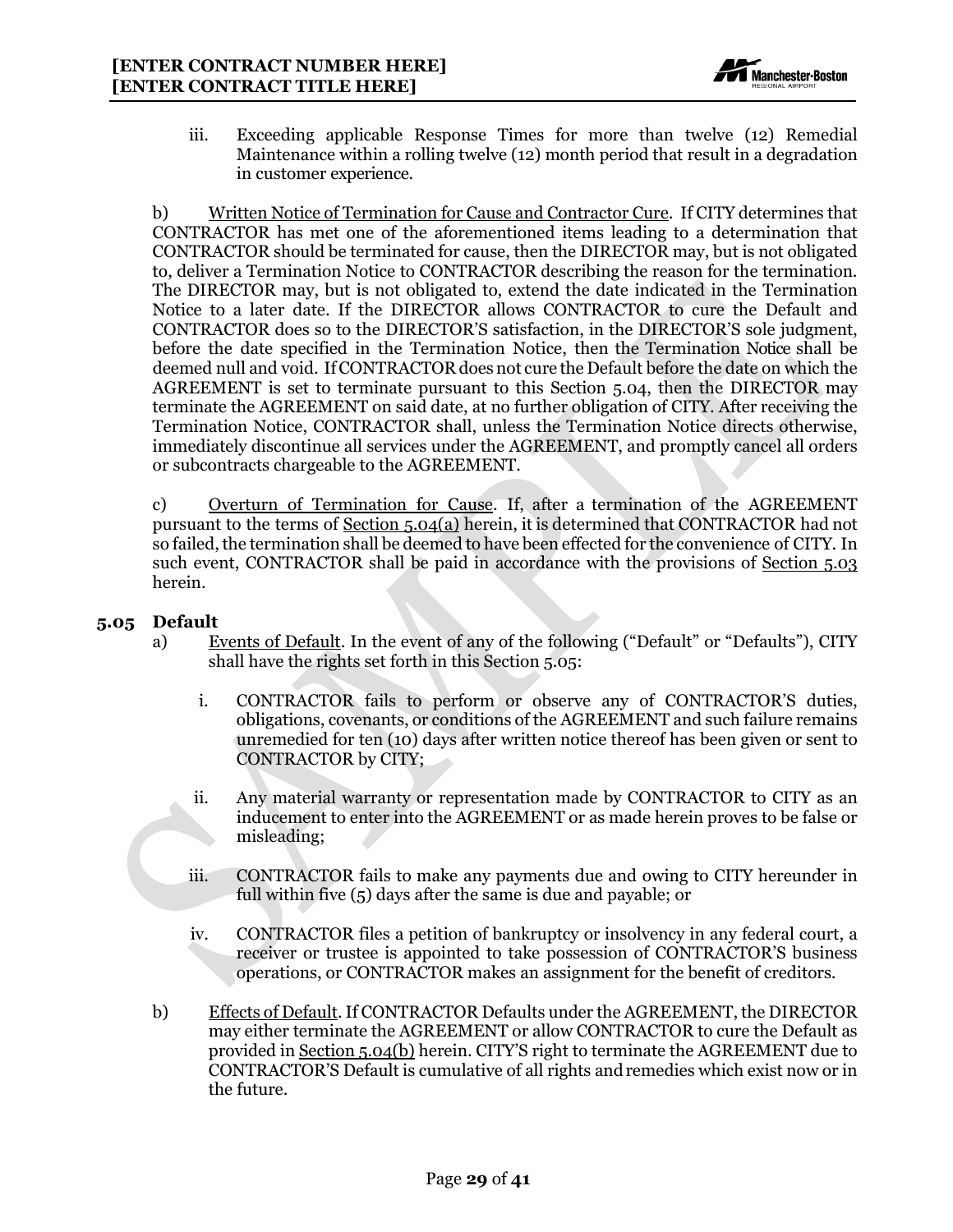iii. Exceeding applicable Response Times for more than twelve (12) Remedial Maintenance within a rolling twelve (12) month period that result in a degradation in customer experience.

b) Written Notice of Termination for Cause and Contractor Cure. If CITY determines that CONTRACTOR has met one of the aforementioned items leading to a determination that CONTRACTOR should be terminated for cause, then the DIRECTOR may, but is not obligated to, deliver a Termination Notice to CONTRACTOR describing the reason for the termination. The DIRECTOR may, but is not obligated to, extend the date indicated in the Termination Notice to a later date. If the DIRECTOR allows CONTRACTOR to cure the Default and CONTRACTOR does so to the DIRECTOR'S satisfaction, in the DIRECTOR'S sole judgment, before the date specified in the Termination Notice, then the Termination Notice shall be deemed null and void. If CONTRACTOR does not cure the Default before the date on which the AGREEMENT is set to terminate pursuant to this Section 5.04, then the DIRECTOR may terminate the AGREEMENT on said date, at no further obligation of CITY. After receiving the Termination Notice, CONTRACTOR shall, unless the Termination Notice directs otherwise, immediately discontinue all services under the AGREEMENT, and promptly cancel all orders or subcontracts chargeable to the AGREEMENT.

c) Overturn of Termination for Cause. If, after a termination of the AGREEMENT pursuant to the terms of Section 5.04(a) herein, it is determined that CONTRACTOR had not so failed, the termination shall be deemed to have been effected for the convenience of CITY. In such event, CONTRACTOR shall be paid in accordance with the provisions of Section 5.03 herein.

### 5.05 Default

a) Events of Default. In the event of any of the following ("Default" or "Defaults"), CITY shall have the rights set forth in this Section 5.05:

i. CONTRACTOR fails to perform or observe any of CONTRACTOR'S duties, obligations, covenants, or conditions of the AGREEMENT and such failure remains unremedied for ten (10) days after written notice thereof has been given or sent to CONTRACTOR by CITY;

ii. Any material warranty or representation made by CONTRACTOR to CITY as an inducement to enter into the AGREEMENT or as made herein proves to be false or misleading;

iii. CONTRACTOR fails to make any payments due and owing to CITY hereunder in full within five (5) days after the same is due and payable; or

iv. CONTRACTOR files a petition of bankruptcy or insolvency in any federal court, a receiver or trustee is appointed to take possession of CONTRACTOR'S business operations, or CONTRACTOR makes an assignment for the benefit of creditors.

b) Effects of Default. If CONTRACTOR Defaults under the AGREEMENT, the DIRECTOR may either terminate the AGREEMENT or allow CONTRACTOR to cure the Default as provided in Section 5.04(b) herein. CITY'S right to terminate the AGREEMENT due to CONTRACTOR'S Default is cumulative of all rights and remedies which exist now or in the future.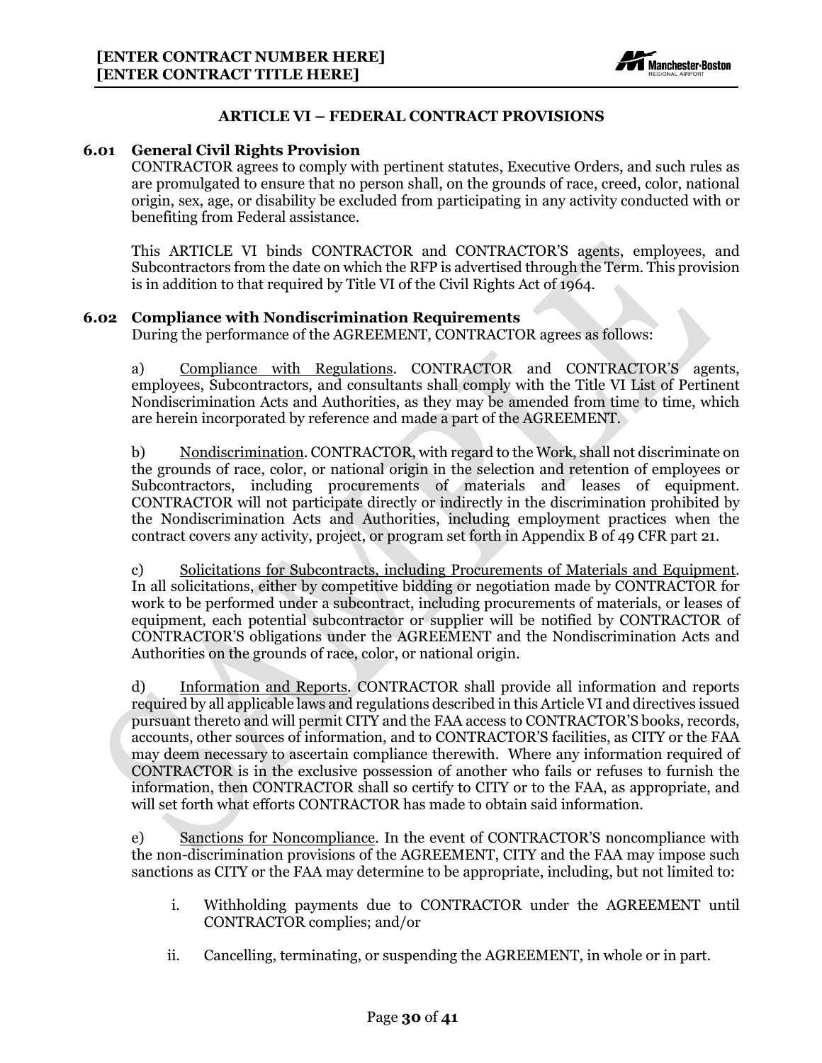## ARTICLE VI – FEDERAL CONTRACT PROVISIONS

### 6.01 General Civil Rights Provision

CONTRACTOR agrees to comply with pertinent statutes, Executive Orders, and such rules as are promulgated to ensure that no person shall, on the grounds of race, creed, color, national origin, sex, age, or disability be excluded from participating in any activity conducted with or benefiting from Federal assistance.

This ARTICLE VI binds CONTRACTOR and CONTRACTOR'S agents, employees, and Subcontractors from the date on which the RFP is advertised through the Term. This provision is in addition to that required by Title VI of the Civil Rights Act of 1964.

### 6.02 Compliance with Nondiscrimination Requirements

During the performance of the AGREEMENT, CONTRACTOR agrees as follows:

a) Compliance with Regulations. CONTRACTOR and CONTRACTOR'S agents, employees, Subcontractors, and consultants shall comply with the Title VI List of Pertinent Nondiscrimination Acts and Authorities, as they may be amended from time to time, which are herein incorporated by reference and made a part of the AGREEMENT.

b) Nondiscrimination. CONTRACTOR, with regard to the Work, shall not discriminate on the grounds of race, color, or national origin in the selection and retention of employees or Subcontractors, including procurements of materials and leases of equipment. CONTRACTOR will not participate directly or indirectly in the discrimination prohibited by the Nondiscrimination Acts and Authorities, including employment practices when the contract covers any activity, project, or program set forth in Appendix B of 49 CFR part 21.

c) Solicitations for Subcontracts, including Procurements of Materials and Equipment. In all solicitations, either by competitive bidding or negotiation made by CONTRACTOR for work to be performed under a subcontract, including procurements of materials, or leases of equipment, each potential subcontractor or supplier will be notified by CONTRACTOR of CONTRACTOR'S obligations under the AGREEMENT and the Nondiscrimination Acts and Authorities on the grounds of race, color, or national origin.

d) Information and Reports. CONTRACTOR shall provide all information and reports required by all applicable laws and regulations described in this Article VI and directives issued pursuant thereto and will permit CITY and the FAA access to CONTRACTOR'S books, records, accounts, other sources of information, and to CONTRACTOR'S facilities, as CITY or the FAA may deem necessary to ascertain compliance therewith. Where any information required of CONTRACTOR is in the exclusive possession of another who fails or refuses to furnish the information, then CONTRACTOR shall so certify to CITY or to the FAA, as appropriate, and will set forth what efforts CONTRACTOR has made to obtain said information.

e) Sanctions for Noncompliance. In the event of CONTRACTOR'S noncompliance with the non-discrimination provisions of the AGREEMENT, CITY and the FAA may impose such sanctions as CITY or the FAA may determine to be appropriate, including, but not limited to:

i. Withholding payments due to CONTRACTOR under the AGREEMENT until CONTRACTOR complies; and/or

ii. Cancelling, terminating, or suspending the AGREEMENT, in whole or in part.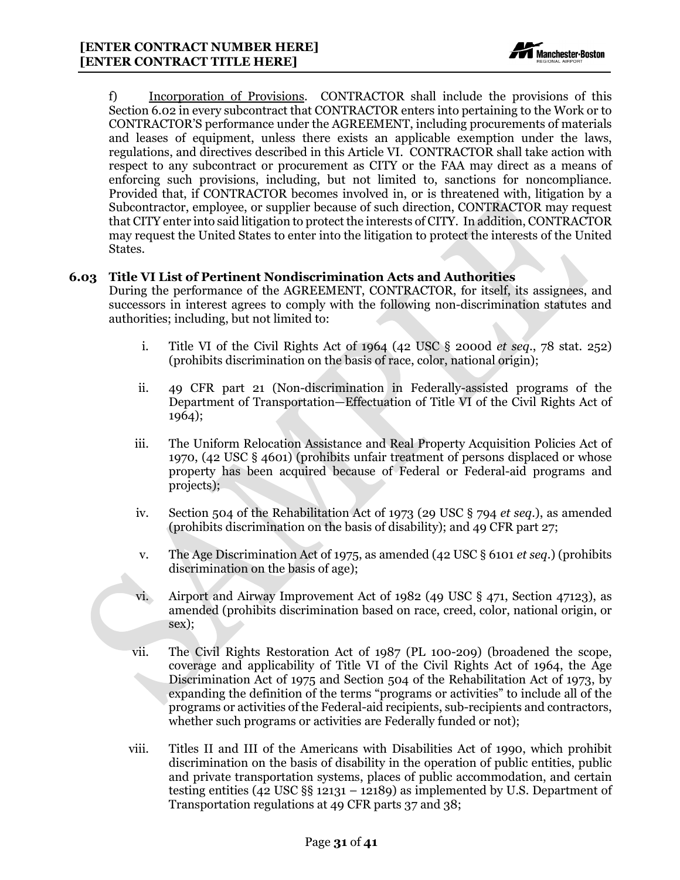f) Incorporation of Provisions. CONTRACTOR shall include the provisions of this Section 6.02 in every subcontract that CONTRACTOR enters into pertaining to the Work or to CONTRACTOR'S performance under the AGREEMENT, including procurements of materials and leases of equipment, unless there exists an applicable exemption under the laws, regulations, and directives described in this Article VI. CONTRACTOR shall take action with respect to any subcontract or procurement as CITY or the FAA may direct as a means of enforcing such provisions, including, but not limited to, sanctions for noncompliance. Provided that, if CONTRACTOR becomes involved in, or is threatened with, litigation by a Subcontractor, employee, or supplier because of such direction, CONTRACTOR may request that CITY enter into said litigation to protect the interests of CITY. In addition, CONTRACTOR may request the United States to enter into the litigation to protect the interests of the United States.

### 6.03 Title VI List of Pertinent Nondiscrimination Acts and Authorities

During the performance of the AGREEMENT, CONTRACTOR, for itself, its assignees, and successors in interest agrees to comply with the following non-discrimination statutes and authorities; including, but not limited to:

i. Title VI of the Civil Rights Act of 1964 (42 USC § 2000d *et seq*., 78 stat. 252) (prohibits discrimination on the basis of race, color, national origin);

ii. 49 CFR part 21 (Non-discrimination in Federally-assisted programs of the Department of Transportation—Effectuation of Title VI of the Civil Rights Act of 1964);

iii. The Uniform Relocation Assistance and Real Property Acquisition Policies Act of 1970, (42 USC § 4601) (prohibits unfair treatment of persons displaced or whose property has been acquired because of Federal or Federal-aid programs and projects);

iv. Section 504 of the Rehabilitation Act of 1973 (29 USC § 794 *et seq*.), as amended (prohibits discrimination on the basis of disability); and 49 CFR part 27;

v. The Age Discrimination Act of 1975, as amended (42 USC § 6101 *et seq*.) (prohibits discrimination on the basis of age);

vi. Airport and Airway Improvement Act of 1982 (49 USC § 471, Section 47123), as amended (prohibits discrimination based on race, creed, color, national origin, or sex);

vii. The Civil Rights Restoration Act of 1987 (PL 100-209) (broadened the scope, coverage and applicability of Title VI of the Civil Rights Act of 1964, the Age Discrimination Act of 1975 and Section 504 of the Rehabilitation Act of 1973, by expanding the definition of the terms "programs or activities" to include all of the programs or activities of the Federal-aid recipients, sub-recipients and contractors, whether such programs or activities are Federally funded or not);

viii. Titles II and III of the Americans with Disabilities Act of 1990, which prohibit discrimination on the basis of disability in the operation of public entities, public and private transportation systems, places of public accommodation, and certain testing entities (42 USC §§ 12131 – 12189) as implemented by U.S. Department of Transportation regulations at 49 CFR parts 37 and 38;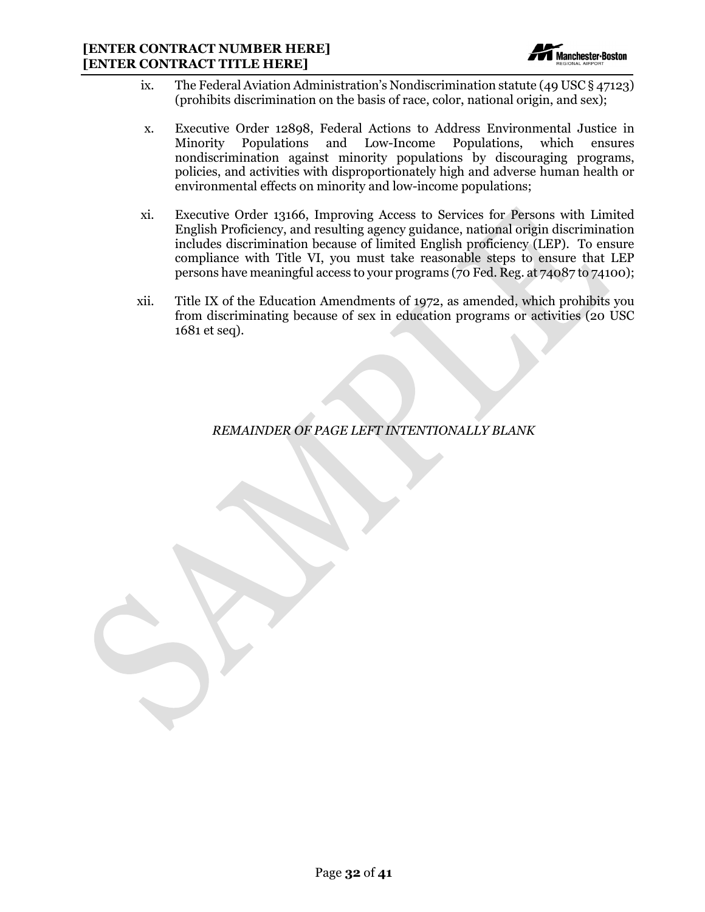ix. The Federal Aviation Administration's Nondiscrimination statute (49 USC § 47123) (prohibits discrimination on the basis of race, color, national origin, and sex);

x. Executive Order 12898, Federal Actions to Address Environmental Justice in Minority Populations and Low-Income Populations, which ensures nondiscrimination against minority populations by discouraging programs, policies, and activities with disproportionately high and adverse human health or environmental effects on minority and low-income populations;

xi. Executive Order 13166, Improving Access to Services for Persons with Limited English Proficiency, and resulting agency guidance, national origin discrimination includes discrimination because of limited English proficiency (LEP). To ensure compliance with Title VI, you must take reasonable steps to ensure that LEP persons have meaningful access to your programs (70 Fed. Reg. at 74087 to 74100);

xii. Title IX of the Education Amendments of 1972, as amended, which prohibits you from discriminating because of sex in education programs or activities (20 USC 1681 et seq).

*REMAINDER OF PAGE LEFT INTENTIONALLY BLANK*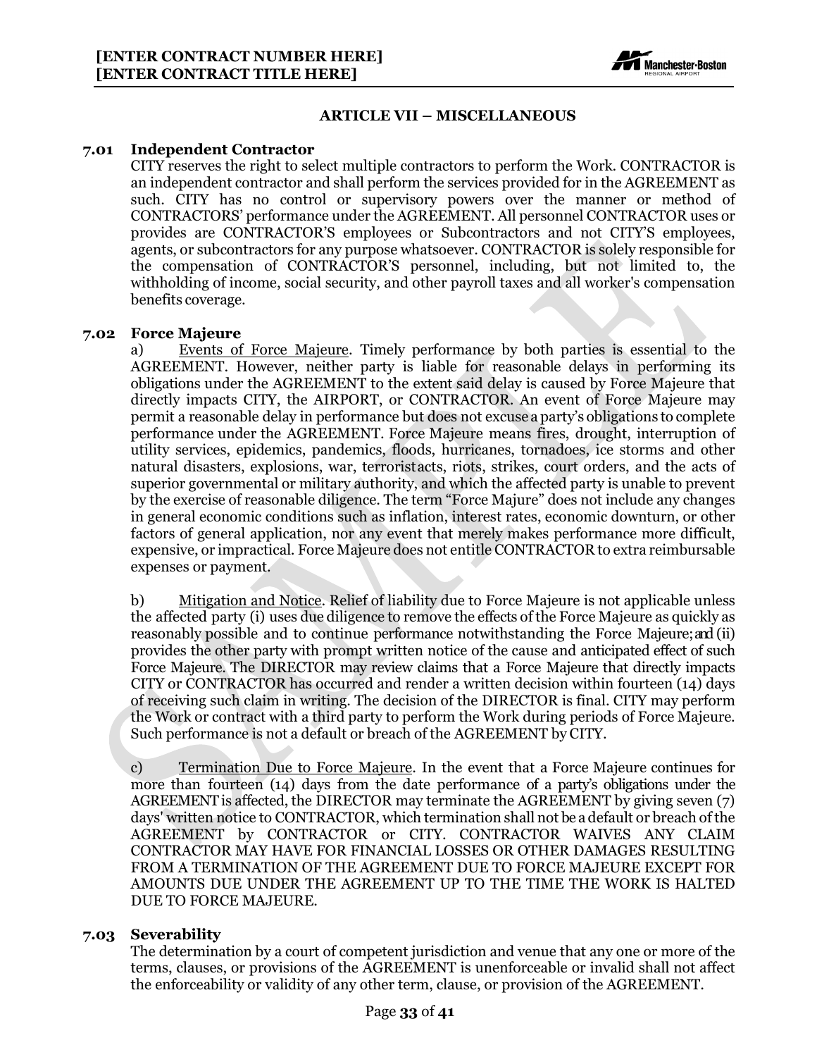## ARTICLE VII – MISCELLANEOUS

### 7.01 Independent Contractor

CITY reserves the right to select multiple contractors to perform the Work. CONTRACTOR is an independent contractor and shall perform the services provided for in the AGREEMENT as such. CITY has no control or supervisory powers over the manner or method of CONTRACTORS' performance under the AGREEMENT. All personnel CONTRACTOR uses or provides are CONTRACTOR'S employees or Subcontractors and not CITY'S employees, agents, or subcontractors for any purpose whatsoever. CONTRACTOR is solely responsible for the compensation of CONTRACTOR'S personnel, including, but not limited to, the withholding of income, social security, and other payroll taxes and all worker's compensation benefits coverage.

### 7.02 Force Majeure

a) Events of Force Majeure. Timely performance by both parties is essential to the AGREEMENT. However, neither party is liable for reasonable delays in performing its obligations under the AGREEMENT to the extent said delay is caused by Force Majeure that directly impacts CITY, the AIRPORT, or CONTRACTOR. An event of Force Majeure may permit a reasonable delay in performance but does not excuse a party's obligations to complete performance under the AGREEMENT. Force Majeure means fires, drought, interruption of utility services, epidemics, pandemics, floods, hurricanes, tornadoes, ice storms and other natural disasters, explosions, war, terroristacts, riots, strikes, court orders, and the acts of superior governmental or military authority, and which the affected party is unable to prevent by the exercise of reasonable diligence. The term "Force Majure" does not include any changes in general economic conditions such as inflation, interest rates, economic downturn, or other factors of general application, nor any event that merely makes performance more difficult, expensive, or impractical. Force Majeure does not entitle CONTRACTOR to extra reimbursable expenses or payment.

b) Mitigation and Notice. Relief of liability due to Force Majeure is not applicable unless the affected party (i) uses due diligence to remove the effects of the Force Majeure as quickly as reasonably possible and to continue performance notwithstanding the Force Majeure; and (ii) provides the other party with prompt written notice of the cause and anticipated effect of such Force Majeure. The DIRECTOR may review claims that a Force Majeure that directly impacts CITY or CONTRACTOR has occurred and render a written decision within fourteen (14) days of receiving such claim in writing. The decision of the DIRECTOR is final. CITY may perform the Work or contract with a third party to perform the Work during periods of Force Majeure. Such performance is not a default or breach of the AGREEMENT by CITY.

c) Termination Due to Force Majeure. In the event that a Force Majeure continues for more than fourteen (14) days from the date performance of a party's obligations under the AGREEMENT is affected, the DIRECTOR may terminate the AGREEMENT by giving seven (7) days' written notice to CONTRACTOR, which termination shall not be a default or breach of the AGREEMENT by CONTRACTOR or CITY. CONTRACTOR WAIVES ANY CLAIM CONTRACTOR MAY HAVE FOR FINANCIAL LOSSES OR OTHER DAMAGES RESULTING FROM A TERMINATION OF THE AGREEMENT DUE TO FORCE MAJEURE EXCEPT FOR AMOUNTS DUE UNDER THE AGREEMENT UP TO THE TIME THE WORK IS HALTED DUE TO FORCE MAJEURE.

### 7.03 Severability

The determination by a court of competent jurisdiction and venue that any one or more of the terms, clauses, or provisions of the AGREEMENT is unenforceable or invalid shall not affect the enforceability or validity of any other term, clause, or provision of the AGREEMENT.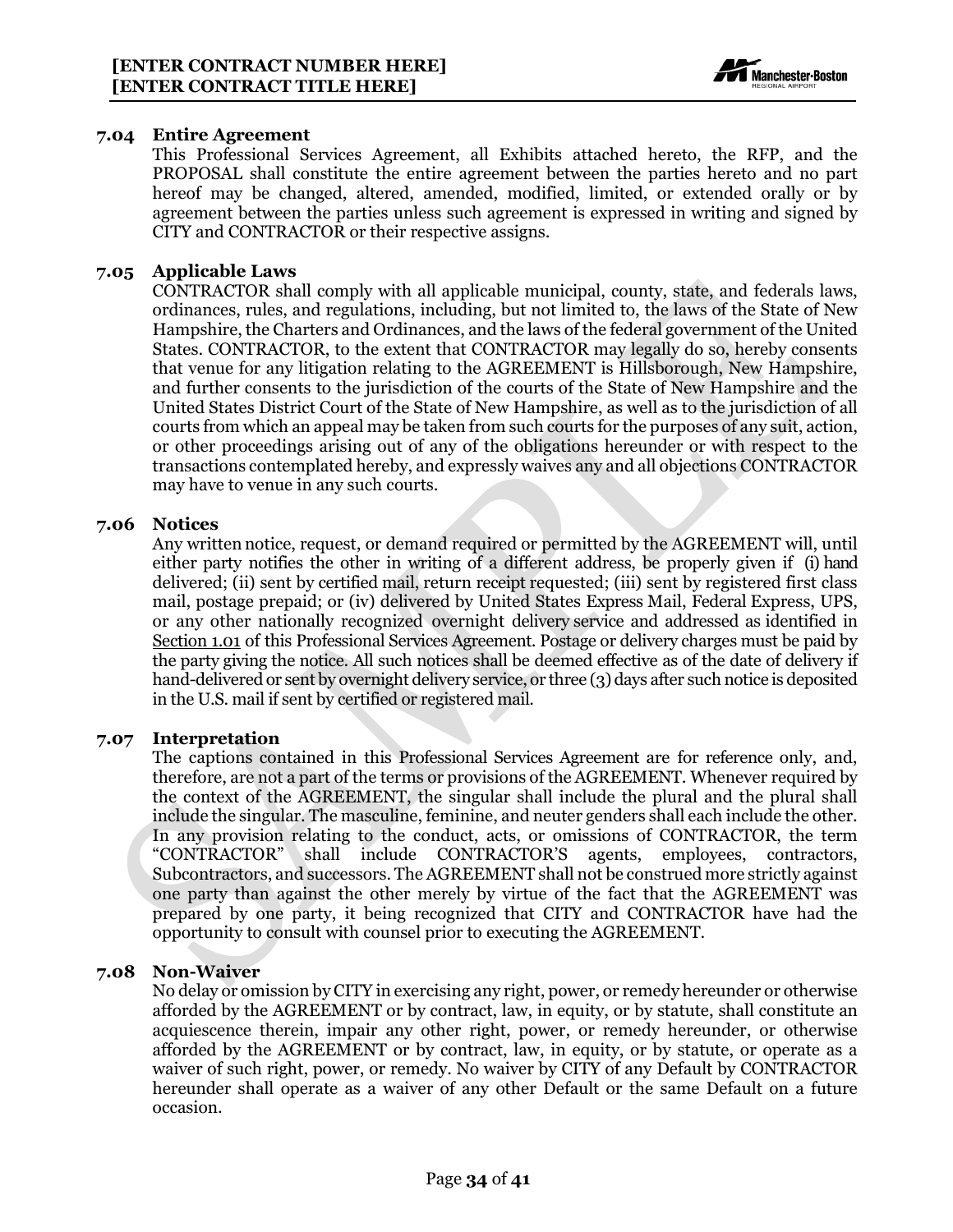### 7.04 Entire Agreement

This Professional Services Agreement, all Exhibits attached hereto, the RFP, and the PROPOSAL shall constitute the entire agreement between the parties hereto and no part hereof may be changed, altered, amended, modified, limited, or extended orally or by agreement between the parties unless such agreement is expressed in writing and signed by CITY and CONTRACTOR or their respective assigns.

### 7.05 Applicable Laws

CONTRACTOR shall comply with all applicable municipal, county, state, and federals laws, ordinances, rules, and regulations, including, but not limited to, the laws of the State of New Hampshire, the Charters and Ordinances, and the laws of the federal government of the United States. CONTRACTOR, to the extent that CONTRACTOR may legally do so, hereby consents that venue for any litigation relating to the AGREEMENT is Hillsborough, New Hampshire, and further consents to the jurisdiction of the courts of the State of New Hampshire and the United States District Court of the State of New Hampshire, as well as to the jurisdiction of all courts from which an appeal may be taken from such courts for the purposes of any suit, action, or other proceedings arising out of any of the obligations hereunder or with respect to the transactions contemplated hereby, and expressly waives any and all objections CONTRACTOR may have to venue in any such courts.

### 7.06 Notices

Any written notice, request, or demand required or permitted by the AGREEMENT will, until either party notifies the other in writing of a different address, be properly given if (i) hand delivered; (ii) sent by certified mail, return receipt requested; (iii) sent by registered first class mail, postage prepaid; or (iv) delivered by United States Express Mail, Federal Express, UPS, or any other nationally recognized overnight delivery service and addressed as identified in Section 1.01 of this Professional Services Agreement. Postage or delivery charges must be paid by the party giving the notice. All such notices shall be deemed effective as of the date of delivery if hand-delivered or sent by overnight delivery service, or three (3) days after such notice is deposited in the U.S. mail if sent by certified or registered mail.

### 7.07 Interpretation

The captions contained in this Professional Services Agreement are for reference only, and, therefore, are not a part of the terms or provisions of the AGREEMENT. Whenever required by the context of the AGREEMENT, the singular shall include the plural and the plural shall include the singular. The masculine, feminine, and neuter genders shall each include the other. In any provision relating to the conduct, acts, or omissions of CONTRACTOR, the term "CONTRACTOR" shall include CONTRACTOR'S agents, employees, contractors, Subcontractors, and successors. The AGREEMENT shall not be construed more strictly against one party than against the other merely by virtue of the fact that the AGREEMENT was prepared by one party, it being recognized that CITY and CONTRACTOR have had the opportunity to consult with counsel prior to executing the AGREEMENT.

### 7.08 Non-Waiver

No delay or omission by CITY in exercising any right, power, or remedy hereunder or otherwise afforded by the AGREEMENT or by contract, law, in equity, or by statute, shall constitute an acquiescence therein, impair any other right, power, or remedy hereunder, or otherwise afforded by the AGREEMENT or by contract, law, in equity, or by statute, or operate as a waiver of such right, power, or remedy. No waiver by CITY of any Default by CONTRACTOR hereunder shall operate as a waiver of any other Default or the same Default on a future occasion.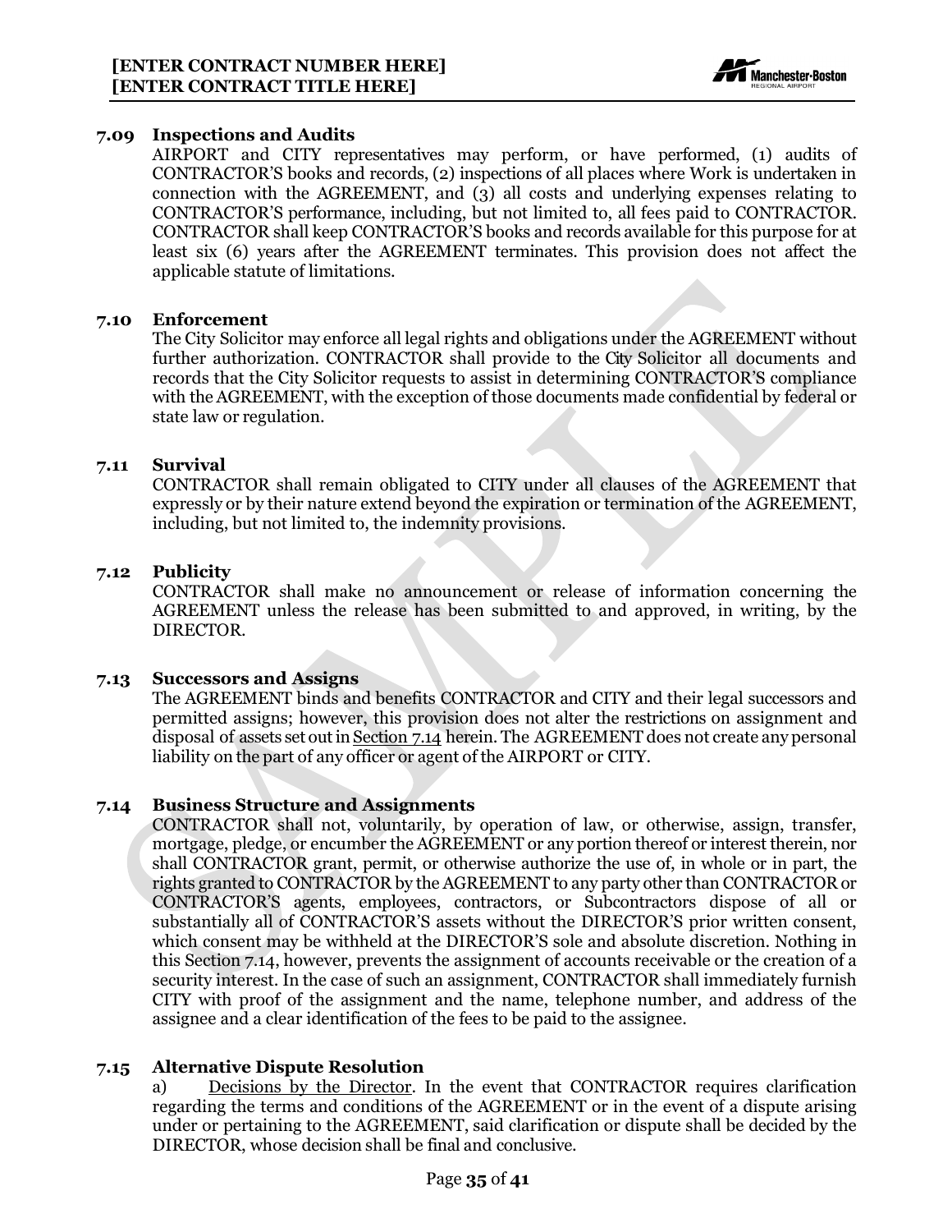### 7.09 Inspections and Audits

AIRPORT and CITY representatives may perform, or have performed, (1) audits of CONTRACTOR'S books and records, (2) inspections of all places where Work is undertaken in connection with the AGREEMENT, and (3) all costs and underlying expenses relating to CONTRACTOR'S performance, including, but not limited to, all fees paid to CONTRACTOR. CONTRACTOR shall keep CONTRACTOR'S books and records available for this purpose for at least six (6) years after the AGREEMENT terminates. This provision does not affect the applicable statute of limitations.

### 7.10 Enforcement

The City Solicitor may enforce all legal rights and obligations under the AGREEMENT without further authorization. CONTRACTOR shall provide to the City Solicitor all documents and records that the City Solicitor requests to assist in determining CONTRACTOR'S compliance with the AGREEMENT, with the exception of those documents made confidential by federal or state law or regulation.

### 7.11 Survival

CONTRACTOR shall remain obligated to CITY under all clauses of the AGREEMENT that expressly or by their nature extend beyond the expiration or termination of the AGREEMENT, including, but not limited to, the indemnity provisions.

### 7.12 Publicity

CONTRACTOR shall make no announcement or release of information concerning the AGREEMENT unless the release has been submitted to and approved, in writing, by the DIRECTOR.

### 7.13 Successors and Assigns

The AGREEMENT binds and benefits CONTRACTOR and CITY and their legal successors and permitted assigns; however, this provision does not alter the restrictions on assignment and disposal of assets set out in Section 7.14 herein. The AGREEMENT does not create any personal liability on the part of any officer or agent of the AIRPORT or CITY.

### 7.14 Business Structure and Assignments

CONTRACTOR shall not, voluntarily, by operation of law, or otherwise, assign, transfer, mortgage, pledge, or encumber the AGREEMENT or any portion thereof or interest therein, nor shall CONTRACTOR grant, permit, or otherwise authorize the use of, in whole or in part, the rights granted to CONTRACTOR by the AGREEMENT to any party other than CONTRACTOR or CONTRACTOR'S agents, employees, contractors, or Subcontractors dispose of all or substantially all of CONTRACTOR'S assets without the DIRECTOR'S prior written consent, which consent may be withheld at the DIRECTOR'S sole and absolute discretion. Nothing in this Section 7.14, however, prevents the assignment of accounts receivable or the creation of a security interest. In the case of such an assignment, CONTRACTOR shall immediately furnish CITY with proof of the assignment and the name, telephone number, and address of the assignee and a clear identification of the fees to be paid to the assignee.

### 7.15 Alternative Dispute Resolution

a) Decisions by the Director. In the event that CONTRACTOR requires clarification regarding the terms and conditions of the AGREEMENT or in the event of a dispute arising under or pertaining to the AGREEMENT, said clarification or dispute shall be decided by the DIRECTOR, whose decision shall be final and conclusive.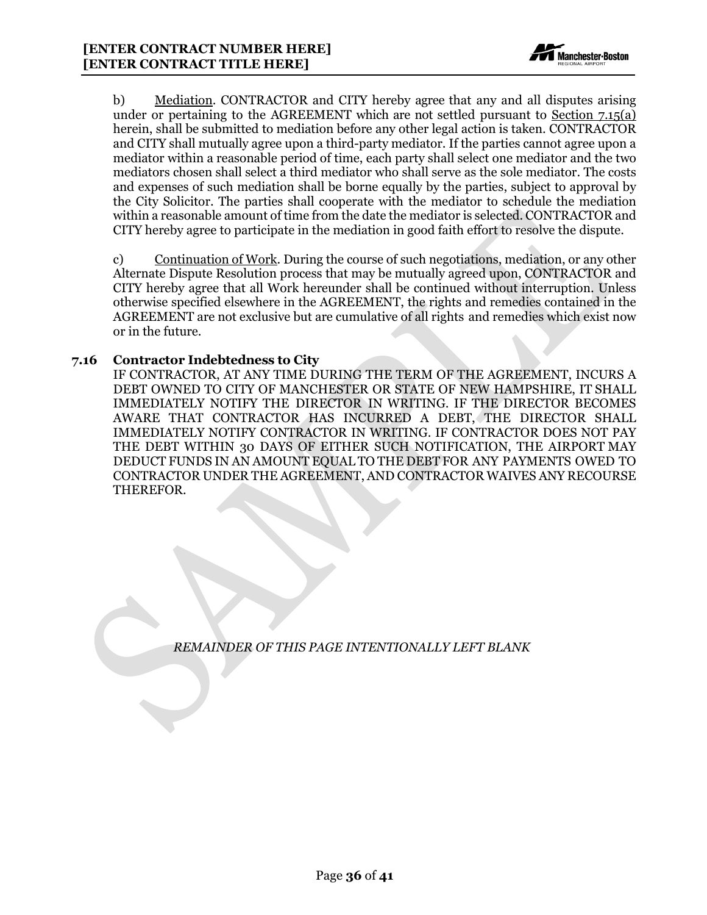b) Mediation. CONTRACTOR and CITY hereby agree that any and all disputes arising under or pertaining to the AGREEMENT which are not settled pursuant to Section 7.15(a) herein, shall be submitted to mediation before any other legal action is taken. CONTRACTOR and CITY shall mutually agree upon a third-party mediator. If the parties cannot agree upon a mediator within a reasonable period of time, each party shall select one mediator and the two mediators chosen shall select a third mediator who shall serve as the sole mediator. The costs and expenses of such mediation shall be borne equally by the parties, subject to approval by the City Solicitor. The parties shall cooperate with the mediator to schedule the mediation within a reasonable amount of time from the date the mediator is selected. CONTRACTOR and CITY hereby agree to participate in the mediation in good faith effort to resolve the dispute.

c) Continuation of Work. During the course of such negotiations, mediation, or any other Alternate Dispute Resolution process that may be mutually agreed upon, CONTRACTOR and CITY hereby agree that all Work hereunder shall be continued without interruption. Unless otherwise specified elsewhere in the AGREEMENT, the rights and remedies contained in the AGREEMENT are not exclusive but are cumulative of all rights and remedies which exist now or in the future.

### 7.16 Contractor Indebtedness to City

IF CONTRACTOR, AT ANY TIME DURING THE TERM OF THE AGREEMENT, INCURS A DEBT OWNED TO CITY OF MANCHESTER OR STATE OF NEW HAMPSHIRE, IT SHALL IMMEDIATELY NOTIFY THE DIRECTOR IN WRITING. IF THE DIRECTOR BECOMES AWARE THAT CONTRACTOR HAS INCURRED A DEBT, THE DIRECTOR SHALL IMMEDIATELY NOTIFY CONTRACTOR IN WRITING. IF CONTRACTOR DOES NOT PAY THE DEBT WITHIN 30 DAYS OF EITHER SUCH NOTIFICATION, THE AIRPORT MAY DEDUCT FUNDS IN AN AMOUNT EQUAL TO THE DEBT FOR ANY PAYMENTS OWED TO CONTRACTOR UNDER THE AGREEMENT, AND CONTRACTOR WAIVES ANY RECOURSE THEREFOR.

*REMAINDER OF THIS PAGE INTENTIONALLY LEFT BLANK*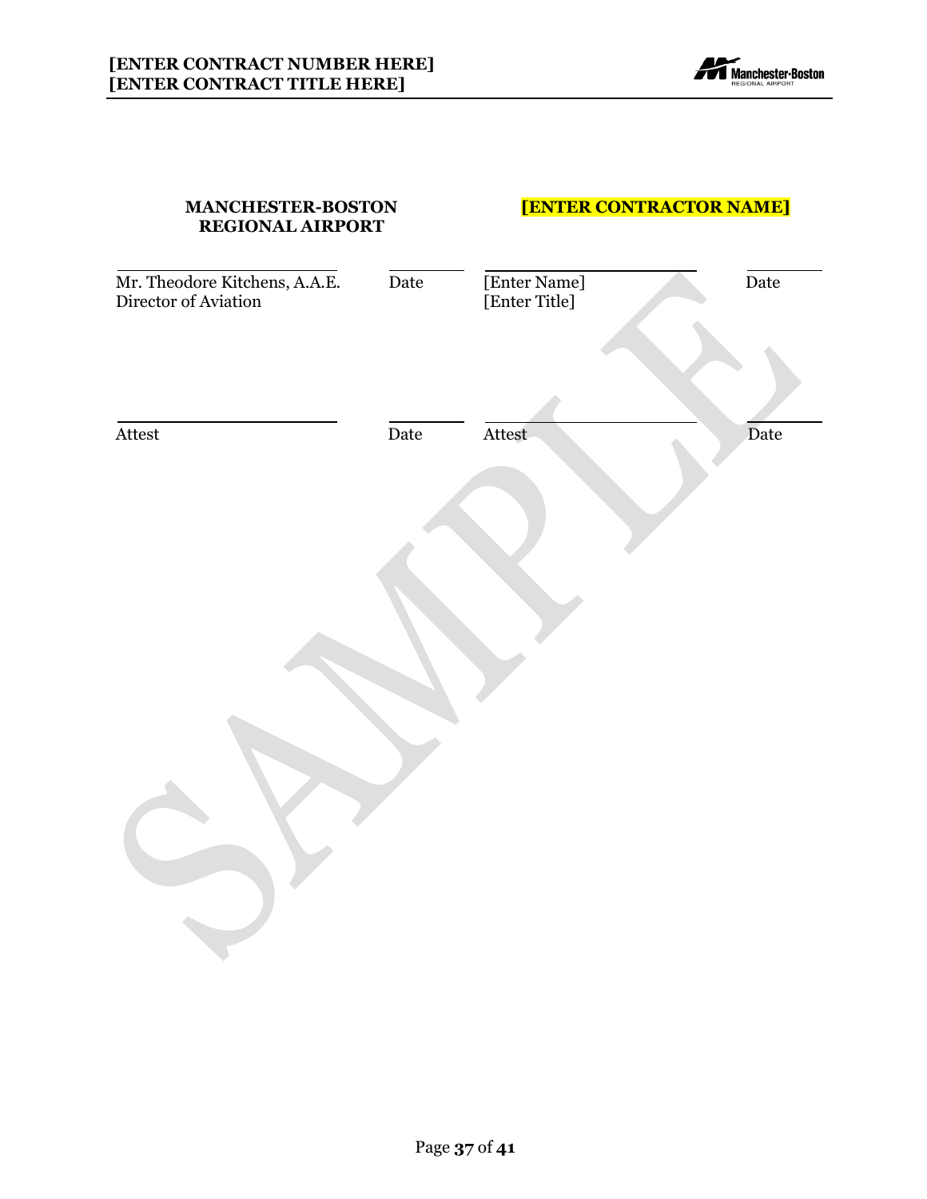| **MANCHESTER-BOSTON REGIONAL AIRPORT** | | **[ENTER CONTRACTOR NAME]** | |
|---|---|---|---|
| Mr. Theodore Kitchens, A.A.E.<br>Director of Aviation | Date | [Enter Name]<br>[Enter Title] | Date |
| Attest | Date | Attest | Date |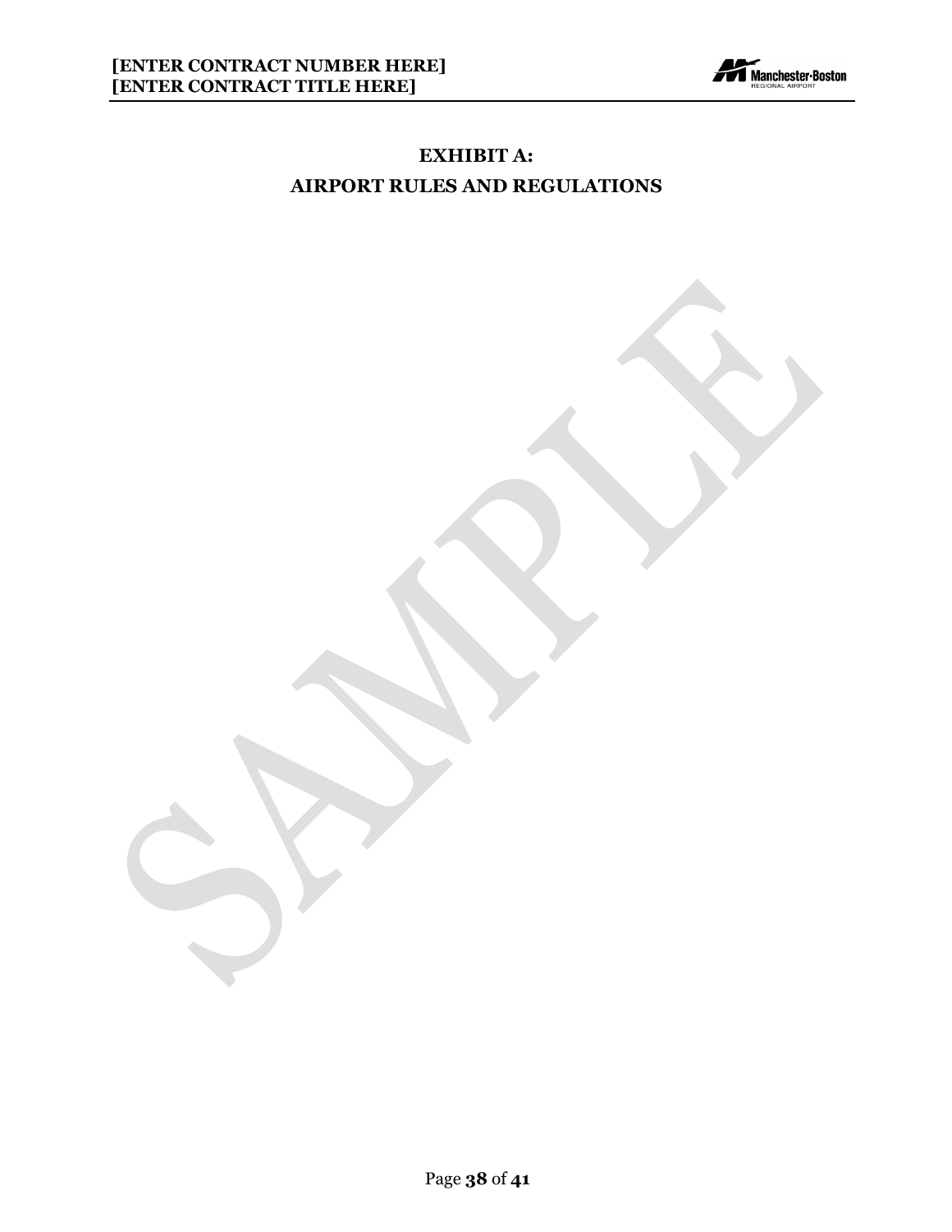# EXHIBIT A:
# AIRPORT RULES AND REGULATIONS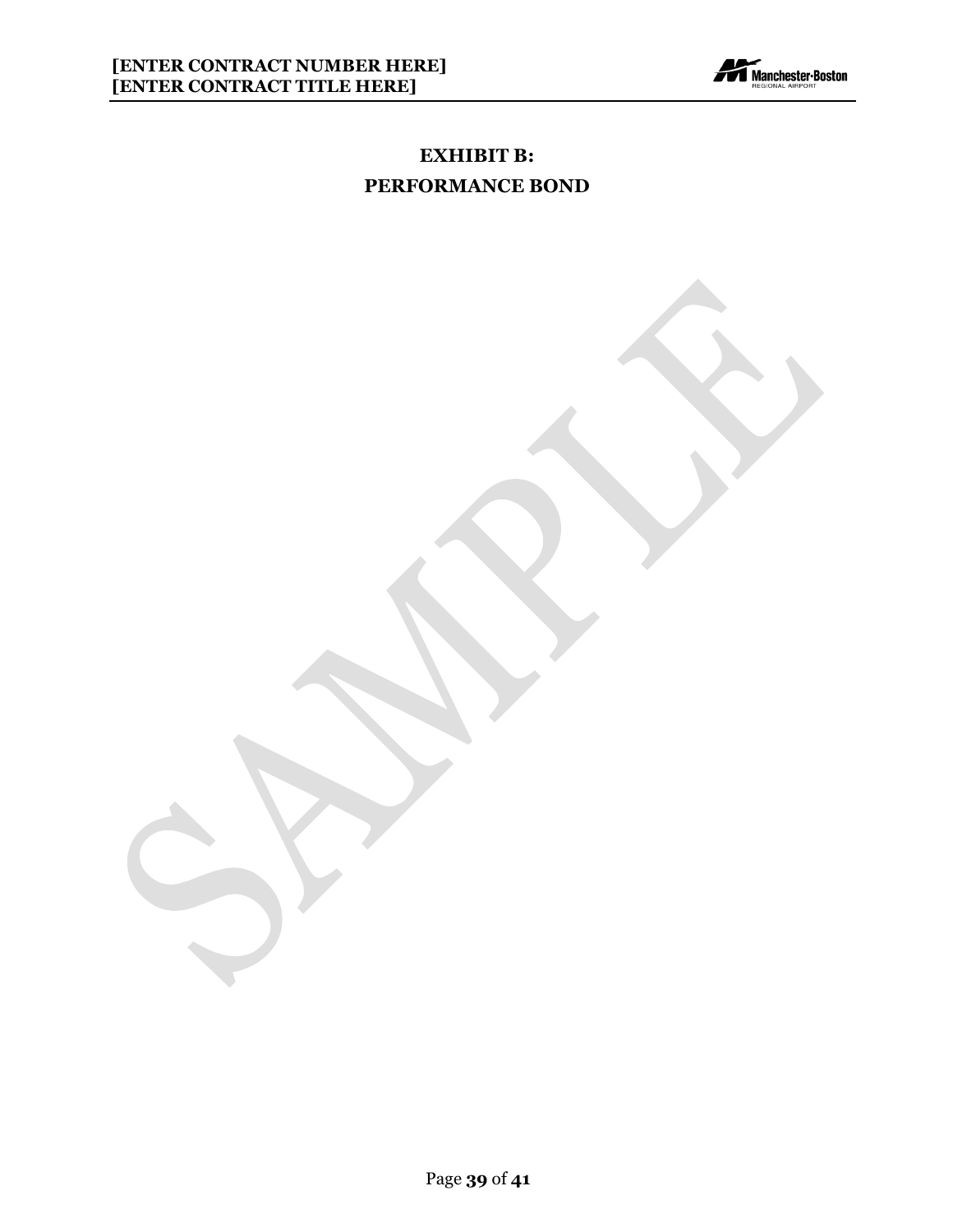# EXHIBIT B:

# PERFORMANCE BOND

SAMPLE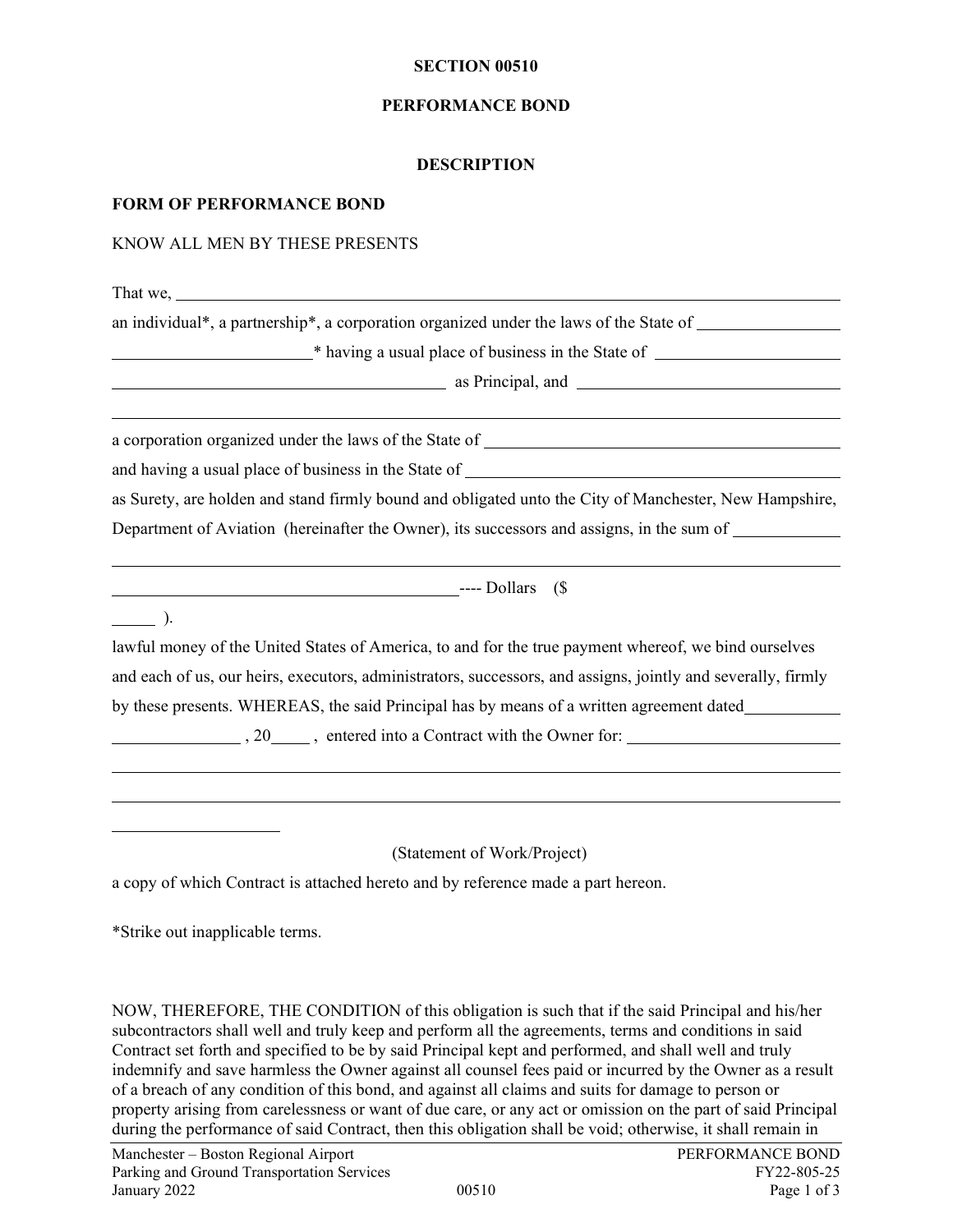**SECTION 00510**

**PERFORMANCE BOND**

**DESCRIPTION**

**FORM OF PERFORMANCE BOND**

KNOW ALL MEN BY THESE PRESENTS

That we, \_\_\_\_\_\_\_\_\_\_\_\_\_\_\_\_\_\_\_\_\_\_\_\_\_\_\_\_\_\_\_\_\_\_\_\_\_\_\_\_\_\_\_\_\_\_\_\_\_\_\_\_\_\_\_\_\_\_\_\_\_\_\_\_

an individual*, a partnership*, a corporation organized under the laws of the State of \_\_\_\_\_\_\_\_\_\_\_\_\_\_\_\_

\_\_\_\_\_\_\_\_\_\_\_\_\_\_\_\_\_\_\_\_\_\_\_* having a usual place of business in the State of \_\_\_\_\_\_\_\_\_\_\_\_\_\_\_\_\_\_\_\_\_\_

\_\_\_\_\_\_\_\_\_\_\_\_\_\_\_\_\_\_\_\_\_\_\_\_\_\_\_\_\_\_\_\_\_\_\_\_\_\_\_\_ as Principal, and \_\_\_\_\_\_\_\_\_\_\_\_\_\_\_\_\_\_\_\_\_\_\_\_\_\_\_\_\_\_\_\_

\_\_\_\_\_\_\_\_\_\_\_\_\_\_\_\_\_\_\_\_\_\_\_\_\_\_\_\_\_\_\_\_\_\_\_\_\_\_\_\_\_\_\_\_\_\_\_\_\_\_\_\_\_\_\_\_\_\_\_\_\_\_\_\_\_\_\_\_\_\_\_\_\_\_\_\_

a corporation organized under the laws of the State of \_\_\_\_\_\_\_\_\_\_\_\_\_\_\_\_\_\_\_\_\_\_\_\_\_\_\_\_\_\_\_\_\_\_\_\_\_\_\_\_\_\_

and having a usual place of business in the State of \_\_\_\_\_\_\_\_\_\_\_\_\_\_\_\_\_\_\_\_\_\_\_\_\_\_\_\_\_\_\_\_\_\_\_\_\_\_\_\_\_\_\_\_

as Surety, are holden and stand firmly bound and obligated unto the City of Manchester, New Hampshire, Department of Aviation (hereinafter the Owner), its successors and assigns, in the sum of \_\_\_\_\_\_\_\_\_\_\_\_

\_\_\_\_\_\_\_\_\_\_\_\_\_\_\_\_\_\_\_\_\_\_\_\_\_\_\_\_\_\_\_\_\_\_\_\_\_\_\_\_\_\_\_\_\_\_\_\_\_\_\_\_\_\_\_\_\_\_\_\_\_\_\_\_\_\_\_\_\_\_\_\_\_\_\_\_

\_\_\_\_\_\_\_\_\_\_\_\_\_\_\_\_\_\_\_\_\_\_\_\_\_\_\_\_\_\_\_\_\_\_\_\_\_\_\_\_\_\_---- Dollars ($

\_\_\_\_\_ ).

lawful money of the United States of America, to and for the true payment whereof, we bind ourselves and each of us, our heirs, executors, administrators, successors, and assigns, jointly and severally, firmly by these presents. WHEREAS, the said Principal has by means of a written agreement dated\_\_\_\_\_\_\_\_\_\_\_

\_\_\_\_\_\_\_\_\_\_\_\_\_\_\_ , 20\_\_\_\_ , entered into a Contract with the Owner for: \_\_\_\_\_\_\_\_\_\_\_\_\_\_\_\_\_\_\_\_\_\_\_\_\_\_

\_\_\_\_\_\_\_\_\_\_\_\_\_\_\_\_\_\_\_\_\_\_\_\_\_\_\_\_\_\_\_\_\_\_\_\_\_\_\_\_\_\_\_\_\_\_\_\_\_\_\_\_\_\_\_\_\_\_\_\_\_\_\_\_\_\_\_\_\_\_\_\_\_\_\_\_

\_\_\_\_\_\_\_\_\_\_\_\_\_\_\_\_\_\_\_\_\_\_\_\_\_\_\_\_\_\_\_\_\_\_\_\_\_\_\_\_\_\_\_\_\_\_\_\_\_\_\_\_\_\_\_\_\_\_\_\_\_\_\_\_\_\_\_\_\_\_\_\_\_\_\_\_

\_\_\_\_\_\_\_\_\_\_\_\_\_\_\_\_\_\_\_\_

(Statement of Work/Project)

a copy of which Contract is attached hereto and by reference made a part hereon.

*Strike out inapplicable terms.

NOW, THEREFORE, THE CONDITION of this obligation is such that if the said Principal and his/her subcontractors shall well and truly keep and perform all the agreements, terms and conditions in said Contract set forth and specified to be by said Principal kept and performed, and shall well and truly indemnify and save harmless the Owner against all counsel fees paid or incurred by the Owner as a result of a breach of any condition of this bond, and against all claims and suits for damage to person or property arising from carelessness or want of due care, or any act or omission on the part of said Principal during the performance of said Contract, then this obligation shall be void; otherwise, it shall remain in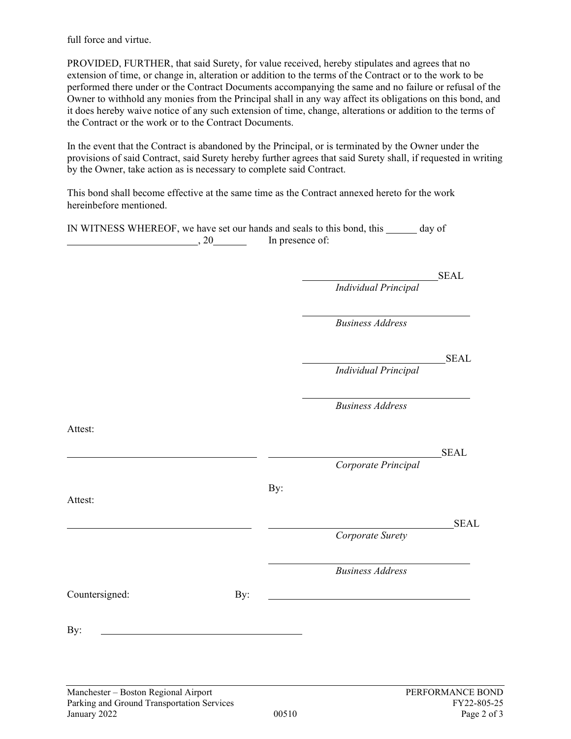full force and virtue.

PROVIDED, FURTHER, that said Surety, for value received, hereby stipulates and agrees that no extension of time, or change in, alteration or addition to the terms of the Contract or to the work to be performed there under or the Contract Documents accompanying the same and no failure or refusal of the Owner to withhold any monies from the Principal shall in any way affect its obligations on this bond, and it does hereby waive notice of any such extension of time, change, alterations or addition to the terms of the Contract or the work or to the Contract Documents.

In the event that the Contract is abandoned by the Principal, or is terminated by the Owner under the provisions of said Contract, said Surety hereby further agrees that said Surety shall, if requested in writing by the Owner, take action as is necessary to complete said Contract.

This bond shall become effective at the same time as the Contract annexed hereto for the work hereinbefore mentioned.

IN WITNESS WHEREOF, we have set our hands and seals to this bond, this ______ day of __________________________, 20______ In presence of:

__________________________SEAL
*Individual Principal*

______________________________
*Business Address*

__________________________SEAL
*Individual Principal*

______________________________
*Business Address*

Attest:

______________________________ ______________________________SEAL
*Corporate Principal*

By:

Attest:

______________________________ ______________________________SEAL
*Corporate Surety*

______________________________
*Business Address*

Countersigned: By: ______________________________

By: ______________________________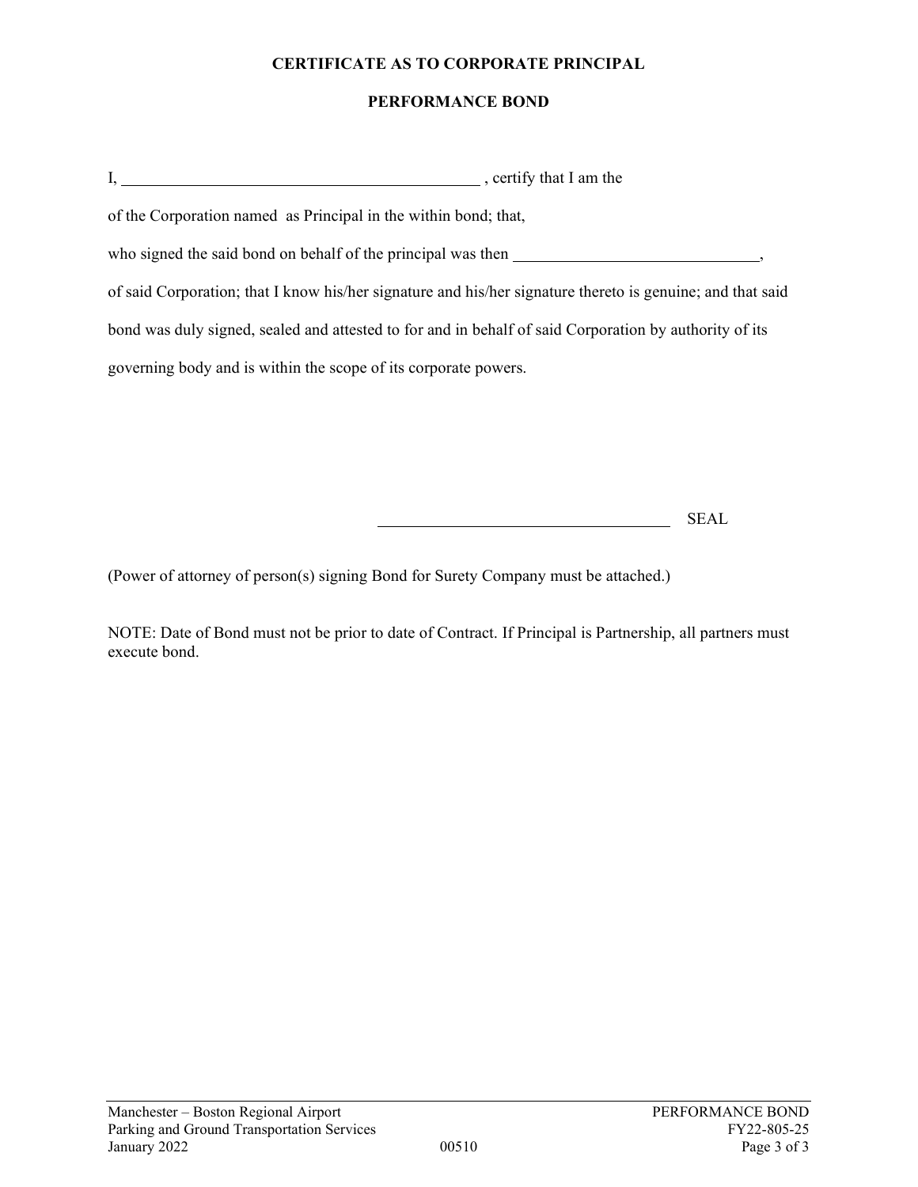# CERTIFICATE AS TO CORPORATE PRINCIPAL

## PERFORMANCE BOND

I, ____________________________________________ , certify that I am the

of the Corporation named as Principal in the within bond; that,

who signed the said bond on behalf of the principal was then ______________________________,

of said Corporation; that I know his/her signature and his/her signature thereto is genuine; and that said bond was duly signed, sealed and attested to for and in behalf of said Corporation by authority of its governing body and is within the scope of its corporate powers.

____________________________________ SEAL

(Power of attorney of person(s) signing Bond for Surety Company must be attached.)

NOTE: Date of Bond must not be prior to date of Contract. If Principal is Partnership, all partners must execute bond.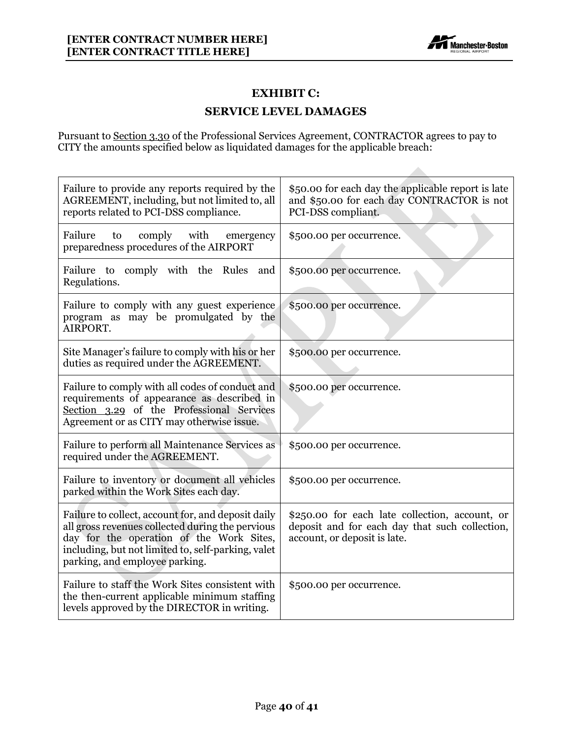# EXHIBIT C:

## SERVICE LEVEL DAMAGES

Pursuant to Section 3.30 of the Professional Services Agreement, CONTRACTOR agrees to pay to CITY the amounts specified below as liquidated damages for the applicable breach:

| | |
|---|---|
| Failure to provide any reports required by the AGREEMENT, including, but not limited to, all reports related to PCI-DSS compliance. | $50.00 for each day the applicable report is late and $50.00 for each day CONTRACTOR is not PCI-DSS compliant. |
| Failure to comply with emergency preparedness procedures of the AIRPORT | $500.00 per occurrence. |
| Failure to comply with the Rules and Regulations. | $500.00 per occurrence. |
| Failure to comply with any guest experience program as may be promulgated by the AIRPORT. | $500.00 per occurrence. |
| Site Manager's failure to comply with his or her duties as required under the AGREEMENT. | $500.00 per occurrence. |
| Failure to comply with all codes of conduct and requirements of appearance as described in Section 3.29 of the Professional Services Agreement or as CITY may otherwise issue. | $500.00 per occurrence. |
| Failure to perform all Maintenance Services as required under the AGREEMENT. | $500.00 per occurrence. |
| Failure to inventory or document all vehicles parked within the Work Sites each day. | $500.00 per occurrence. |
| Failure to collect, account for, and deposit daily all gross revenues collected during the pervious day for the operation of the Work Sites, including, but not limited to, self-parking, valet parking, and employee parking. | $250.00 for each late collection, account, or deposit and for each day that such collection, account, or deposit is late. |
| Failure to staff the Work Sites consistent with the then-current applicable minimum staffing levels approved by the DIRECTOR in writing. | $500.00 per occurrence. |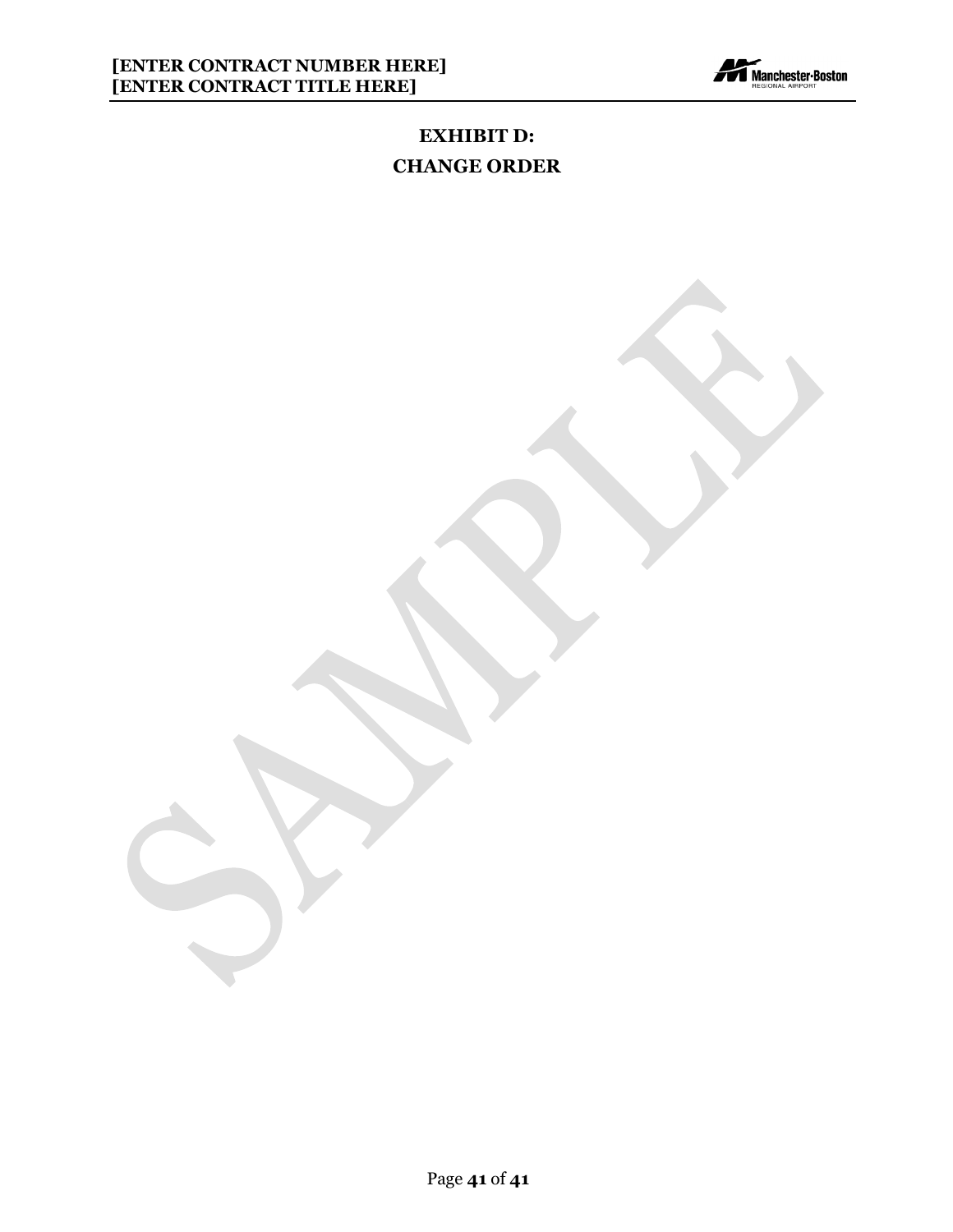# EXHIBIT D:
# CHANGE ORDER

SAMPLE